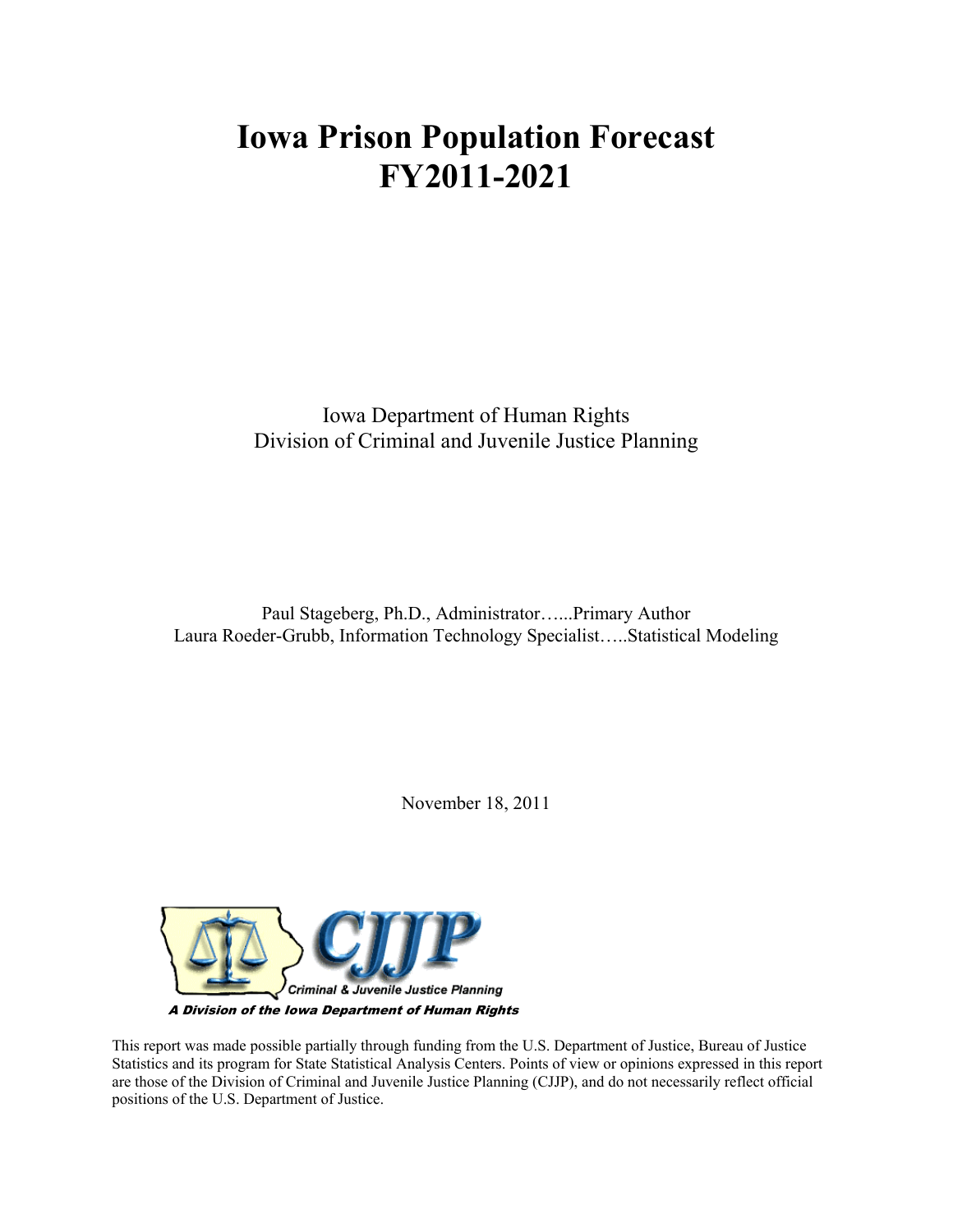# Iowa Prison Population Forecast
# FY2011-2021

Iowa Department of Human Rights
Division of Criminal and Juvenile Justice Planning

Paul Stageberg, Ph.D., Administrator…...Primary Author
Laura Roeder-Grubb, Information Technology Specialist…..Statistical Modeling

November 18, 2011

CJJP
Criminal & Juvenile Justice Planning
*A Division of the Iowa Department of Human Rights*

This report was made possible partially through funding from the U.S. Department of Justice, Bureau of Justice Statistics and its program for State Statistical Analysis Centers. Points of view or opinions expressed in this report are those of the Division of Criminal and Juvenile Justice Planning (CJJP), and do not necessarily reflect official positions of the U.S. Department of Justice.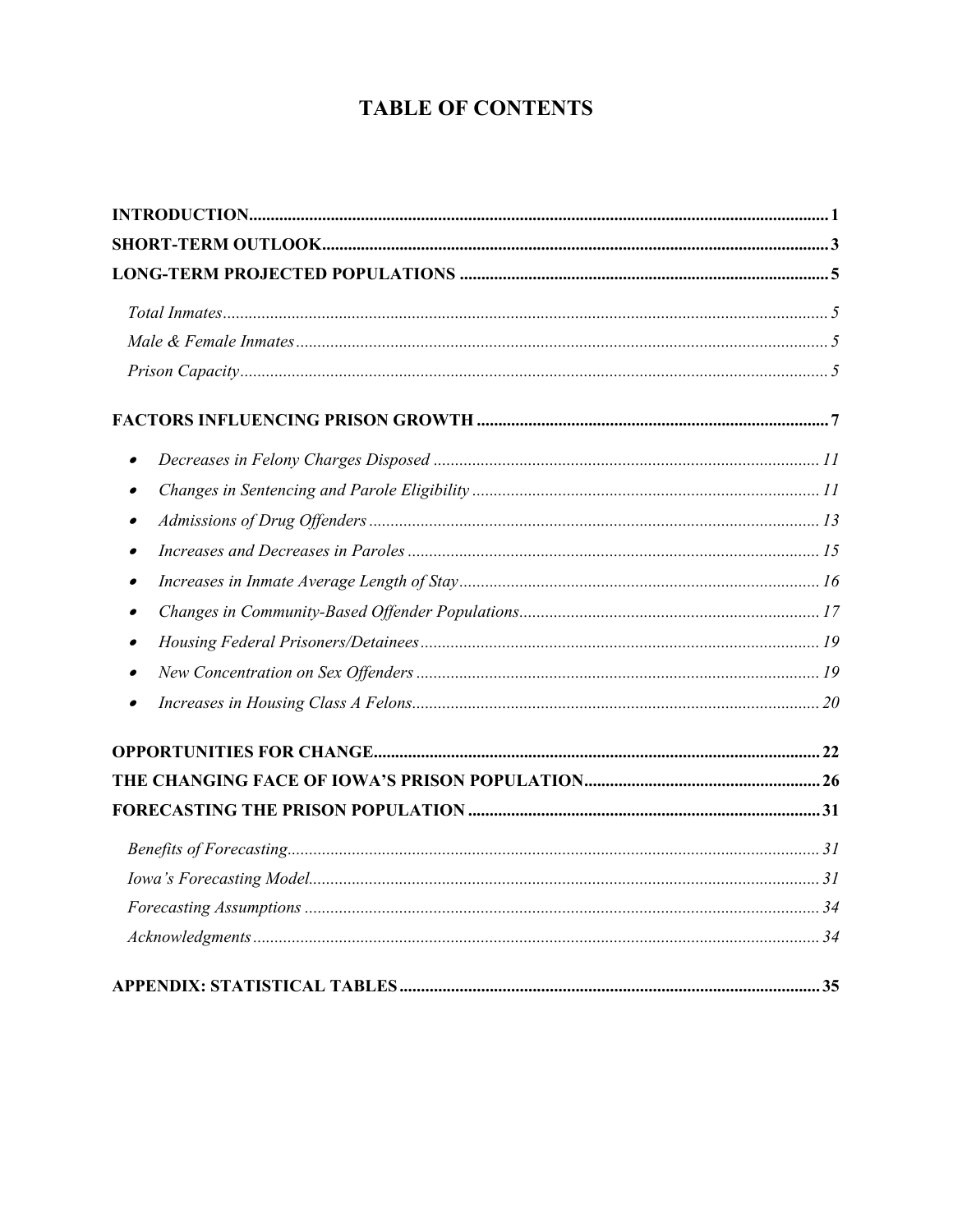# TABLE OF CONTENTS

**INTRODUCTION** ..... **1**

**SHORT-TERM OUTLOOK** ..... **3**

**LONG-TERM PROJECTED POPULATIONS** ..... **5**

- *Total Inmates* ..... *5*
- *Male & Female Inmates* ..... *5*
- *Prison Capacity* ..... *5*

**FACTORS INFLUENCING PRISON GROWTH** ..... **7**

- *Decreases in Felony Charges Disposed* ..... *11*
- *Changes in Sentencing and Parole Eligibility* ..... *11*
- *Admissions of Drug Offenders* ..... *13*
- *Increases and Decreases in Paroles* ..... *15*
- *Increases in Inmate Average Length of Stay* ..... *16*
- *Changes in Community-Based Offender Populations* ..... *17*
- *Housing Federal Prisoners/Detainees* ..... *19*
- *New Concentration on Sex Offenders* ..... *19*
- *Increases in Housing Class A Felons* ..... *20*

**OPPORTUNITIES FOR CHANGE** ..... **22**

**THE CHANGING FACE OF IOWA'S PRISON POPULATION** ..... **26**

**FORECASTING THE PRISON POPULATION** ..... **31**

- *Benefits of Forecasting* ..... *31*
- *Iowa's Forecasting Model* ..... *31*
- *Forecasting Assumptions* ..... *34*
- *Acknowledgments* ..... *34*

**APPENDIX: STATISTICAL TABLES** ..... **35**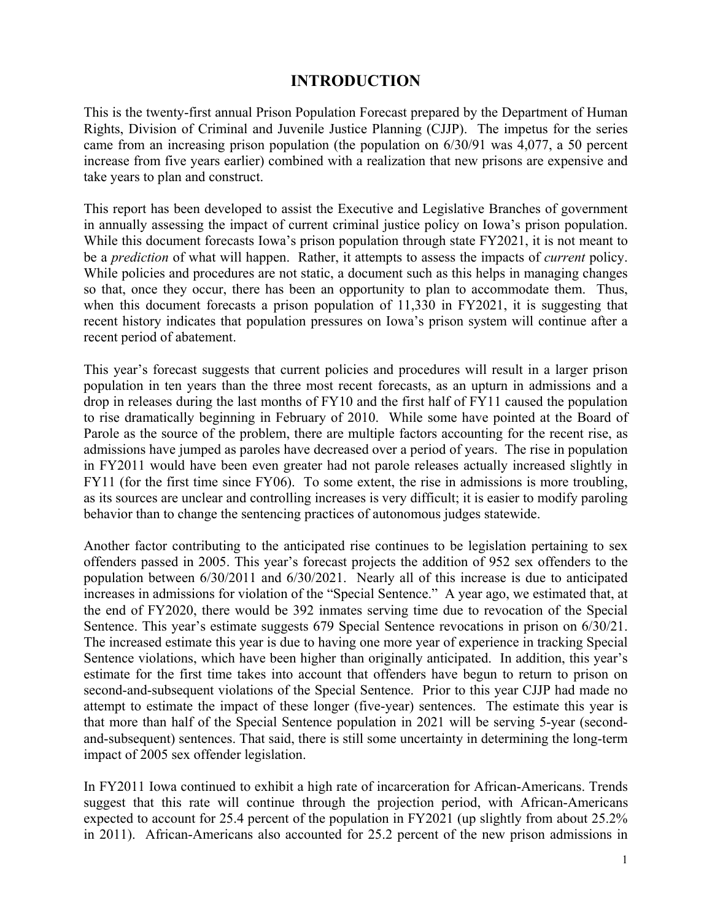# INTRODUCTION

This is the twenty-first annual Prison Population Forecast prepared by the Department of Human Rights, Division of Criminal and Juvenile Justice Planning (CJJP). The impetus for the series came from an increasing prison population (the population on 6/30/91 was 4,077, a 50 percent increase from five years earlier) combined with a realization that new prisons are expensive and take years to plan and construct.

This report has been developed to assist the Executive and Legislative Branches of government in annually assessing the impact of current criminal justice policy on Iowa's prison population. While this document forecasts Iowa's prison population through state FY2021, it is not meant to be a *prediction* of what will happen. Rather, it attempts to assess the impacts of *current* policy. While policies and procedures are not static, a document such as this helps in managing changes so that, once they occur, there has been an opportunity to plan to accommodate them. Thus, when this document forecasts a prison population of 11,330 in FY2021, it is suggesting that recent history indicates that population pressures on Iowa's prison system will continue after a recent period of abatement.

This year's forecast suggests that current policies and procedures will result in a larger prison population in ten years than the three most recent forecasts, as an upturn in admissions and a drop in releases during the last months of FY10 and the first half of FY11 caused the population to rise dramatically beginning in February of 2010. While some have pointed at the Board of Parole as the source of the problem, there are multiple factors accounting for the recent rise, as admissions have jumped as paroles have decreased over a period of years. The rise in population in FY2011 would have been even greater had not parole releases actually increased slightly in FY11 (for the first time since FY06). To some extent, the rise in admissions is more troubling, as its sources are unclear and controlling increases is very difficult; it is easier to modify paroling behavior than to change the sentencing practices of autonomous judges statewide.

Another factor contributing to the anticipated rise continues to be legislation pertaining to sex offenders passed in 2005. This year's forecast projects the addition of 952 sex offenders to the population between 6/30/2011 and 6/30/2021. Nearly all of this increase is due to anticipated increases in admissions for violation of the "Special Sentence." A year ago, we estimated that, at the end of FY2020, there would be 392 inmates serving time due to revocation of the Special Sentence. This year's estimate suggests 679 Special Sentence revocations in prison on 6/30/21. The increased estimate this year is due to having one more year of experience in tracking Special Sentence violations, which have been higher than originally anticipated. In addition, this year's estimate for the first time takes into account that offenders have begun to return to prison on second-and-subsequent violations of the Special Sentence. Prior to this year CJJP had made no attempt to estimate the impact of these longer (five-year) sentences. The estimate this year is that more than half of the Special Sentence population in 2021 will be serving 5-year (second-and-subsequent) sentences. That said, there is still some uncertainty in determining the long-term impact of 2005 sex offender legislation.

In FY2011 Iowa continued to exhibit a high rate of incarceration for African-Americans. Trends suggest that this rate will continue through the projection period, with African-Americans expected to account for 25.4 percent of the population in FY2021 (up slightly from about 25.2% in 2011). African-Americans also accounted for 25.2 percent of the new prison admissions in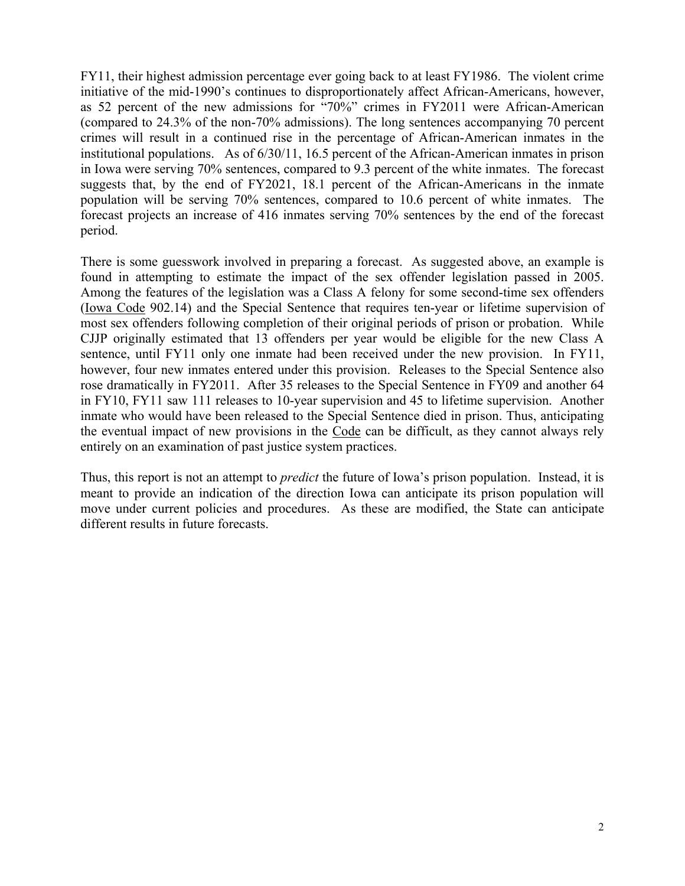FY11, their highest admission percentage ever going back to at least FY1986. The violent crime initiative of the mid-1990's continues to disproportionately affect African-Americans, however, as 52 percent of the new admissions for "70%" crimes in FY2011 were African-American (compared to 24.3% of the non-70% admissions). The long sentences accompanying 70 percent crimes will result in a continued rise in the percentage of African-American inmates in the institutional populations. As of 6/30/11, 16.5 percent of the African-American inmates in prison in Iowa were serving 70% sentences, compared to 9.3 percent of the white inmates. The forecast suggests that, by the end of FY2021, 18.1 percent of the African-Americans in the inmate population will be serving 70% sentences, compared to 10.6 percent of white inmates. The forecast projects an increase of 416 inmates serving 70% sentences by the end of the forecast period.

There is some guesswork involved in preparing a forecast. As suggested above, an example is found in attempting to estimate the impact of the sex offender legislation passed in 2005. Among the features of the legislation was a Class A felony for some second-time sex offenders (Iowa Code 902.14) and the Special Sentence that requires ten-year or lifetime supervision of most sex offenders following completion of their original periods of prison or probation. While CJJP originally estimated that 13 offenders per year would be eligible for the new Class A sentence, until FY11 only one inmate had been received under the new provision. In FY11, however, four new inmates entered under this provision. Releases to the Special Sentence also rose dramatically in FY2011. After 35 releases to the Special Sentence in FY09 and another 64 in FY10, FY11 saw 111 releases to 10-year supervision and 45 to lifetime supervision. Another inmate who would have been released to the Special Sentence died in prison. Thus, anticipating the eventual impact of new provisions in the Code can be difficult, as they cannot always rely entirely on an examination of past justice system practices.

Thus, this report is not an attempt to *predict* the future of Iowa's prison population. Instead, it is meant to provide an indication of the direction Iowa can anticipate its prison population will move under current policies and procedures. As these are modified, the State can anticipate different results in future forecasts.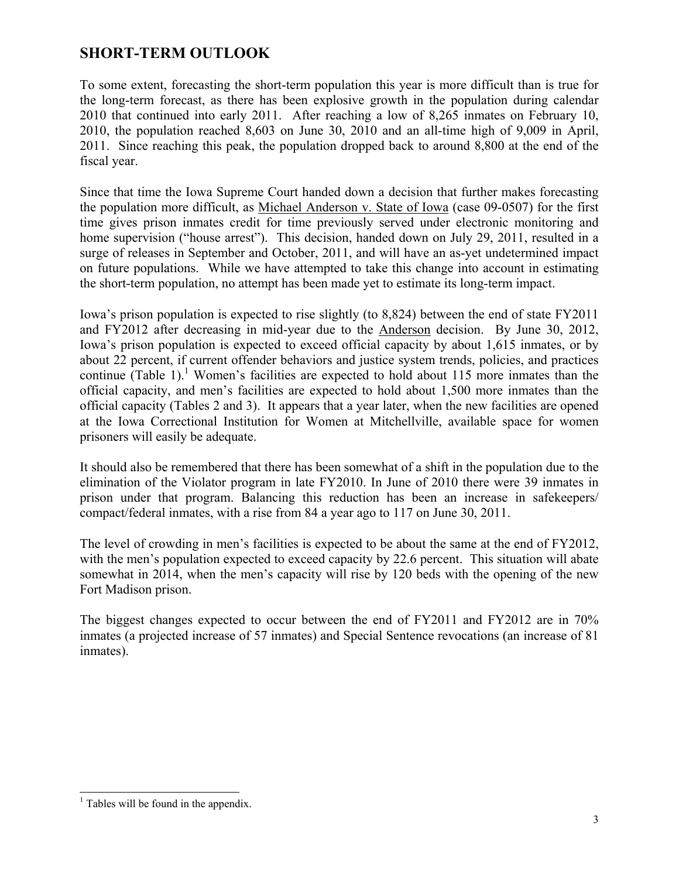## SHORT-TERM OUTLOOK

To some extent, forecasting the short-term population this year is more difficult than is true for the long-term forecast, as there has been explosive growth in the population during calendar 2010 that continued into early 2011. After reaching a low of 8,265 inmates on February 10, 2010, the population reached 8,603 on June 30, 2010 and an all-time high of 9,009 in April, 2011. Since reaching this peak, the population dropped back to around 8,800 at the end of the fiscal year.

Since that time the Iowa Supreme Court handed down a decision that further makes forecasting the population more difficult, as Michael Anderson v. State of Iowa (case 09-0507) for the first time gives prison inmates credit for time previously served under electronic monitoring and home supervision ("house arrest"). This decision, handed down on July 29, 2011, resulted in a surge of releases in September and October, 2011, and will have an as-yet undetermined impact on future populations. While we have attempted to take this change into account in estimating the short-term population, no attempt has been made yet to estimate its long-term impact.

Iowa's prison population is expected to rise slightly (to 8,824) between the end of state FY2011 and FY2012 after decreasing in mid-year due to the Anderson decision. By June 30, 2012, Iowa's prison population is expected to exceed official capacity by about 1,615 inmates, or by about 22 percent, if current offender behaviors and justice system trends, policies, and practices continue (Table 1).[1] Women's facilities are expected to hold about 115 more inmates than the official capacity, and men's facilities are expected to hold about 1,500 more inmates than the official capacity (Tables 2 and 3). It appears that a year later, when the new facilities are opened at the Iowa Correctional Institution for Women at Mitchellville, available space for women prisoners will easily be adequate.

It should also be remembered that there has been somewhat of a shift in the population due to the elimination of the Violator program in late FY2010. In June of 2010 there were 39 inmates in prison under that program. Balancing this reduction has been an increase in safekeepers/ compact/federal inmates, with a rise from 84 a year ago to 117 on June 30, 2011.

The level of crowding in men's facilities is expected to be about the same at the end of FY2012, with the men's population expected to exceed capacity by 22.6 percent. This situation will abate somewhat in 2014, when the men's capacity will rise by 120 beds with the opening of the new Fort Madison prison.

The biggest changes expected to occur between the end of FY2011 and FY2012 are in 70% inmates (a projected increase of 57 inmates) and Special Sentence revocations (an increase of 81 inmates).

[1] Tables will be found in the appendix.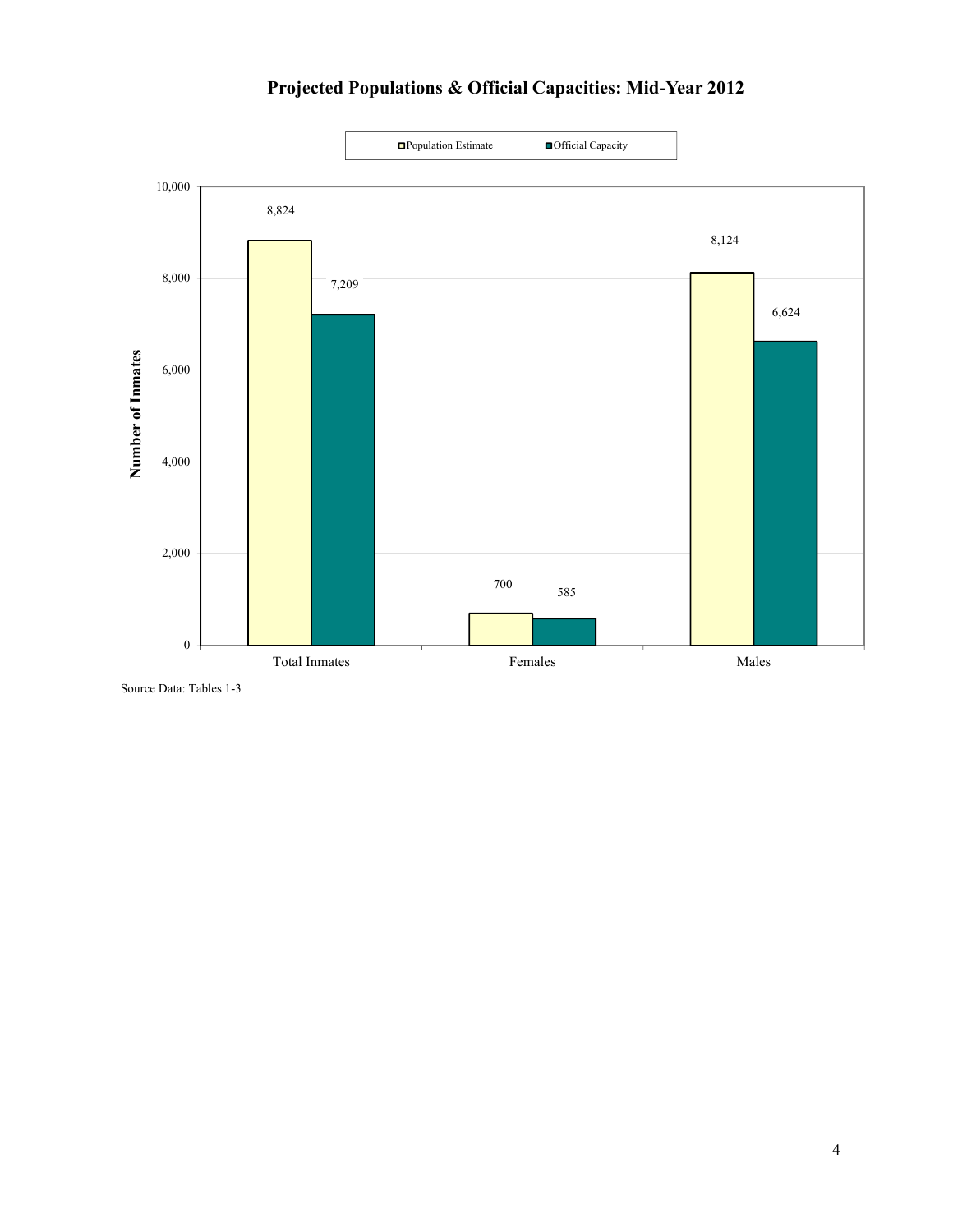# Projected Populations & Official Capacities: Mid-Year 2012

| | Population Estimate | Official Capacity |
|---|---|---|
| Total Inmates | 8,824 | 7,209 |
| Females | 700 | 585 |
| Males | 8,124 | 6,624 |

Number of Inmates

Source Data: Tables 1-3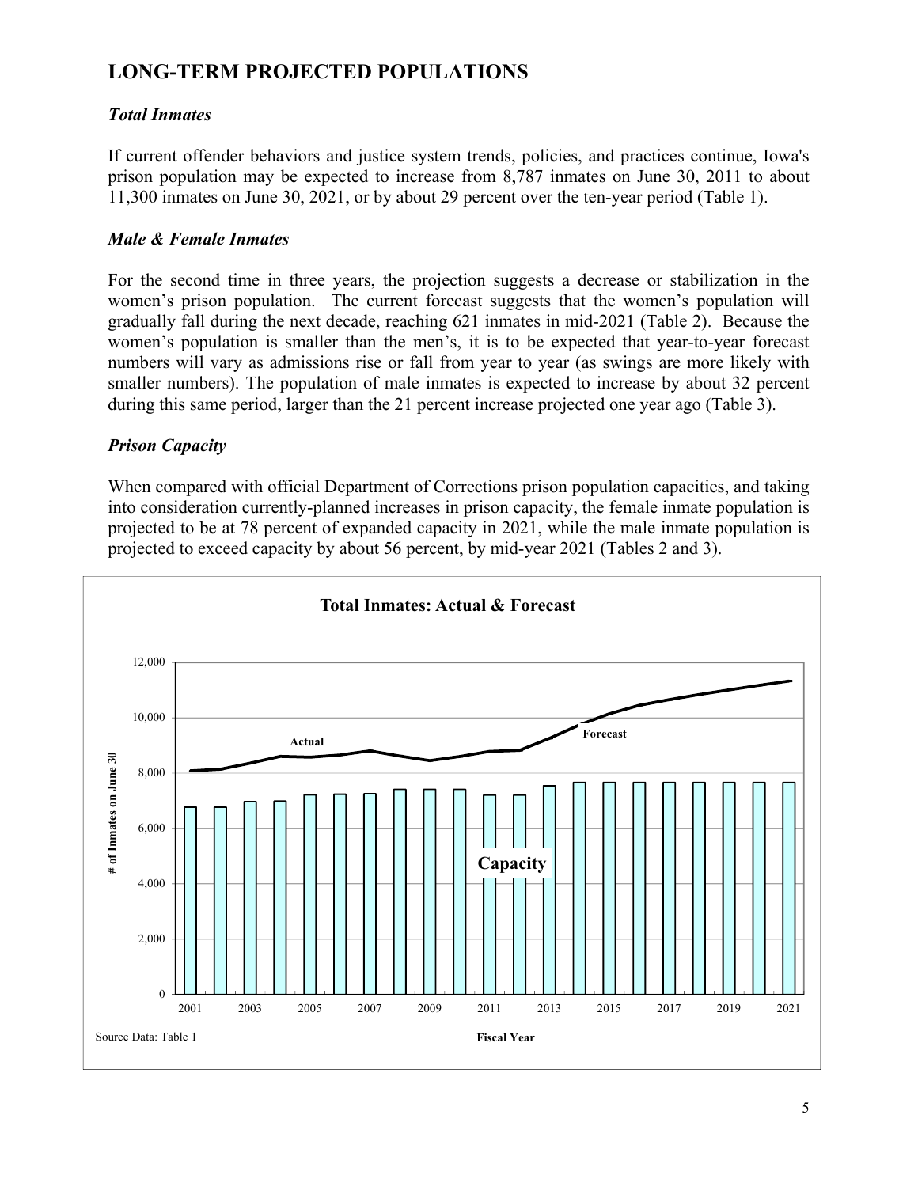## LONG-TERM PROJECTED POPULATIONS

### *Total Inmates*

If current offender behaviors and justice system trends, policies, and practices continue, Iowa's prison population may be expected to increase from 8,787 inmates on June 30, 2011 to about 11,300 inmates on June 30, 2021, or by about 29 percent over the ten-year period (Table 1).

### *Male & Female Inmates*

For the second time in three years, the projection suggests a decrease or stabilization in the women's prison population. The current forecast suggests that the women's population will gradually fall during the next decade, reaching 621 inmates in mid-2021 (Table 2). Because the women's population is smaller than the men's, it is to be expected that year-to-year forecast numbers will vary as admissions rise or fall from year to year (as swings are more likely with smaller numbers). The population of male inmates is expected to increase by about 32 percent during this same period, larger than the 21 percent increase projected one year ago (Table 3).

### *Prison Capacity*

When compared with official Department of Corrections prison population capacities, and taking into consideration currently-planned increases in prison capacity, the female inmate population is projected to be at 78 percent of expanded capacity in 2021, while the male inmate population is projected to exceed capacity by about 56 percent, by mid-year 2021 (Tables 2 and 3).

**Total Inmates: Actual & Forecast**

Source Data: Table 1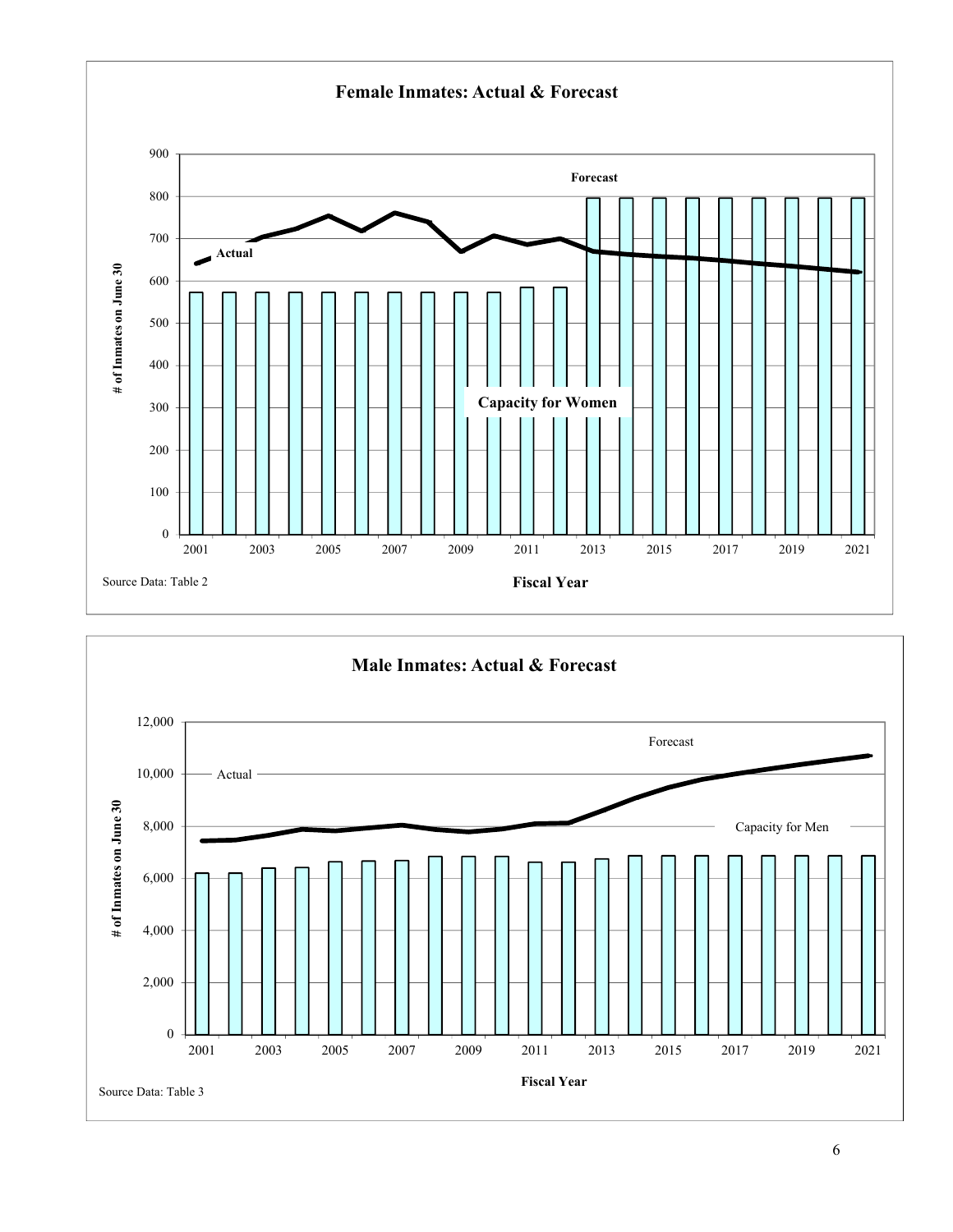## Female Inmates: Actual & Forecast

Source Data: Table 2

## Male Inmates: Actual & Forecast

Source Data: Table 3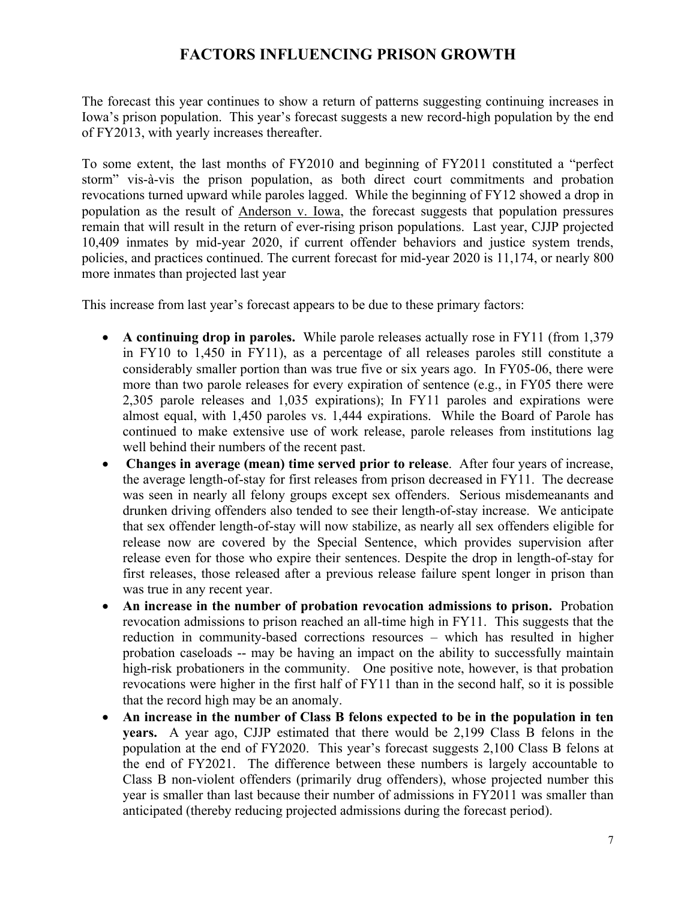# FACTORS INFLUENCING PRISON GROWTH

The forecast this year continues to show a return of patterns suggesting continuing increases in Iowa's prison population. This year's forecast suggests a new record-high population by the end of FY2013, with yearly increases thereafter.

To some extent, the last months of FY2010 and beginning of FY2011 constituted a "perfect storm" vis-à-vis the prison population, as both direct court commitments and probation revocations turned upward while paroles lagged. While the beginning of FY12 showed a drop in population as the result of Anderson v. Iowa, the forecast suggests that population pressures remain that will result in the return of ever-rising prison populations. Last year, CJJP projected 10,409 inmates by mid-year 2020, if current offender behaviors and justice system trends, policies, and practices continued. The current forecast for mid-year 2020 is 11,174, or nearly 800 more inmates than projected last year

This increase from last year's forecast appears to be due to these primary factors:

- **A continuing drop in paroles.** While parole releases actually rose in FY11 (from 1,379 in FY10 to 1,450 in FY11), as a percentage of all releases paroles still constitute a considerably smaller portion than was true five or six years ago. In FY05-06, there were more than two parole releases for every expiration of sentence (e.g., in FY05 there were 2,305 parole releases and 1,035 expirations); In FY11 paroles and expirations were almost equal, with 1,450 paroles vs. 1,444 expirations. While the Board of Parole has continued to make extensive use of work release, parole releases from institutions lag well behind their numbers of the recent past.
- **Changes in average (mean) time served prior to release**. After four years of increase, the average length-of-stay for first releases from prison decreased in FY11. The decrease was seen in nearly all felony groups except sex offenders. Serious misdemeanants and drunken driving offenders also tended to see their length-of-stay increase. We anticipate that sex offender length-of-stay will now stabilize, as nearly all sex offenders eligible for release now are covered by the Special Sentence, which provides supervision after release even for those who expire their sentences. Despite the drop in length-of-stay for first releases, those released after a previous release failure spent longer in prison than was true in any recent year.
- **An increase in the number of probation revocation admissions to prison.** Probation revocation admissions to prison reached an all-time high in FY11. This suggests that the reduction in community-based corrections resources – which has resulted in higher probation caseloads -- may be having an impact on the ability to successfully maintain high-risk probationers in the community. One positive note, however, is that probation revocations were higher in the first half of FY11 than in the second half, so it is possible that the record high may be an anomaly.
- **An increase in the number of Class B felons expected to be in the population in ten years.** A year ago, CJJP estimated that there would be 2,199 Class B felons in the population at the end of FY2020. This year's forecast suggests 2,100 Class B felons at the end of FY2021. The difference between these numbers is largely accountable to Class B non-violent offenders (primarily drug offenders), whose projected number this year is smaller than last because their number of admissions in FY2011 was smaller than anticipated (thereby reducing projected admissions during the forecast period).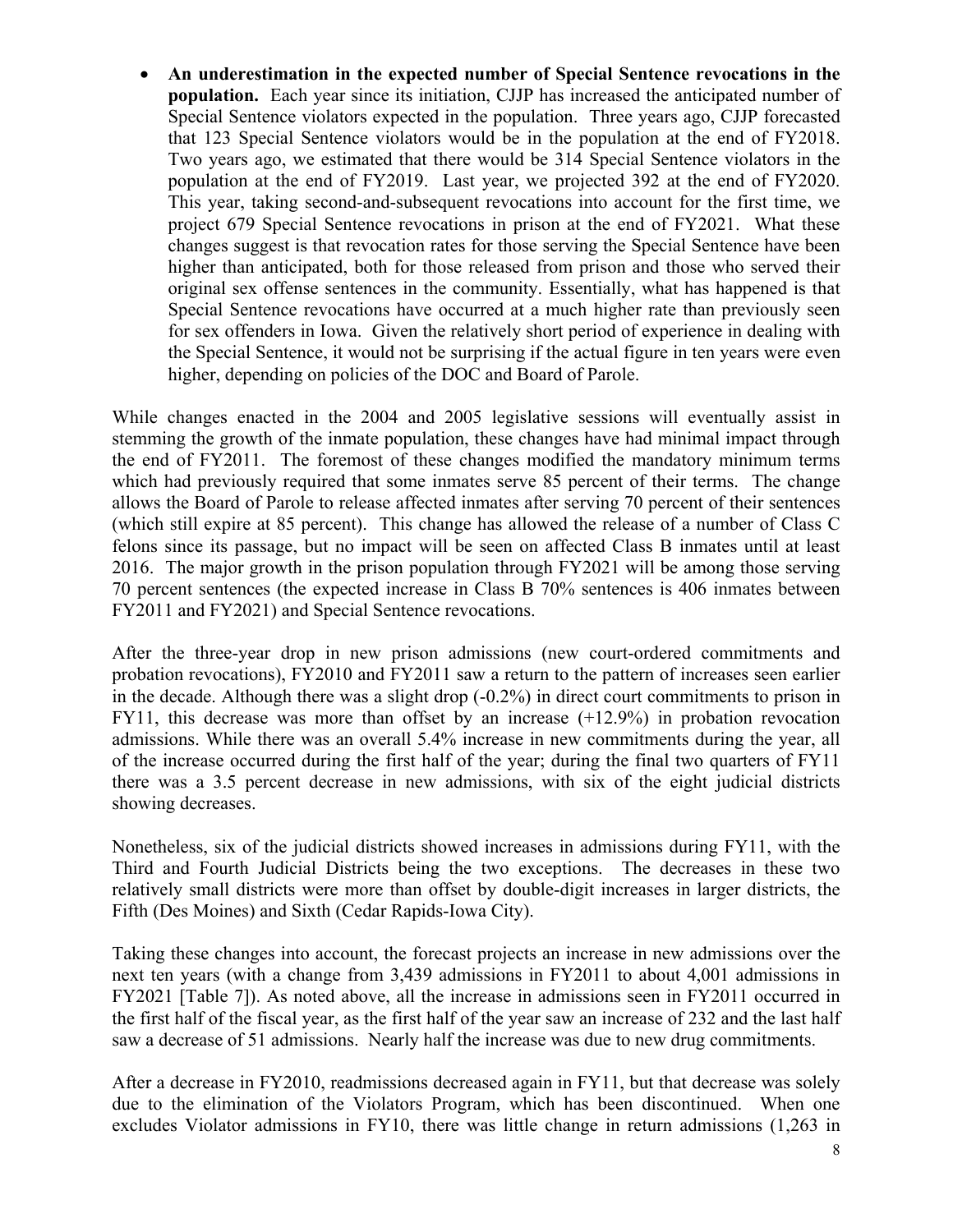- **An underestimation in the expected number of Special Sentence revocations in the population.** Each year since its initiation, CJJP has increased the anticipated number of Special Sentence violators expected in the population. Three years ago, CJJP forecasted that 123 Special Sentence violators would be in the population at the end of FY2018. Two years ago, we estimated that there would be 314 Special Sentence violators in the population at the end of FY2019. Last year, we projected 392 at the end of FY2020. This year, taking second-and-subsequent revocations into account for the first time, we project 679 Special Sentence revocations in prison at the end of FY2021. What these changes suggest is that revocation rates for those serving the Special Sentence have been higher than anticipated, both for those released from prison and those who served their original sex offense sentences in the community. Essentially, what has happened is that Special Sentence revocations have occurred at a much higher rate than previously seen for sex offenders in Iowa. Given the relatively short period of experience in dealing with the Special Sentence, it would not be surprising if the actual figure in ten years were even higher, depending on policies of the DOC and Board of Parole.

While changes enacted in the 2004 and 2005 legislative sessions will eventually assist in stemming the growth of the inmate population, these changes have had minimal impact through the end of FY2011. The foremost of these changes modified the mandatory minimum terms which had previously required that some inmates serve 85 percent of their terms. The change allows the Board of Parole to release affected inmates after serving 70 percent of their sentences (which still expire at 85 percent). This change has allowed the release of a number of Class C felons since its passage, but no impact will be seen on affected Class B inmates until at least 2016. The major growth in the prison population through FY2021 will be among those serving 70 percent sentences (the expected increase in Class B 70% sentences is 406 inmates between FY2011 and FY2021) and Special Sentence revocations.

After the three-year drop in new prison admissions (new court-ordered commitments and probation revocations), FY2010 and FY2011 saw a return to the pattern of increases seen earlier in the decade. Although there was a slight drop (-0.2%) in direct court commitments to prison in FY11, this decrease was more than offset by an increase (+12.9%) in probation revocation admissions. While there was an overall 5.4% increase in new commitments during the year, all of the increase occurred during the first half of the year; during the final two quarters of FY11 there was a 3.5 percent decrease in new admissions, with six of the eight judicial districts showing decreases.

Nonetheless, six of the judicial districts showed increases in admissions during FY11, with the Third and Fourth Judicial Districts being the two exceptions. The decreases in these two relatively small districts were more than offset by double-digit increases in larger districts, the Fifth (Des Moines) and Sixth (Cedar Rapids-Iowa City).

Taking these changes into account, the forecast projects an increase in new admissions over the next ten years (with a change from 3,439 admissions in FY2011 to about 4,001 admissions in FY2021 [Table 7]). As noted above, all the increase in admissions seen in FY2011 occurred in the first half of the fiscal year, as the first half of the year saw an increase of 232 and the last half saw a decrease of 51 admissions. Nearly half the increase was due to new drug commitments.

After a decrease in FY2010, readmissions decreased again in FY11, but that decrease was solely due to the elimination of the Violators Program, which has been discontinued. When one excludes Violator admissions in FY10, there was little change in return admissions (1,263 in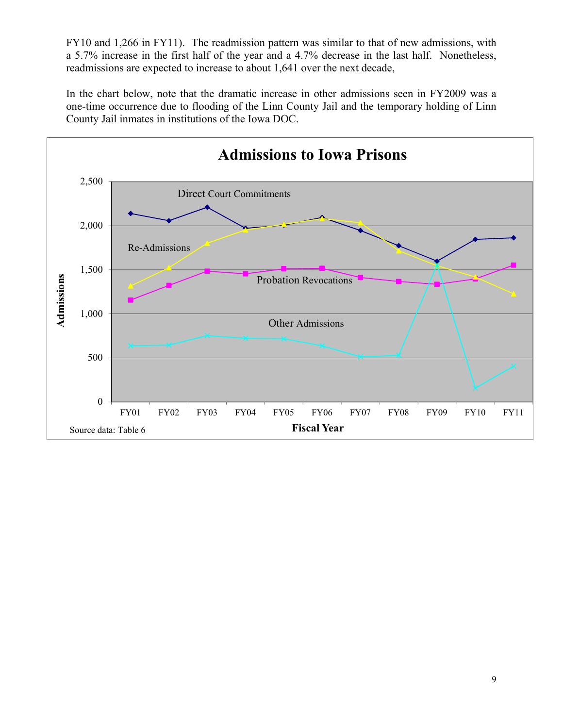FY10 and 1,266 in FY11). The readmission pattern was similar to that of new admissions, with a 5.7% increase in the first half of the year and a 4.7% decrease in the last half. Nonetheless, readmissions are expected to increase to about 1,641 over the next decade,

In the chart below, note that the dramatic increase in other admissions seen in FY2009 was a one-time occurrence due to flooding of the Linn County Jail and the temporary holding of Linn County Jail inmates in institutions of the Iowa DOC.

**Admissions to Iowa Prisons**

Source data: Table 6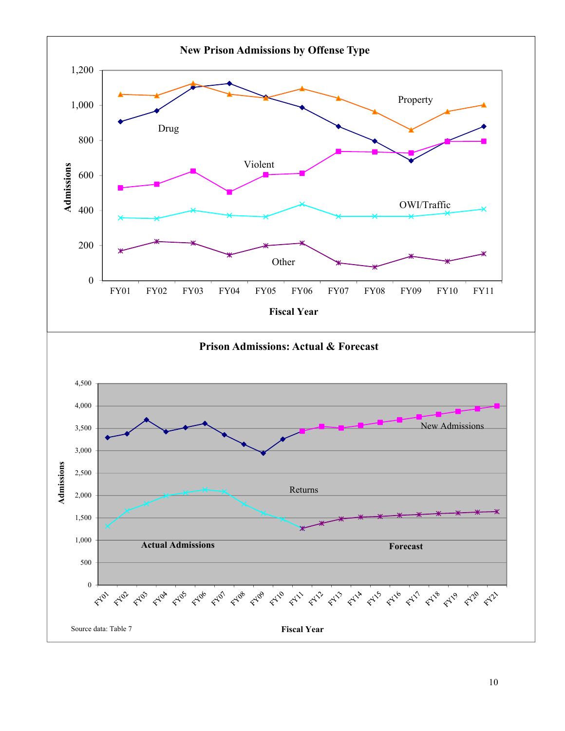**New Prison Admissions by Offense Type**

**Prison Admissions: Actual & Forecast**

Source data: Table 7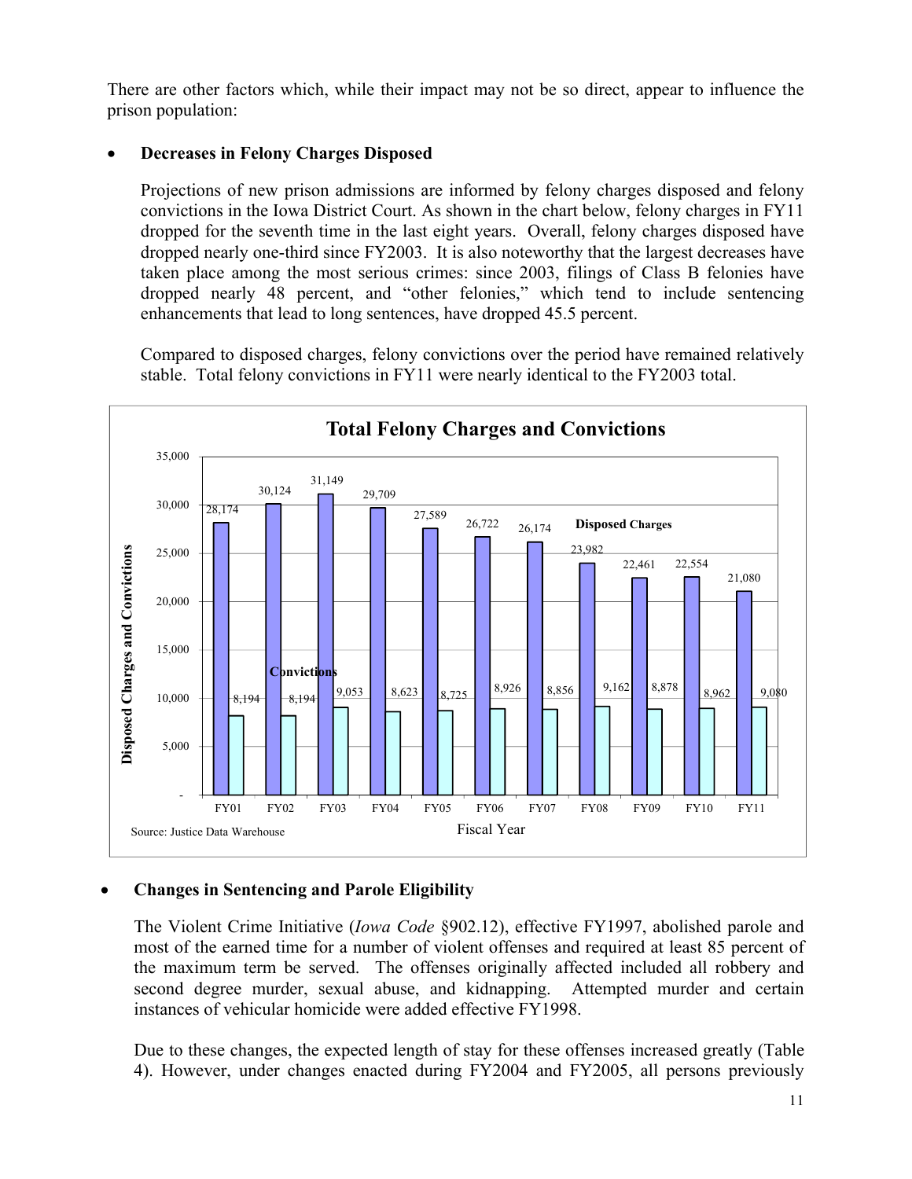There are other factors which, while their impact may not be so direct, appear to influence the prison population:

- **Decreases in Felony Charges Disposed**

  Projections of new prison admissions are informed by felony charges disposed and felony convictions in the Iowa District Court. As shown in the chart below, felony charges in FY11 dropped for the seventh time in the last eight years. Overall, felony charges disposed have dropped nearly one-third since FY2003. It is also noteworthy that the largest decreases have taken place among the most serious crimes: since 2003, filings of Class B felonies have dropped nearly 48 percent, and "other felonies," which tend to include sentencing enhancements that lead to long sentences, have dropped 45.5 percent.

  Compared to disposed charges, felony convictions over the period have remained relatively stable. Total felony convictions in FY11 were nearly identical to the FY2003 total.

**Total Felony Charges and Convictions**

| Fiscal Year | Disposed Charges | Convictions |
|---|---|---|
| FY01 | 28,174 | 8,194 |
| FY02 | 30,124 | 8,194 |
| FY03 | 31,149 | 9,053 |
| FY04 | 29,709 | 8,623 |
| FY05 | 27,589 | 8,725 |
| FY06 | 26,722 | 8,926 |
| FY07 | 26,174 | 8,856 |
| FY08 | 23,982 | 9,162 |
| FY09 | 22,461 | 8,878 |
| FY10 | 22,554 | 8,962 |
| FY11 | 21,080 | 9,080 |

Source: Justice Data Warehouse

- **Changes in Sentencing and Parole Eligibility**

  The Violent Crime Initiative (*Iowa Code* §902.12), effective FY1997, abolished parole and most of the earned time for a number of violent offenses and required at least 85 percent of the maximum term be served. The offenses originally affected included all robbery and second degree murder, sexual abuse, and kidnapping. Attempted murder and certain instances of vehicular homicide were added effective FY1998.

  Due to these changes, the expected length of stay for these offenses increased greatly (Table 4). However, under changes enacted during FY2004 and FY2005, all persons previously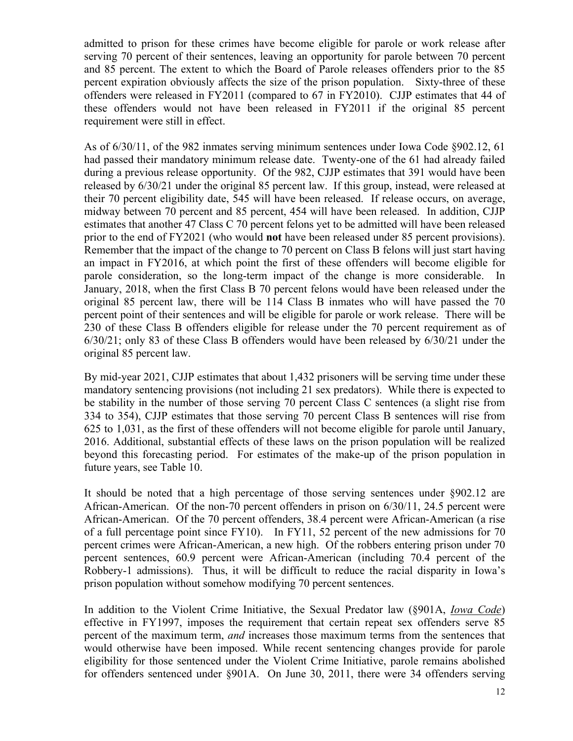admitted to prison for these crimes have become eligible for parole or work release after serving 70 percent of their sentences, leaving an opportunity for parole between 70 percent and 85 percent. The extent to which the Board of Parole releases offenders prior to the 85 percent expiration obviously affects the size of the prison population. Sixty-three of these offenders were released in FY2011 (compared to 67 in FY2010). CJJP estimates that 44 of these offenders would not have been released in FY2011 if the original 85 percent requirement were still in effect.

As of 6/30/11, of the 982 inmates serving minimum sentences under Iowa Code §902.12, 61 had passed their mandatory minimum release date. Twenty-one of the 61 had already failed during a previous release opportunity. Of the 982, CJJP estimates that 391 would have been released by 6/30/21 under the original 85 percent law. If this group, instead, were released at their 70 percent eligibility date, 545 will have been released. If release occurs, on average, midway between 70 percent and 85 percent, 454 will have been released. In addition, CJJP estimates that another 47 Class C 70 percent felons yet to be admitted will have been released prior to the end of FY2021 (who would **not** have been released under 85 percent provisions). Remember that the impact of the change to 70 percent on Class B felons will just start having an impact in FY2016, at which point the first of these offenders will become eligible for parole consideration, so the long-term impact of the change is more considerable. In January, 2018, when the first Class B 70 percent felons would have been released under the original 85 percent law, there will be 114 Class B inmates who will have passed the 70 percent point of their sentences and will be eligible for parole or work release. There will be 230 of these Class B offenders eligible for release under the 70 percent requirement as of 6/30/21; only 83 of these Class B offenders would have been released by 6/30/21 under the original 85 percent law.

By mid-year 2021, CJJP estimates that about 1,432 prisoners will be serving time under these mandatory sentencing provisions (not including 21 sex predators). While there is expected to be stability in the number of those serving 70 percent Class C sentences (a slight rise from 334 to 354), CJJP estimates that those serving 70 percent Class B sentences will rise from 625 to 1,031, as the first of these offenders will not become eligible for parole until January, 2016. Additional, substantial effects of these laws on the prison population will be realized beyond this forecasting period. For estimates of the make-up of the prison population in future years, see Table 10.

It should be noted that a high percentage of those serving sentences under §902.12 are African-American. Of the non-70 percent offenders in prison on 6/30/11, 24.5 percent were African-American. Of the 70 percent offenders, 38.4 percent were African-American (a rise of a full percentage point since FY10). In FY11, 52 percent of the new admissions for 70 percent crimes were African-American, a new high. Of the robbers entering prison under 70 percent sentences, 60.9 percent were African-American (including 70.4 percent of the Robbery-1 admissions). Thus, it will be difficult to reduce the racial disparity in Iowa's prison population without somehow modifying 70 percent sentences.

In addition to the Violent Crime Initiative, the Sexual Predator law (§901A, *Iowa Code*) effective in FY1997, imposes the requirement that certain repeat sex offenders serve 85 percent of the maximum term, *and* increases those maximum terms from the sentences that would otherwise have been imposed. While recent sentencing changes provide for parole eligibility for those sentenced under the Violent Crime Initiative, parole remains abolished for offenders sentenced under §901A. On June 30, 2011, there were 34 offenders serving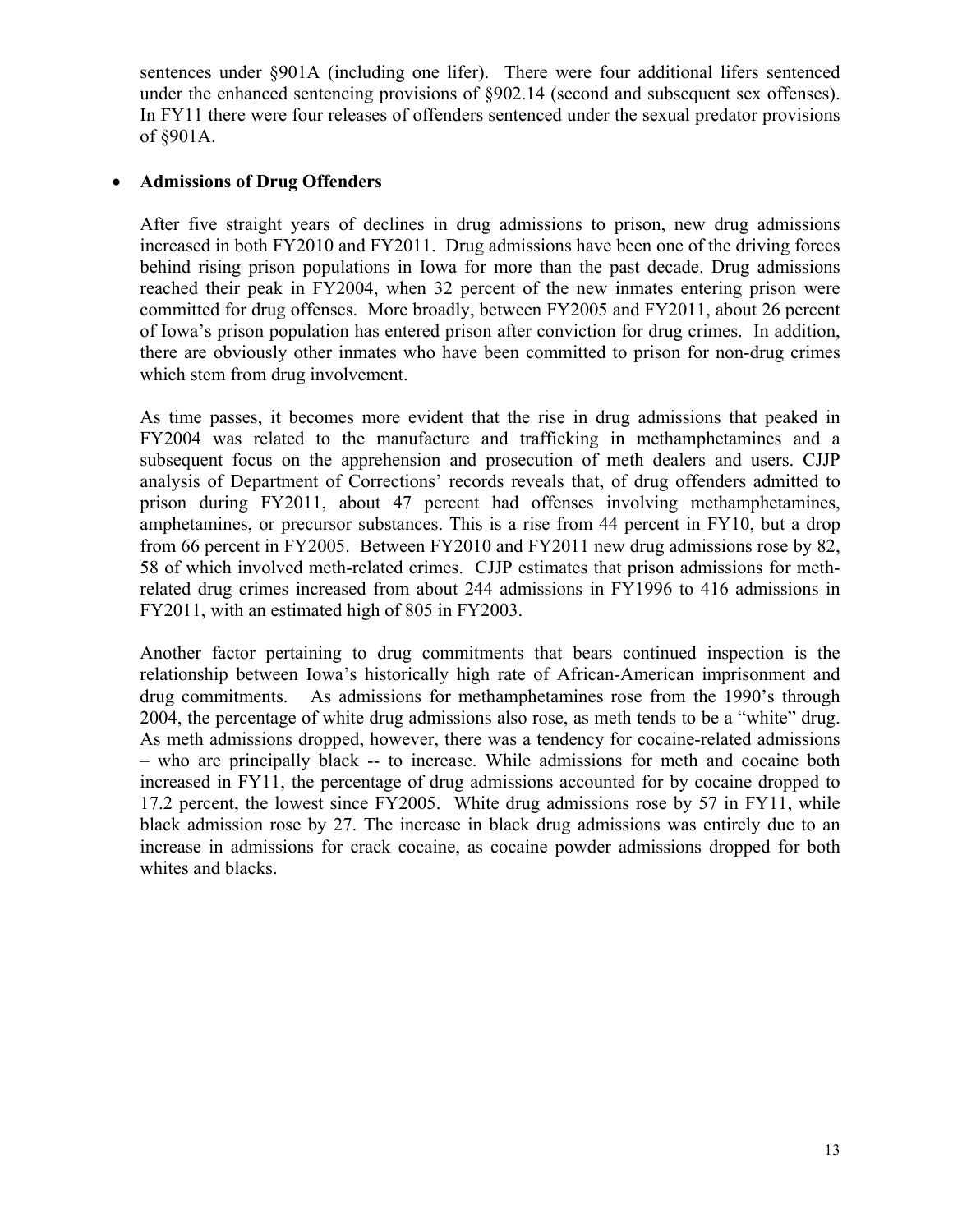sentences under §901A (including one lifer). There were four additional lifers sentenced under the enhanced sentencing provisions of §902.14 (second and subsequent sex offenses). In FY11 there were four releases of offenders sentenced under the sexual predator provisions of §901A.

- **Admissions of Drug Offenders**

  After five straight years of declines in drug admissions to prison, new drug admissions increased in both FY2010 and FY2011. Drug admissions have been one of the driving forces behind rising prison populations in Iowa for more than the past decade. Drug admissions reached their peak in FY2004, when 32 percent of the new inmates entering prison were committed for drug offenses. More broadly, between FY2005 and FY2011, about 26 percent of Iowa's prison population has entered prison after conviction for drug crimes. In addition, there are obviously other inmates who have been committed to prison for non-drug crimes which stem from drug involvement.

  As time passes, it becomes more evident that the rise in drug admissions that peaked in FY2004 was related to the manufacture and trafficking in methamphetamines and a subsequent focus on the apprehension and prosecution of meth dealers and users. CJJP analysis of Department of Corrections' records reveals that, of drug offenders admitted to prison during FY2011, about 47 percent had offenses involving methamphetamines, amphetamines, or precursor substances. This is a rise from 44 percent in FY10, but a drop from 66 percent in FY2005. Between FY2010 and FY2011 new drug admissions rose by 82, 58 of which involved meth-related crimes. CJJP estimates that prison admissions for meth-related drug crimes increased from about 244 admissions in FY1996 to 416 admissions in FY2011, with an estimated high of 805 in FY2003.

  Another factor pertaining to drug commitments that bears continued inspection is the relationship between Iowa's historically high rate of African-American imprisonment and drug commitments. As admissions for methamphetamines rose from the 1990's through 2004, the percentage of white drug admissions also rose, as meth tends to be a "white" drug. As meth admissions dropped, however, there was a tendency for cocaine-related admissions – who are principally black -- to increase. While admissions for meth and cocaine both increased in FY11, the percentage of drug admissions accounted for by cocaine dropped to 17.2 percent, the lowest since FY2005. White drug admissions rose by 57 in FY11, while black admission rose by 27. The increase in black drug admissions was entirely due to an increase in admissions for crack cocaine, as cocaine powder admissions dropped for both whites and blacks.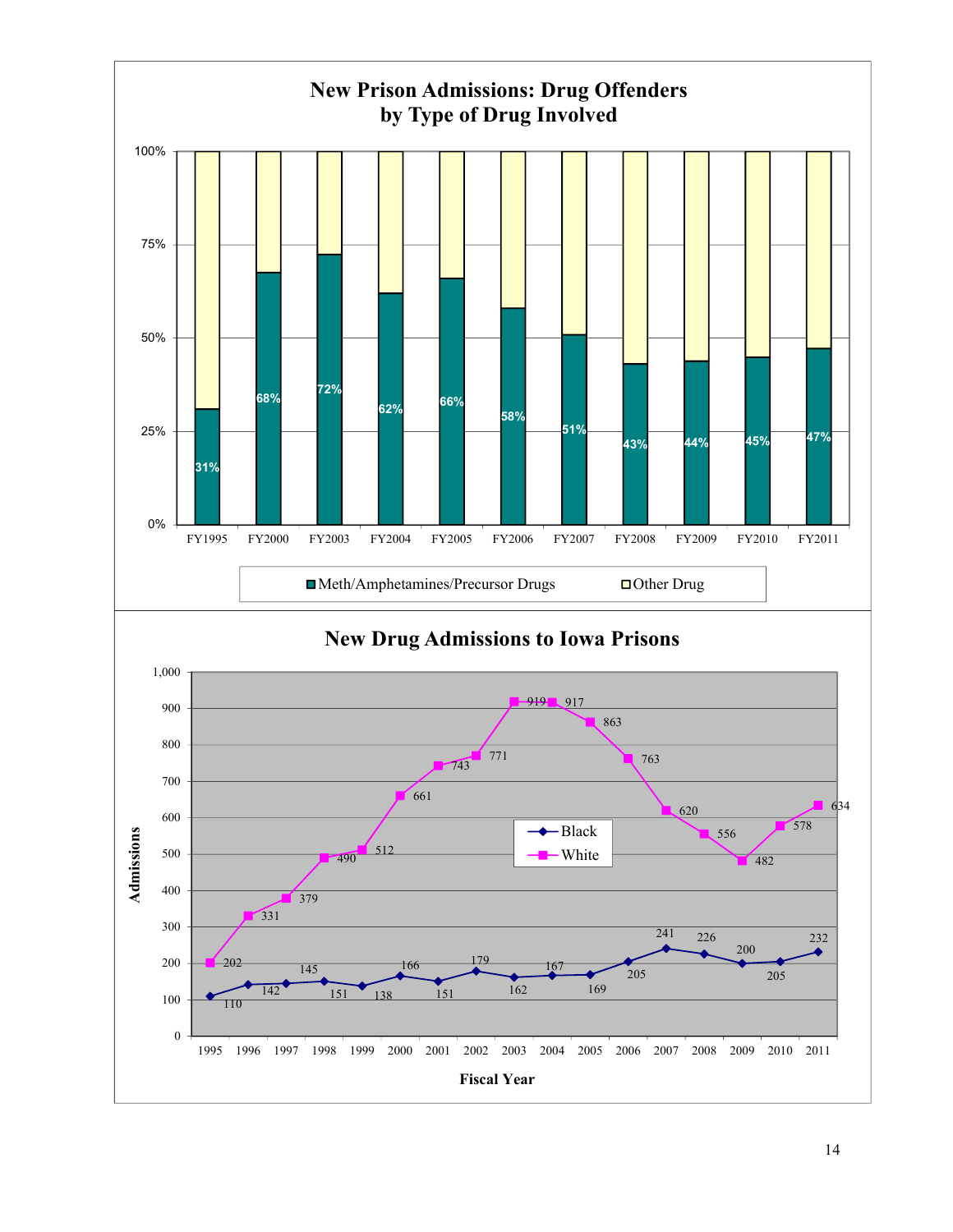## New Prison Admissions: Drug Offenders by Type of Drug Involved

| Fiscal Year | Meth/Amphetamines/Precursor Drugs | Other Drug |
| --- | --- | --- |
| FY1995 | 31% | |
| FY2000 | 68% | |
| FY2003 | 72% | |
| FY2004 | 62% | |
| FY2005 | 66% | |
| FY2006 | 58% | |
| FY2007 | 51% | |
| FY2008 | 43% | |
| FY2009 | 44% | |
| FY2010 | 45% | |
| FY2011 | 47% | |

## New Drug Admissions to Iowa Prisons

| Fiscal Year | Black | White |
| --- | --- | --- |
| 1995 | 110 | 202 |
| 1996 | 142 | 331 |
| 1997 | 145 | 379 |
| 1998 | 151 | 490 |
| 1999 | 138 | 512 |
| 2000 | 166 | 661 |
| 2001 | 151 | 743 |
| 2002 | 179 | 771 |
| 2003 | 162 | 919 |
| 2004 | 167 | 917 |
| 2005 | 169 | 863 |
| 2006 | 205 | 763 |
| 2007 | 241 | 620 |
| 2008 | 226 | 556 |
| 2009 | 200 | 482 |
| 2010 | 205 | 578 |
| 2011 | 232 | 634 |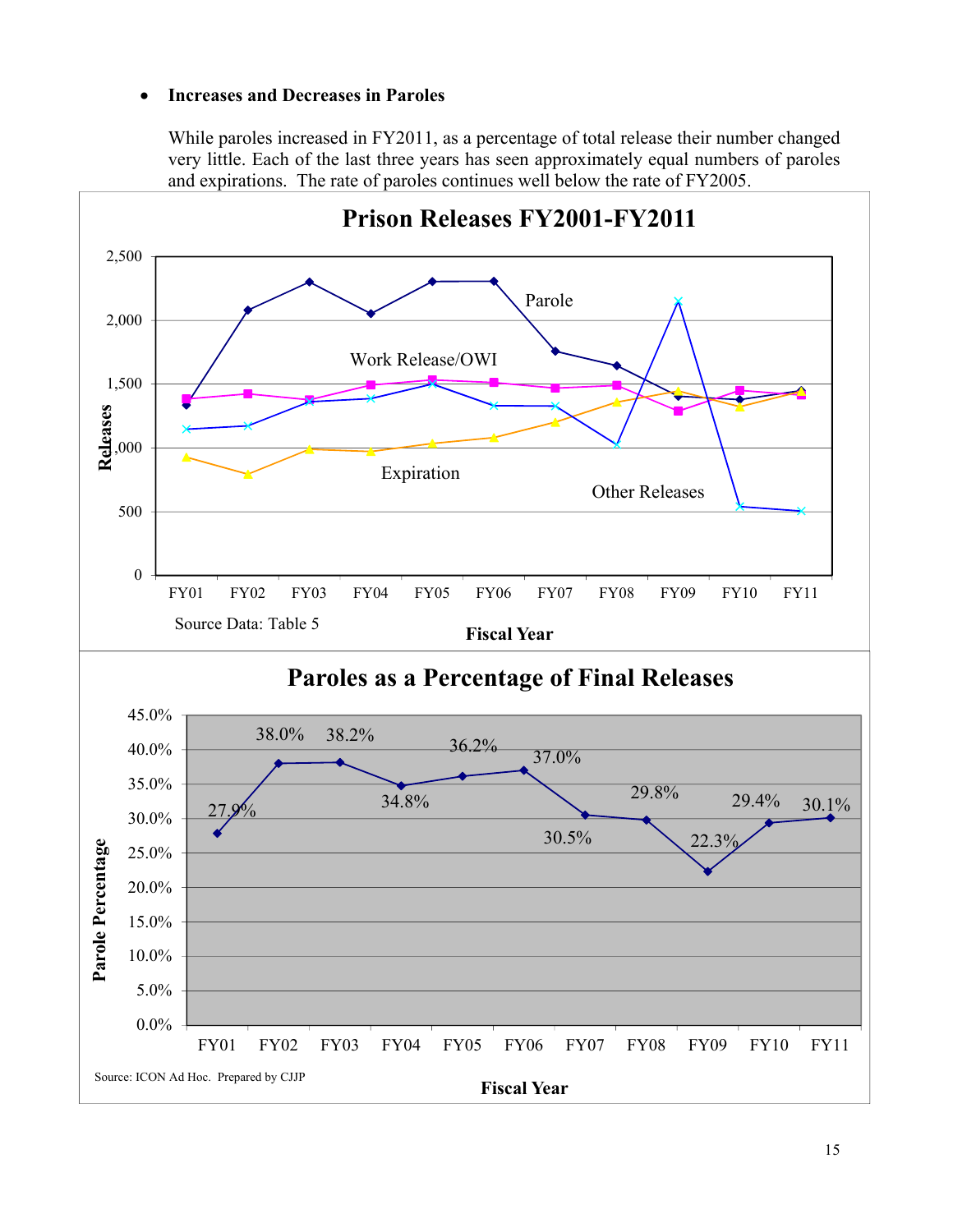- **Increases and Decreases in Paroles**

  While paroles increased in FY2011, as a percentage of total release their number changed very little. Each of the last three years has seen approximately equal numbers of paroles and expirations. The rate of paroles continues well below the rate of FY2005.

**Prison Releases FY2001-FY2011**

Source Data: Table 5

**Paroles as a Percentage of Final Releases**

| Fiscal Year | FY01 | FY02 | FY03 | FY04 | FY05 | FY06 | FY07 | FY08 | FY09 | FY10 | FY11 |
|---|---|---|---|---|---|---|---|---|---|---|---|
| Parole Percentage | 27.9% | 38.0% | 38.2% | 34.8% | 36.2% | 37.0% | 30.5% | 29.8% | 22.3% | 29.4% | 30.1% |

Source: ICON Ad Hoc. Prepared by CJJP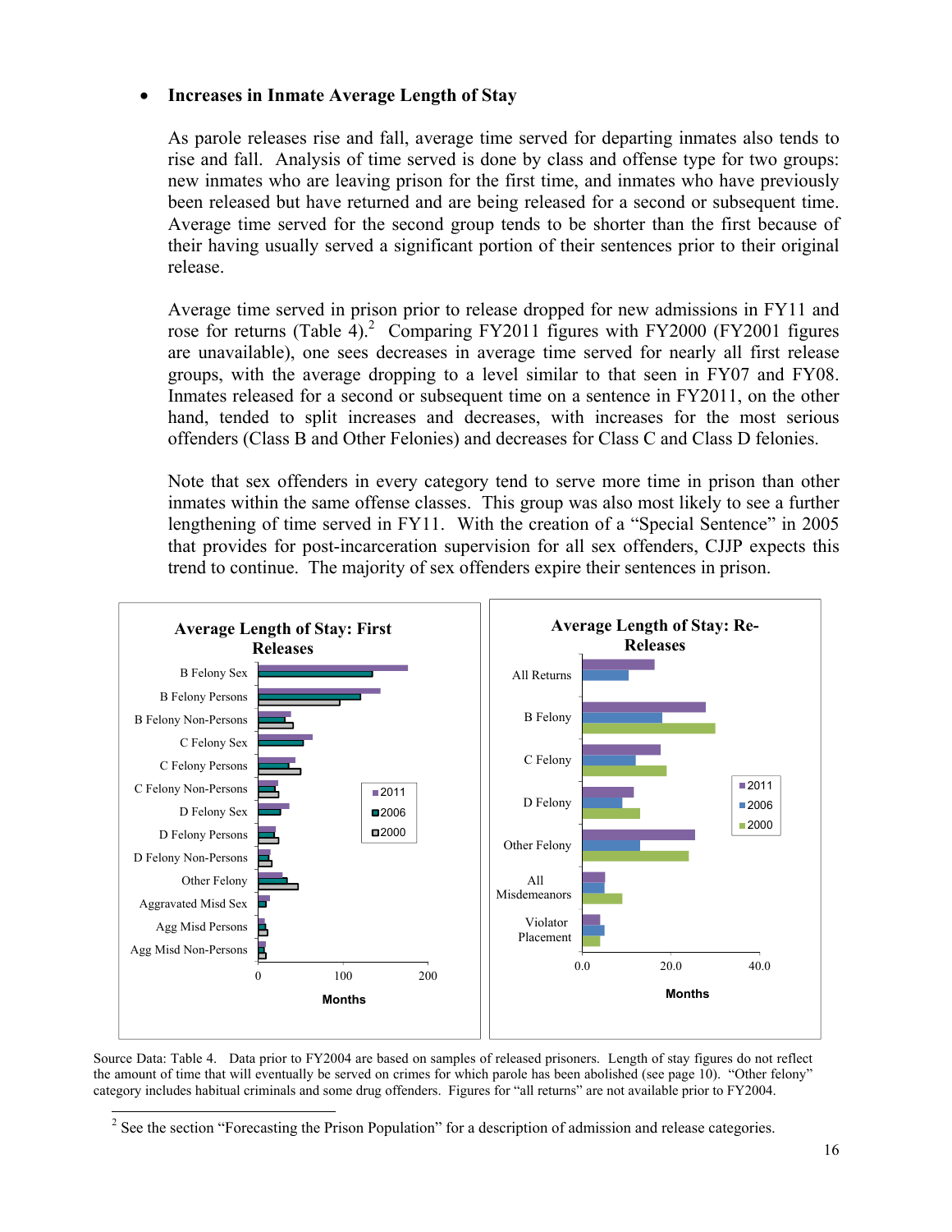- **Increases in Inmate Average Length of Stay**

  As parole releases rise and fall, average time served for departing inmates also tends to rise and fall. Analysis of time served is done by class and offense type for two groups: new inmates who are leaving prison for the first time, and inmates who have previously been released but have returned and are being released for a second or subsequent time. Average time served for the second group tends to be shorter than the first because of their having usually served a significant portion of their sentences prior to their original release.

  Average time served in prison prior to release dropped for new admissions in FY11 and rose for returns (Table 4).[2] Comparing FY2011 figures with FY2000 (FY2001 figures are unavailable), one sees decreases in average time served for nearly all first release groups, with the average dropping to a level similar to that seen in FY07 and FY08. Inmates released for a second or subsequent time on a sentence in FY2011, on the other hand, tended to split increases and decreases, with increases for the most serious offenders (Class B and Other Felonies) and decreases for Class C and Class D felonies.

  Note that sex offenders in every category tend to serve more time in prison than other inmates within the same offense classes. This group was also most likely to see a further lengthening of time served in FY11. With the creation of a "Special Sentence" in 2005 that provides for post-incarceration supervision for all sex offenders, CJJP expects this trend to continue. The majority of sex offenders expire their sentences in prison.

**Average Length of Stay: First Releases**

Categories: B Felony Sex, B Felony Persons, B Felony Non-Persons, C Felony Sex, C Felony Persons, C Felony Non-Persons, D Felony Sex, D Felony Persons, D Felony Non-Persons, Other Felony, Aggravated Misd Sex, Agg Misd Persons, Agg Misd Non-Persons. Legend: 2011, 2006, 2000. Axis: Months (0, 100, 200).

**Average Length of Stay: Re-Releases**

Categories: All Returns, B Felony, C Felony, D Felony, Other Felony, All Misdemeanors, Violator Placement. Legend: 2011, 2006, 2000. Axis: Months (0.0, 20.0, 40.0).

Source Data: Table 4. Data prior to FY2004 are based on samples of released prisoners. Length of stay figures do not reflect the amount of time that will eventually be served on crimes for which parole has been abolished (see page 10). "Other felony" category includes habitual criminals and some drug offenders. Figures for "all returns" are not available prior to FY2004.

[2] See the section "Forecasting the Prison Population" for a description of admission and release categories.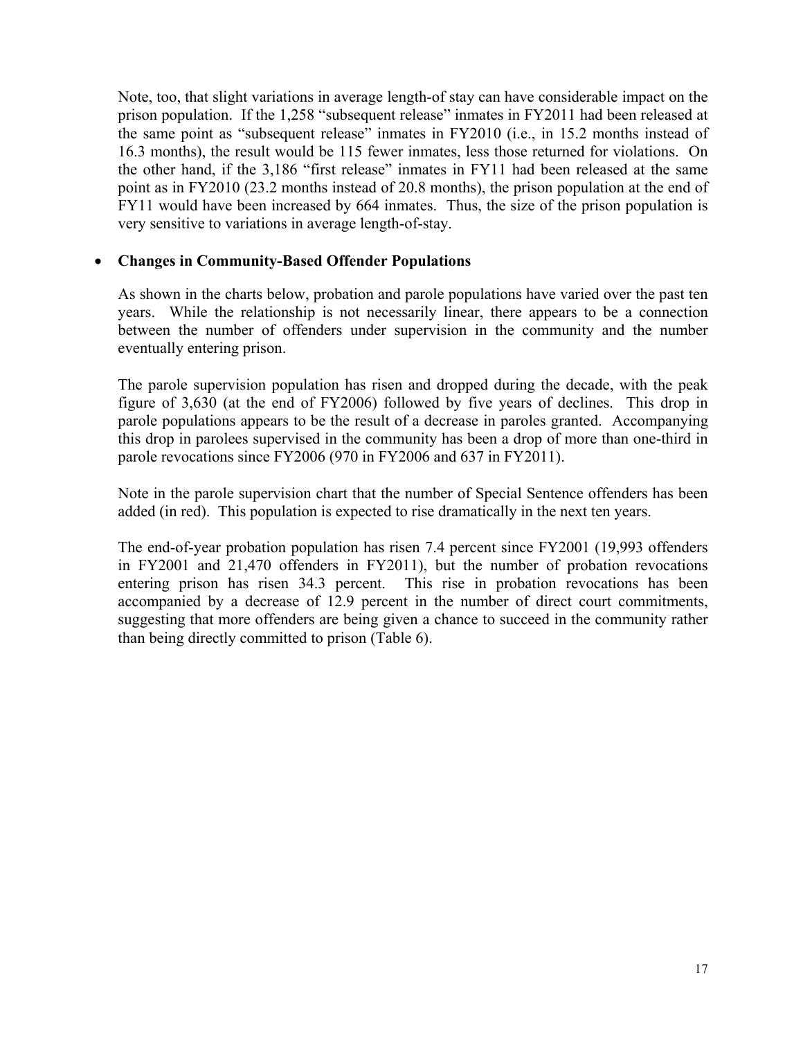Note, too, that slight variations in average length-of stay can have considerable impact on the prison population. If the 1,258 "subsequent release" inmates in FY2011 had been released at the same point as "subsequent release" inmates in FY2010 (i.e., in 15.2 months instead of 16.3 months), the result would be 115 fewer inmates, less those returned for violations. On the other hand, if the 3,186 "first release" inmates in FY11 had been released at the same point as in FY2010 (23.2 months instead of 20.8 months), the prison population at the end of FY11 would have been increased by 664 inmates. Thus, the size of the prison population is very sensitive to variations in average length-of-stay.

- **Changes in Community-Based Offender Populations**

  As shown in the charts below, probation and parole populations have varied over the past ten years. While the relationship is not necessarily linear, there appears to be a connection between the number of offenders under supervision in the community and the number eventually entering prison.

  The parole supervision population has risen and dropped during the decade, with the peak figure of 3,630 (at the end of FY2006) followed by five years of declines. This drop in parole populations appears to be the result of a decrease in paroles granted. Accompanying this drop in parolees supervised in the community has been a drop of more than one-third in parole revocations since FY2006 (970 in FY2006 and 637 in FY2011).

  Note in the parole supervision chart that the number of Special Sentence offenders has been added (in red). This population is expected to rise dramatically in the next ten years.

  The end-of-year probation population has risen 7.4 percent since FY2001 (19,993 offenders in FY2001 and 21,470 offenders in FY2011), but the number of probation revocations entering prison has risen 34.3 percent. This rise in probation revocations has been accompanied by a decrease of 12.9 percent in the number of direct court commitments, suggesting that more offenders are being given a chance to succeed in the community rather than being directly committed to prison (Table 6).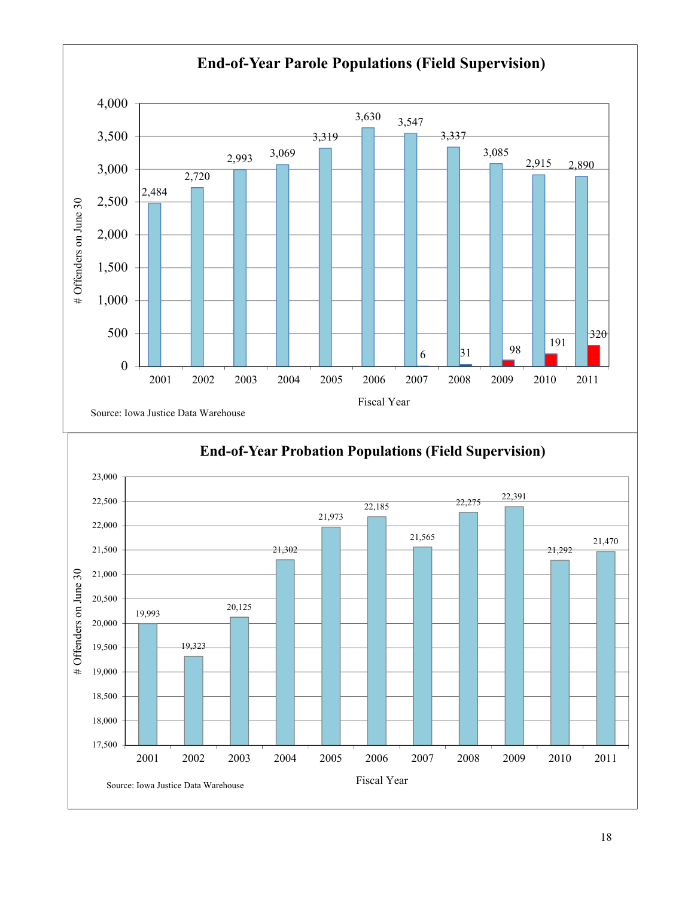## End-of-Year Parole Populations (Field Supervision)

| Fiscal Year | # Offenders on June 30 | |
|---|---|---|
| 2001 | 2,484 | |
| 2002 | 2,720 | |
| 2003 | 2,993 | |
| 2004 | 3,069 | |
| 2005 | 3,319 | |
| 2006 | 3,630 | |
| 2007 | 3,547 | 6 |
| 2008 | 3,337 | 31 |
| 2009 | 3,085 | 98 |
| 2010 | 2,915 | 191 |
| 2011 | 2,890 | 320 |

Source: Iowa Justice Data Warehouse

## End-of-Year Probation Populations (Field Supervision)

| Fiscal Year | # Offenders on June 30 |
|---|---|
| 2001 | 19,993 |
| 2002 | 19,323 |
| 2003 | 20,125 |
| 2004 | 21,302 |
| 2005 | 21,973 |
| 2006 | 22,185 |
| 2007 | 21,565 |
| 2008 | 22,275 |
| 2009 | 22,391 |
| 2010 | 21,292 |
| 2011 | 21,470 |

Source: Iowa Justice Data Warehouse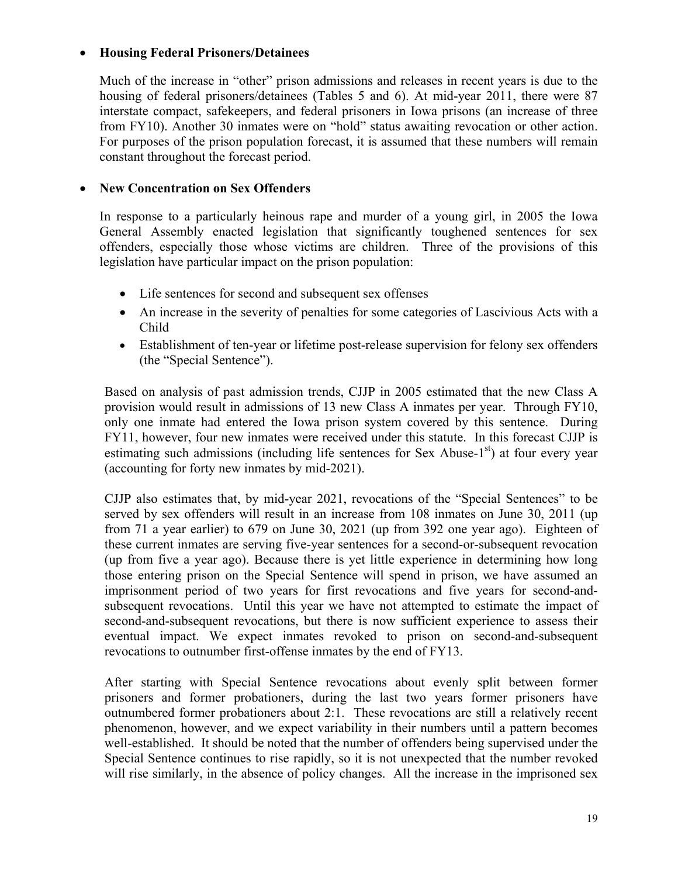- **Housing Federal Prisoners/Detainees**

  Much of the increase in "other" prison admissions and releases in recent years is due to the housing of federal prisoners/detainees (Tables 5 and 6). At mid-year 2011, there were 87 interstate compact, safekeepers, and federal prisoners in Iowa prisons (an increase of three from FY10). Another 30 inmates were on "hold" status awaiting revocation or other action. For purposes of the prison population forecast, it is assumed that these numbers will remain constant throughout the forecast period.

- **New Concentration on Sex Offenders**

  In response to a particularly heinous rape and murder of a young girl, in 2005 the Iowa General Assembly enacted legislation that significantly toughened sentences for sex offenders, especially those whose victims are children. Three of the provisions of this legislation have particular impact on the prison population:

  - Life sentences for second and subsequent sex offenses
  - An increase in the severity of penalties for some categories of Lascivious Acts with a Child
  - Establishment of ten-year or lifetime post-release supervision for felony sex offenders (the "Special Sentence").

  Based on analysis of past admission trends, CJJP in 2005 estimated that the new Class A provision would result in admissions of 13 new Class A inmates per year. Through FY10, only one inmate had entered the Iowa prison system covered by this sentence. During FY11, however, four new inmates were received under this statute. In this forecast CJJP is estimating such admissions (including life sentences for Sex Abuse-1st) at four every year (accounting for forty new inmates by mid-2021).

  CJJP also estimates that, by mid-year 2021, revocations of the "Special Sentences" to be served by sex offenders will result in an increase from 108 inmates on June 30, 2011 (up from 71 a year earlier) to 679 on June 30, 2021 (up from 392 one year ago). Eighteen of these current inmates are serving five-year sentences for a second-or-subsequent revocation (up from five a year ago). Because there is yet little experience in determining how long those entering prison on the Special Sentence will spend in prison, we have assumed an imprisonment period of two years for first revocations and five years for second-and-subsequent revocations. Until this year we have not attempted to estimate the impact of second-and-subsequent revocations, but there is now sufficient experience to assess their eventual impact. We expect inmates revoked to prison on second-and-subsequent revocations to outnumber first-offense inmates by the end of FY13.

  After starting with Special Sentence revocations about evenly split between former prisoners and former probationers, during the last two years former prisoners have outnumbered former probationers about 2:1. These revocations are still a relatively recent phenomenon, however, and we expect variability in their numbers until a pattern becomes well-established. It should be noted that the number of offenders being supervised under the Special Sentence continues to rise rapidly, so it is not unexpected that the number revoked will rise similarly, in the absence of policy changes. All the increase in the imprisoned sex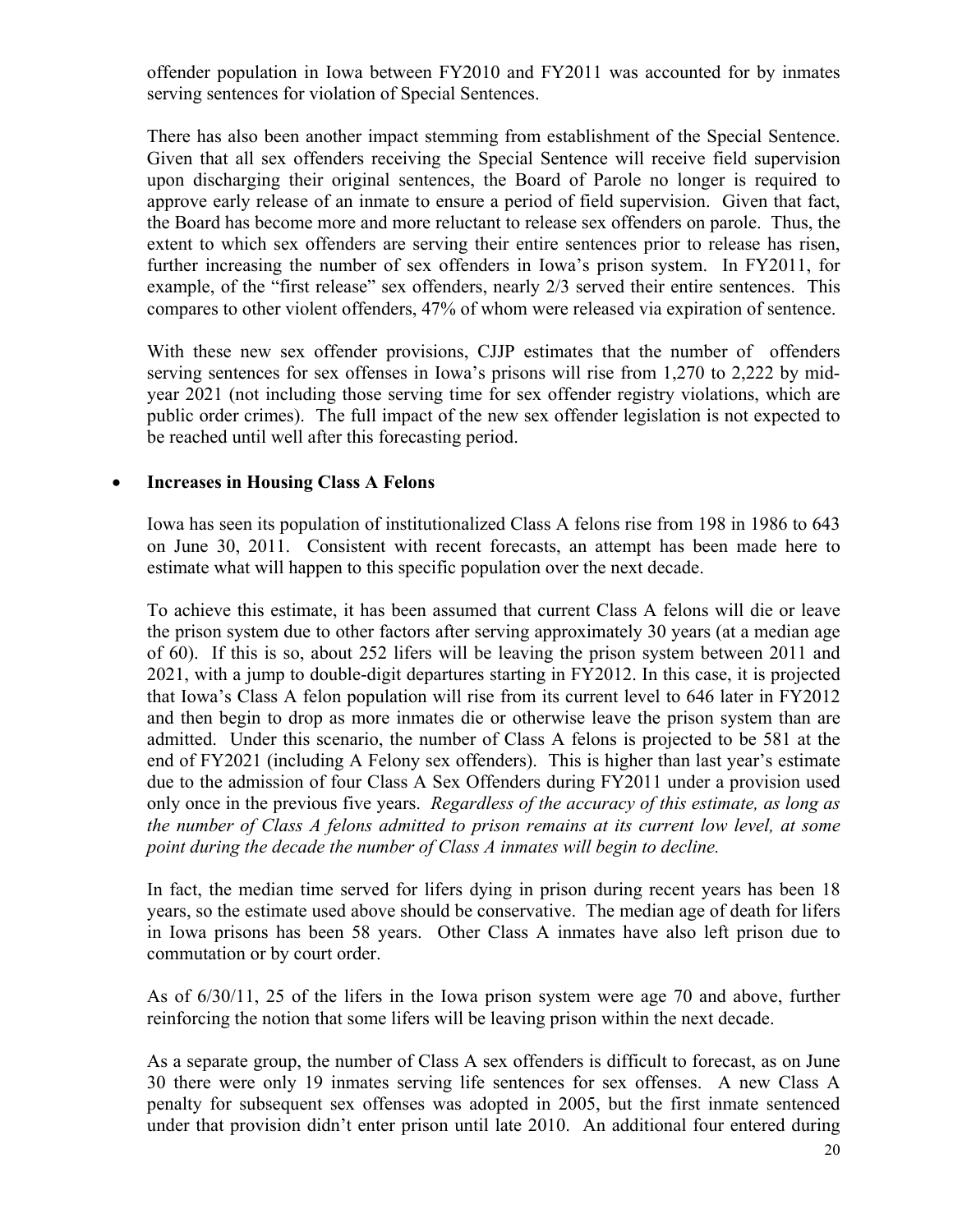offender population in Iowa between FY2010 and FY2011 was accounted for by inmates serving sentences for violation of Special Sentences.

There has also been another impact stemming from establishment of the Special Sentence. Given that all sex offenders receiving the Special Sentence will receive field supervision upon discharging their original sentences, the Board of Parole no longer is required to approve early release of an inmate to ensure a period of field supervision. Given that fact, the Board has become more and more reluctant to release sex offenders on parole. Thus, the extent to which sex offenders are serving their entire sentences prior to release has risen, further increasing the number of sex offenders in Iowa's prison system. In FY2011, for example, of the "first release" sex offenders, nearly 2/3 served their entire sentences. This compares to other violent offenders, 47% of whom were released via expiration of sentence.

With these new sex offender provisions, CJJP estimates that the number of offenders serving sentences for sex offenses in Iowa's prisons will rise from 1,270 to 2,222 by mid-year 2021 (not including those serving time for sex offender registry violations, which are public order crimes). The full impact of the new sex offender legislation is not expected to be reached until well after this forecasting period.

- **Increases in Housing Class A Felons**

Iowa has seen its population of institutionalized Class A felons rise from 198 in 1986 to 643 on June 30, 2011. Consistent with recent forecasts, an attempt has been made here to estimate what will happen to this specific population over the next decade.

To achieve this estimate, it has been assumed that current Class A felons will die or leave the prison system due to other factors after serving approximately 30 years (at a median age of 60). If this is so, about 252 lifers will be leaving the prison system between 2011 and 2021, with a jump to double-digit departures starting in FY2012. In this case, it is projected that Iowa's Class A felon population will rise from its current level to 646 later in FY2012 and then begin to drop as more inmates die or otherwise leave the prison system than are admitted. Under this scenario, the number of Class A felons is projected to be 581 at the end of FY2021 (including A Felony sex offenders). This is higher than last year's estimate due to the admission of four Class A Sex Offenders during FY2011 under a provision used only once in the previous five years. *Regardless of the accuracy of this estimate, as long as the number of Class A felons admitted to prison remains at its current low level, at some point during the decade the number of Class A inmates will begin to decline.*

In fact, the median time served for lifers dying in prison during recent years has been 18 years, so the estimate used above should be conservative. The median age of death for lifers in Iowa prisons has been 58 years. Other Class A inmates have also left prison due to commutation or by court order.

As of 6/30/11, 25 of the lifers in the Iowa prison system were age 70 and above, further reinforcing the notion that some lifers will be leaving prison within the next decade.

As a separate group, the number of Class A sex offenders is difficult to forecast, as on June 30 there were only 19 inmates serving life sentences for sex offenses. A new Class A penalty for subsequent sex offenses was adopted in 2005, but the first inmate sentenced under that provision didn't enter prison until late 2010. An additional four entered during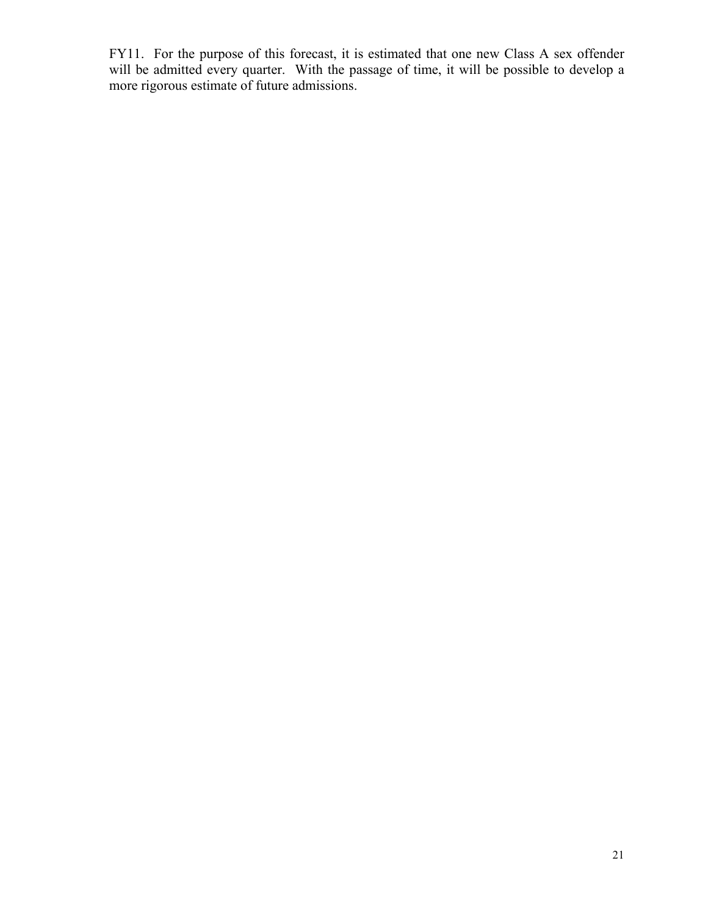FY11. For the purpose of this forecast, it is estimated that one new Class A sex offender will be admitted every quarter. With the passage of time, it will be possible to develop a more rigorous estimate of future admissions.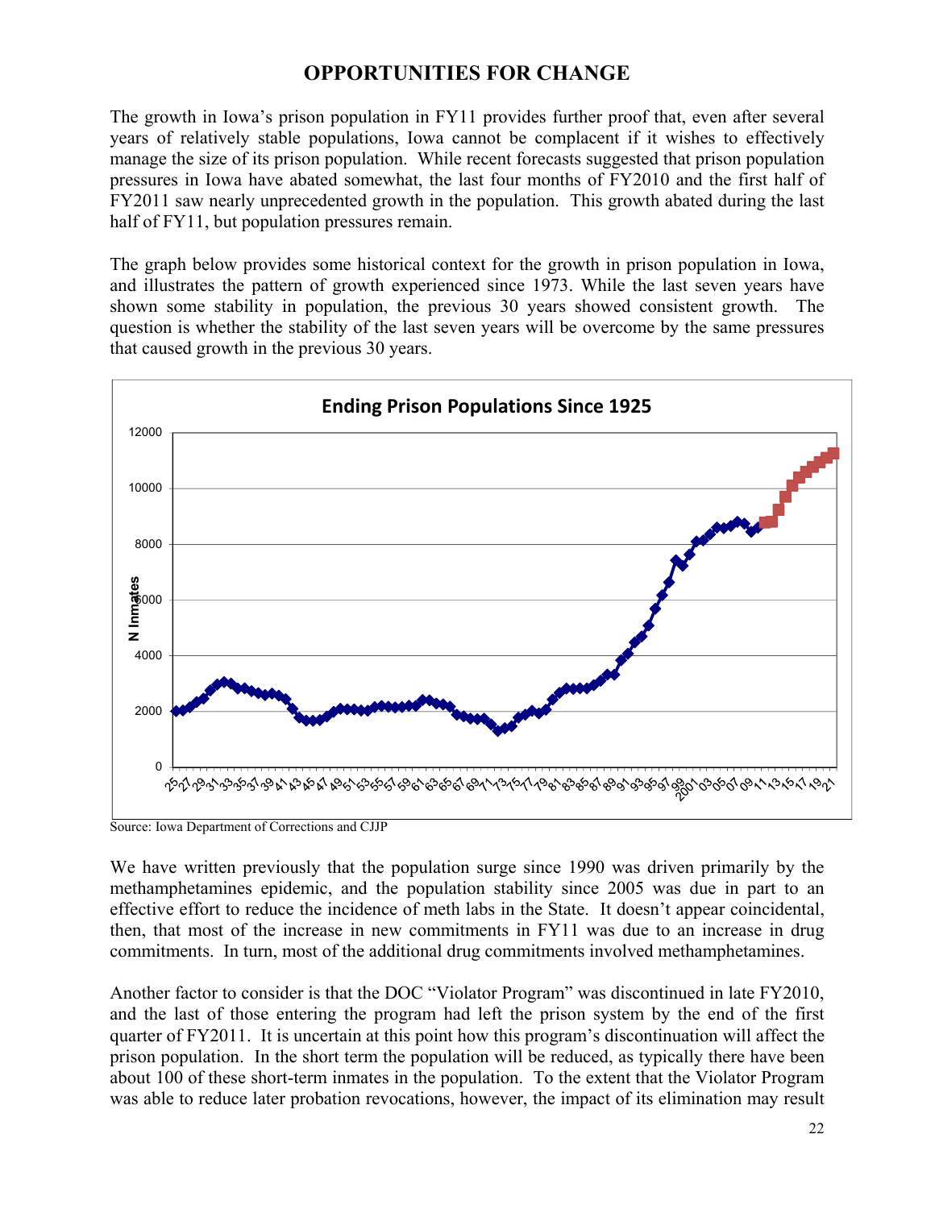## OPPORTUNITIES FOR CHANGE

The growth in Iowa's prison population in FY11 provides further proof that, even after several years of relatively stable populations, Iowa cannot be complacent if it wishes to effectively manage the size of its prison population. While recent forecasts suggested that prison population pressures in Iowa have abated somewhat, the last four months of FY2010 and the first half of FY2011 saw nearly unprecedented growth in the population. This growth abated during the last half of FY11, but population pressures remain.

The graph below provides some historical context for the growth in prison population in Iowa, and illustrates the pattern of growth experienced since 1973. While the last seven years have shown some stability in population, the previous 30 years showed consistent growth. The question is whether the stability of the last seven years will be overcome by the same pressures that caused growth in the previous 30 years.

**Ending Prison Populations Since 1925**

Source: Iowa Department of Corrections and CJJP

We have written previously that the population surge since 1990 was driven primarily by the methamphetamines epidemic, and the population stability since 2005 was due in part to an effective effort to reduce the incidence of meth labs in the State. It doesn't appear coincidental, then, that most of the increase in new commitments in FY11 was due to an increase in drug commitments. In turn, most of the additional drug commitments involved methamphetamines.

Another factor to consider is that the DOC "Violator Program" was discontinued in late FY2010, and the last of those entering the program had left the prison system by the end of the first quarter of FY2011. It is uncertain at this point how this program's discontinuation will affect the prison population. In the short term the population will be reduced, as typically there have been about 100 of these short-term inmates in the population. To the extent that the Violator Program was able to reduce later probation revocations, however, the impact of its elimination may result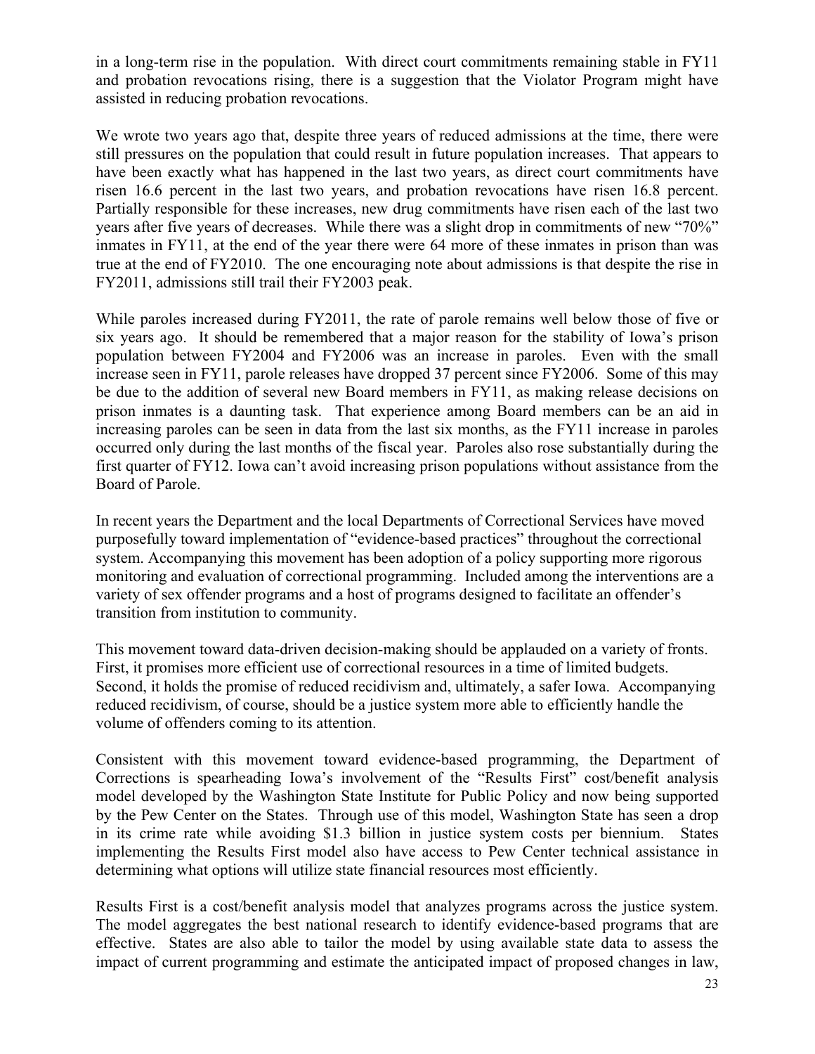in a long-term rise in the population. With direct court commitments remaining stable in FY11 and probation revocations rising, there is a suggestion that the Violator Program might have assisted in reducing probation revocations.

We wrote two years ago that, despite three years of reduced admissions at the time, there were still pressures on the population that could result in future population increases. That appears to have been exactly what has happened in the last two years, as direct court commitments have risen 16.6 percent in the last two years, and probation revocations have risen 16.8 percent. Partially responsible for these increases, new drug commitments have risen each of the last two years after five years of decreases. While there was a slight drop in commitments of new "70%" inmates in FY11, at the end of the year there were 64 more of these inmates in prison than was true at the end of FY2010. The one encouraging note about admissions is that despite the rise in FY2011, admissions still trail their FY2003 peak.

While paroles increased during FY2011, the rate of parole remains well below those of five or six years ago. It should be remembered that a major reason for the stability of Iowa's prison population between FY2004 and FY2006 was an increase in paroles. Even with the small increase seen in FY11, parole releases have dropped 37 percent since FY2006. Some of this may be due to the addition of several new Board members in FY11, as making release decisions on prison inmates is a daunting task. That experience among Board members can be an aid in increasing paroles can be seen in data from the last six months, as the FY11 increase in paroles occurred only during the last months of the fiscal year. Paroles also rose substantially during the first quarter of FY12. Iowa can't avoid increasing prison populations without assistance from the Board of Parole.

In recent years the Department and the local Departments of Correctional Services have moved purposefully toward implementation of "evidence-based practices" throughout the correctional system. Accompanying this movement has been adoption of a policy supporting more rigorous monitoring and evaluation of correctional programming. Included among the interventions are a variety of sex offender programs and a host of programs designed to facilitate an offender's transition from institution to community.

This movement toward data-driven decision-making should be applauded on a variety of fronts. First, it promises more efficient use of correctional resources in a time of limited budgets. Second, it holds the promise of reduced recidivism and, ultimately, a safer Iowa. Accompanying reduced recidivism, of course, should be a justice system more able to efficiently handle the volume of offenders coming to its attention.

Consistent with this movement toward evidence-based programming, the Department of Corrections is spearheading Iowa's involvement of the "Results First" cost/benefit analysis model developed by the Washington State Institute for Public Policy and now being supported by the Pew Center on the States. Through use of this model, Washington State has seen a drop in its crime rate while avoiding $1.3 billion in justice system costs per biennium. States implementing the Results First model also have access to Pew Center technical assistance in determining what options will utilize state financial resources most efficiently.

Results First is a cost/benefit analysis model that analyzes programs across the justice system. The model aggregates the best national research to identify evidence-based programs that are effective. States are also able to tailor the model by using available state data to assess the impact of current programming and estimate the anticipated impact of proposed changes in law,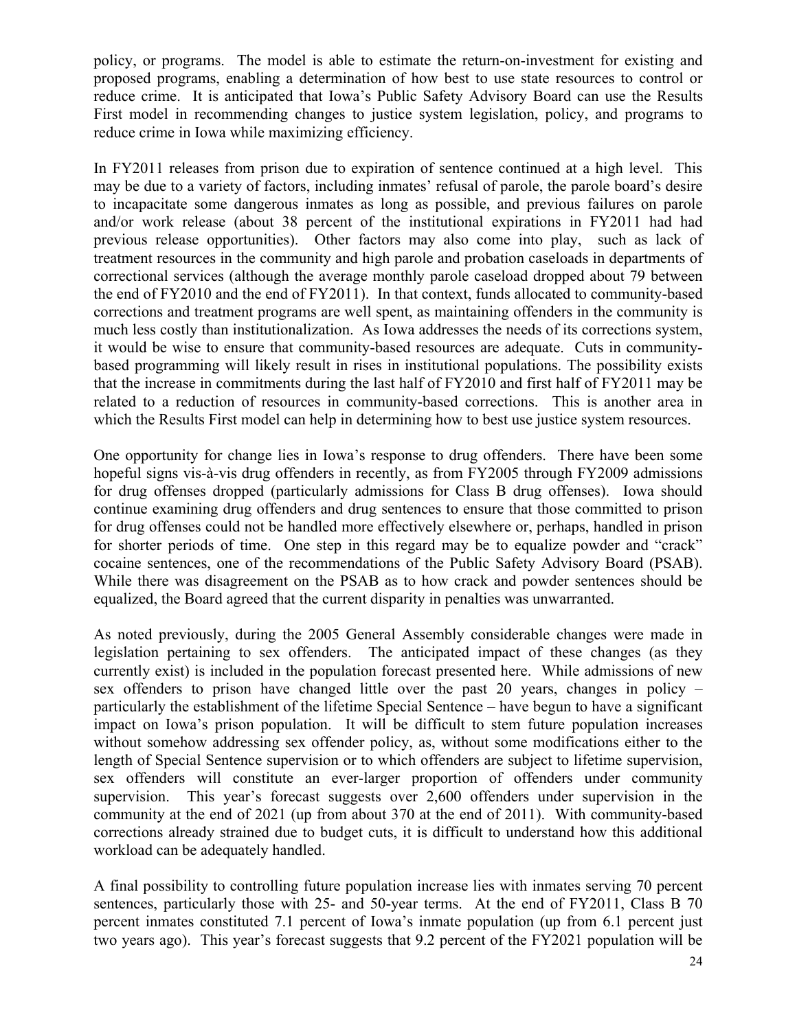policy, or programs. The model is able to estimate the return-on-investment for existing and proposed programs, enabling a determination of how best to use state resources to control or reduce crime. It is anticipated that Iowa's Public Safety Advisory Board can use the Results First model in recommending changes to justice system legislation, policy, and programs to reduce crime in Iowa while maximizing efficiency.

In FY2011 releases from prison due to expiration of sentence continued at a high level. This may be due to a variety of factors, including inmates' refusal of parole, the parole board's desire to incapacitate some dangerous inmates as long as possible, and previous failures on parole and/or work release (about 38 percent of the institutional expirations in FY2011 had had previous release opportunities). Other factors may also come into play, such as lack of treatment resources in the community and high parole and probation caseloads in departments of correctional services (although the average monthly parole caseload dropped about 79 between the end of FY2010 and the end of FY2011). In that context, funds allocated to community-based corrections and treatment programs are well spent, as maintaining offenders in the community is much less costly than institutionalization. As Iowa addresses the needs of its corrections system, it would be wise to ensure that community-based resources are adequate. Cuts in community-based programming will likely result in rises in institutional populations. The possibility exists that the increase in commitments during the last half of FY2010 and first half of FY2011 may be related to a reduction of resources in community-based corrections. This is another area in which the Results First model can help in determining how to best use justice system resources.

One opportunity for change lies in Iowa's response to drug offenders. There have been some hopeful signs vis-à-vis drug offenders in recently, as from FY2005 through FY2009 admissions for drug offenses dropped (particularly admissions for Class B drug offenses). Iowa should continue examining drug offenders and drug sentences to ensure that those committed to prison for drug offenses could not be handled more effectively elsewhere or, perhaps, handled in prison for shorter periods of time. One step in this regard may be to equalize powder and "crack" cocaine sentences, one of the recommendations of the Public Safety Advisory Board (PSAB). While there was disagreement on the PSAB as to how crack and powder sentences should be equalized, the Board agreed that the current disparity in penalties was unwarranted.

As noted previously, during the 2005 General Assembly considerable changes were made in legislation pertaining to sex offenders. The anticipated impact of these changes (as they currently exist) is included in the population forecast presented here. While admissions of new sex offenders to prison have changed little over the past 20 years, changes in policy – particularly the establishment of the lifetime Special Sentence – have begun to have a significant impact on Iowa's prison population. It will be difficult to stem future population increases without somehow addressing sex offender policy, as, without some modifications either to the length of Special Sentence supervision or to which offenders are subject to lifetime supervision, sex offenders will constitute an ever-larger proportion of offenders under community supervision. This year's forecast suggests over 2,600 offenders under supervision in the community at the end of 2021 (up from about 370 at the end of 2011). With community-based corrections already strained due to budget cuts, it is difficult to understand how this additional workload can be adequately handled.

A final possibility to controlling future population increase lies with inmates serving 70 percent sentences, particularly those with 25- and 50-year terms. At the end of FY2011, Class B 70 percent inmates constituted 7.1 percent of Iowa's inmate population (up from 6.1 percent just two years ago). This year's forecast suggests that 9.2 percent of the FY2021 population will be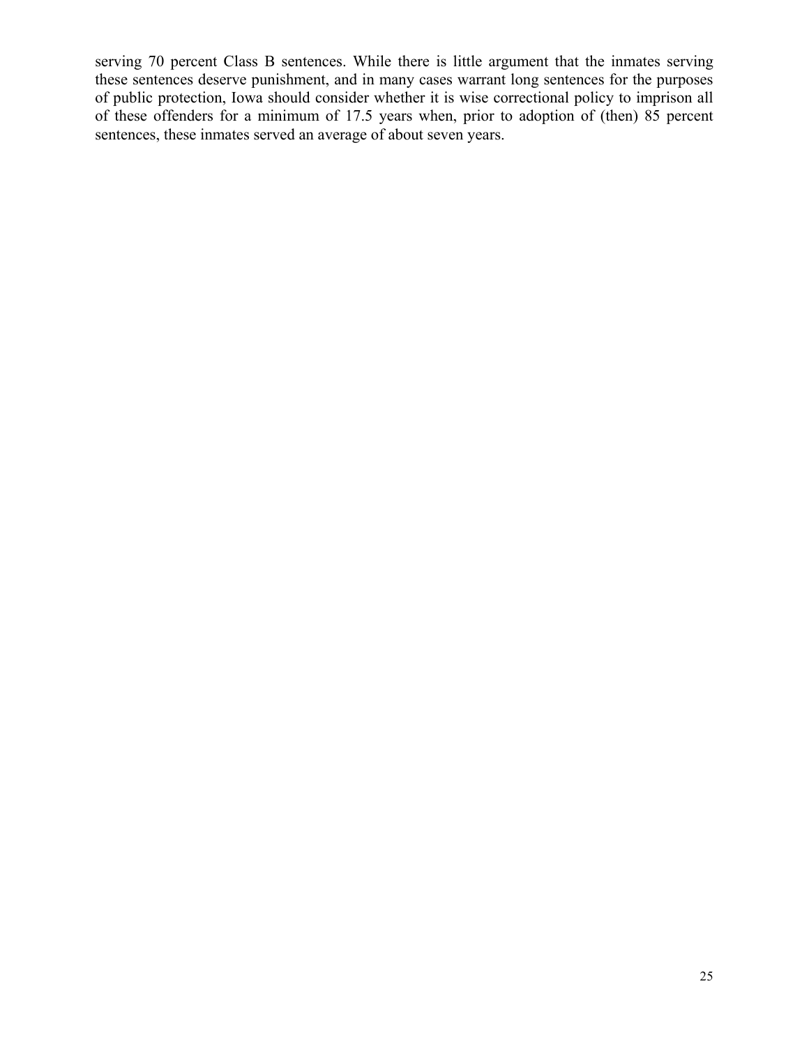serving 70 percent Class B sentences. While there is little argument that the inmates serving these sentences deserve punishment, and in many cases warrant long sentences for the purposes of public protection, Iowa should consider whether it is wise correctional policy to imprison all of these offenders for a minimum of 17.5 years when, prior to adoption of (then) 85 percent sentences, these inmates served an average of about seven years.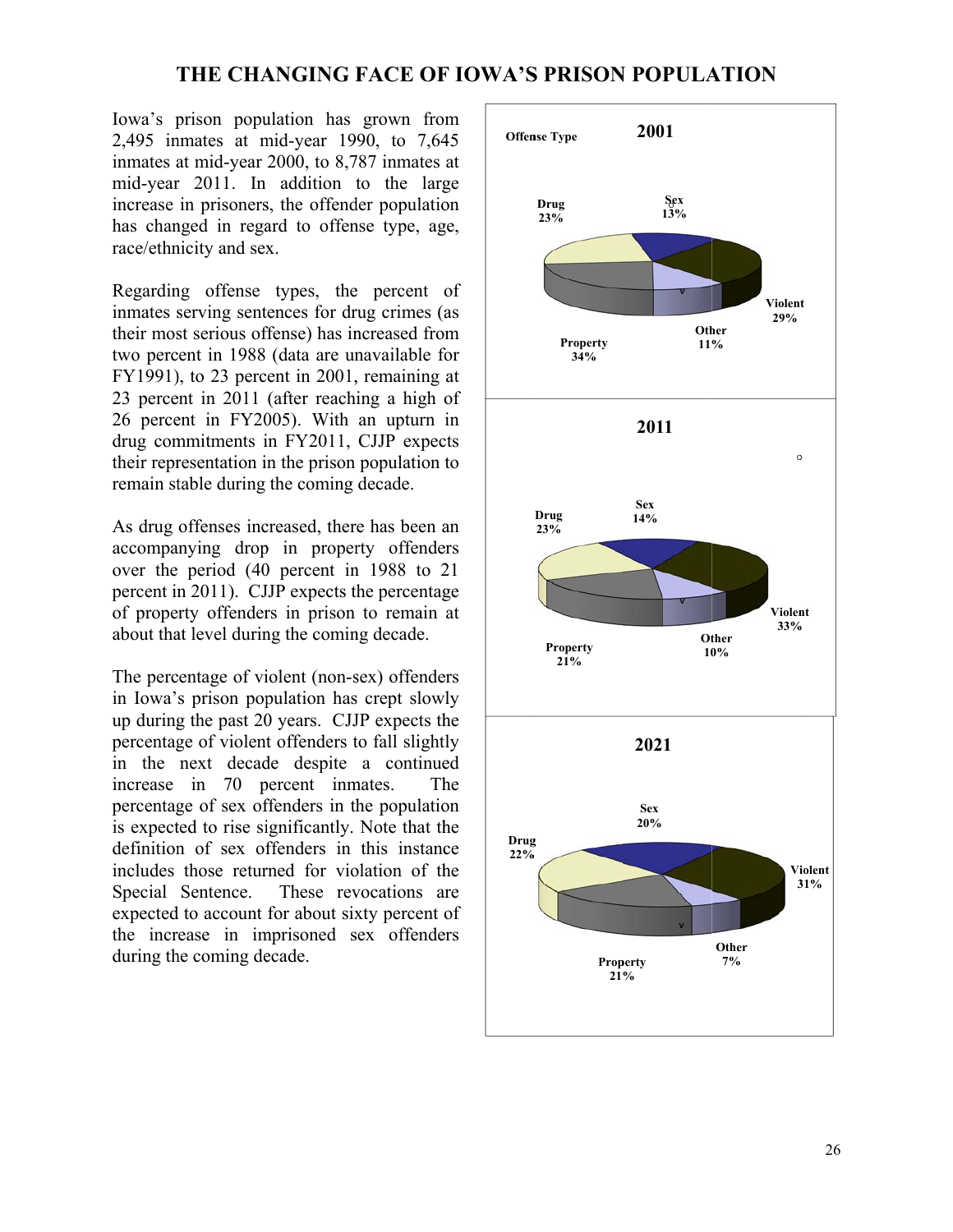# THE CHANGING FACE OF IOWA'S PRISON POPULATION

Iowa's prison population has grown from 2,495 inmates at mid-year 1990, to 7,645 inmates at mid-year 2000, to 8,787 inmates at mid-year 2011. In addition to the large increase in prisoners, the offender population has changed in regard to offense type, age, race/ethnicity and sex.

Regarding offense types, the percent of inmates serving sentences for drug crimes (as their most serious offense) has increased from two percent in 1988 (data are unavailable for FY1991), to 23 percent in 2001, remaining at 23 percent in 2011 (after reaching a high of 26 percent in FY2005). With an upturn in drug commitments in FY2011, CJJP expects their representation in the prison population to remain stable during the coming decade.

As drug offenses increased, there has been an accompanying drop in property offenders over the period (40 percent in 1988 to 21 percent in 2011). CJJP expects the percentage of property offenders in prison to remain at about that level during the coming decade.

The percentage of violent (non-sex) offenders in Iowa's prison population has crept slowly up during the past 20 years. CJJP expects the percentage of violent offenders to fall slightly in the next decade despite a continued increase in 70 percent inmates. The percentage of sex offenders in the population is expected to rise significantly. Note that the definition of sex offenders in this instance includes those returned for violation of the Special Sentence. These revocations are expected to account for about sixty percent of the increase in imprisoned sex offenders during the coming decade.

**Offense Type**

**2001**

Drug 23%, Sex 13%, Violent 29%, Other 11%, Property 34%

**2011**

Drug 23%, Sex 14%, Violent 33%, Other 10%, Property 21%

**2021**

Drug 22%, Sex 20%, Violent 31%, Other 7%, Property 21%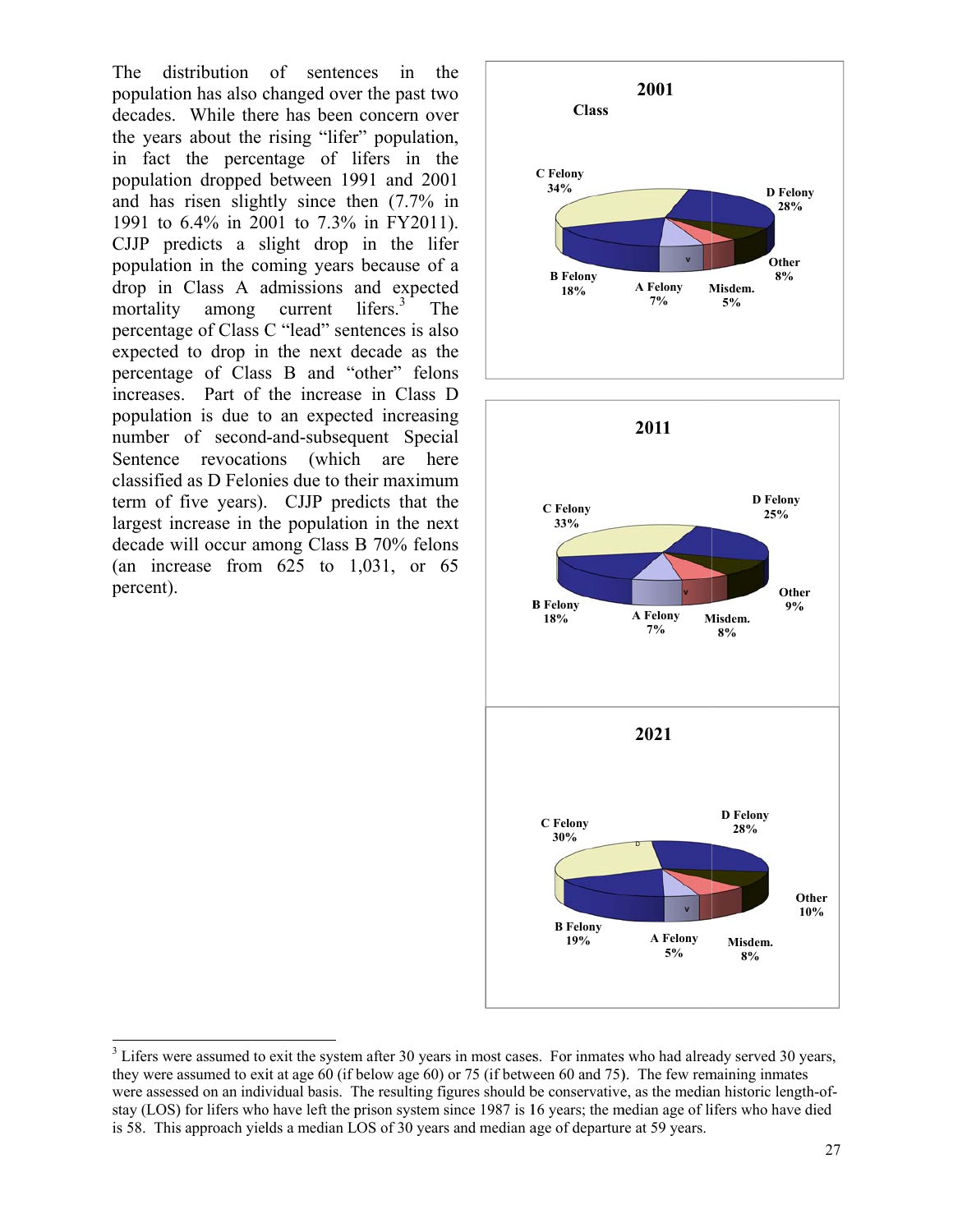The distribution of sentences in the population has also changed over the past two decades. While there has been concern over the years about the rising "lifer" population, in fact the percentage of lifers in the population dropped between 1991 and 2001 and has risen slightly since then (7.7% in 1991 to 6.4% in 2001 to 7.3% in FY2011). CJJP predicts a slight drop in the lifer population in the coming years because of a drop in Class A admissions and expected mortality among current lifers.[3] The percentage of Class C "lead" sentences is also expected to drop in the next decade as the percentage of Class B and "other" felons increases. Part of the increase in Class D population is due to an expected increasing number of second-and-subsequent Special Sentence revocations (which are here classified as D Felonies due to their maximum term of five years). CJJP predicts that the largest increase in the population in the next decade will occur among Class B 70% felons (an increase from 625 to 1,031, or 65 percent).

**2001**

**Class**

| Class | Percent |
| --- | --- |
| C Felony | 34% |
| D Felony | 28% |
| Other | 8% |
| Misdem. | 5% |
| A Felony | 7% |
| B Felony | 18% |

**2011**

| Class | Percent |
| --- | --- |
| C Felony | 33% |
| D Felony | 25% |
| Other | 9% |
| Misdem. | 8% |
| A Felony | 7% |
| B Felony | 18% |

**2021**

| Class | Percent |
| --- | --- |
| C Felony | 30% |
| D Felony | 28% |
| Other | 10% |
| Misdem. | 8% |
| A Felony | 5% |
| B Felony | 19% |

[3] Lifers were assumed to exit the system after 30 years in most cases. For inmates who had already served 30 years, they were assumed to exit at age 60 (if below age 60) or 75 (if between 60 and 75). The few remaining inmates were assessed on an individual basis. The resulting figures should be conservative, as the median historic length-of-stay (LOS) for lifers who have left the prison system since 1987 is 16 years; the median age of lifers who have died is 58. This approach yields a median LOS of 30 years and median age of departure at 59 years.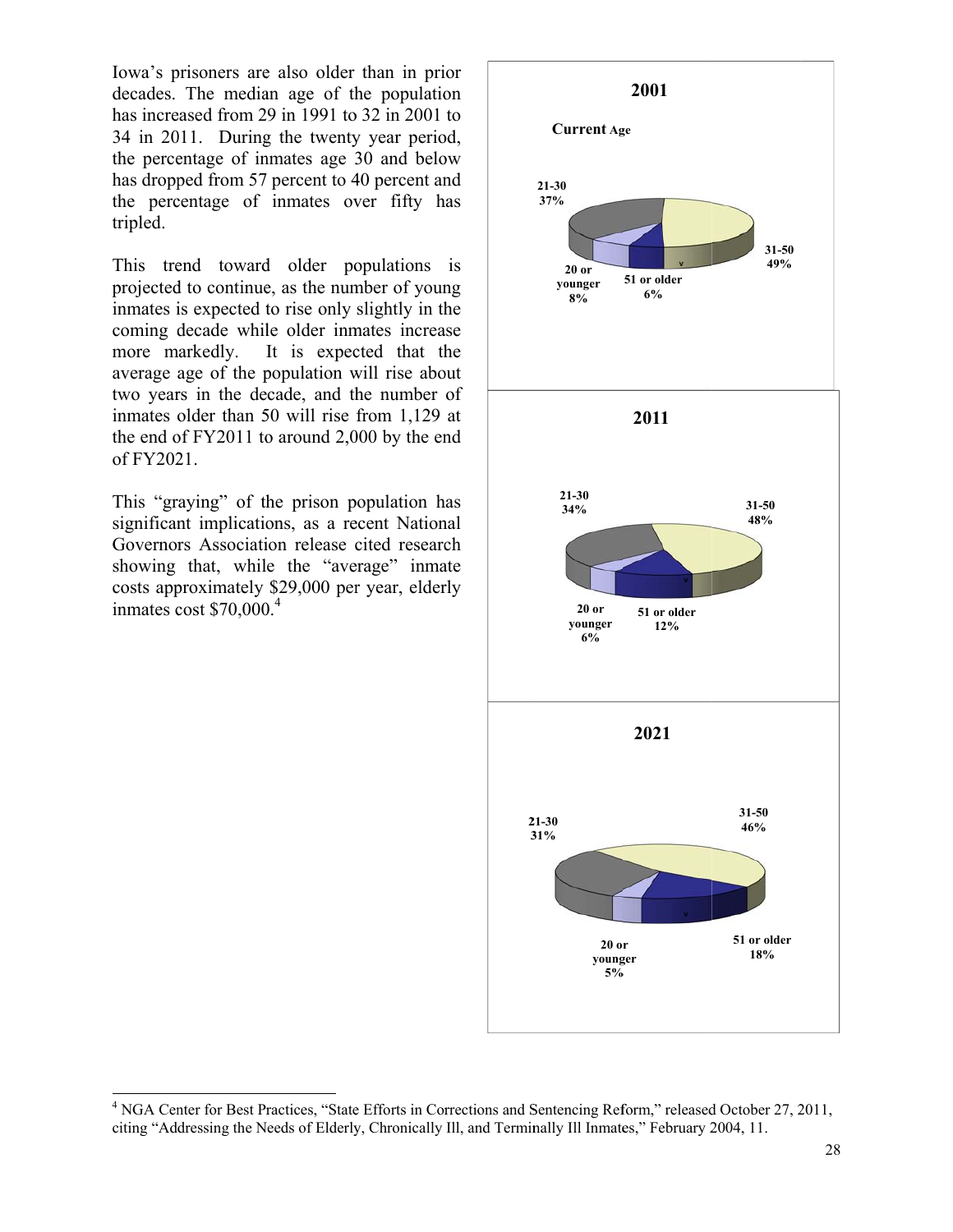Iowa's prisoners are also older than in prior decades. The median age of the population has increased from 29 in 1991 to 32 in 2001 to 34 in 2011. During the twenty year period, the percentage of inmates age 30 and below has dropped from 57 percent to 40 percent and the percentage of inmates over fifty has tripled.

This trend toward older populations is projected to continue, as the number of young inmates is expected to rise only slightly in the coming decade while older inmates increase more markedly. It is expected that the average age of the population will rise about two years in the decade, and the number of inmates older than 50 will rise from 1,129 at the end of FY2011 to around 2,000 by the end of FY2021.

This "graying" of the prison population has significant implications, as a recent National Governors Association release cited research showing that, while the "average" inmate costs approximately $29,000 per year, elderly inmates cost $70,000.[4]

**2001**

**Current Age**

| Age | Percent |
|---|---|
| 20 or younger | 8% |
| 21-30 | 37% |
| 31-50 | 49% |
| 51 or older | 6% |

**2011**

| Age | Percent |
|---|---|
| 20 or younger | 6% |
| 21-30 | 34% |
| 31-50 | 48% |
| 51 or older | 12% |

**2021**

| Age | Percent |
|---|---|
| 20 or younger | 5% |
| 21-30 | 31% |
| 31-50 | 46% |
| 51 or older | 18% |

[4] NGA Center for Best Practices, "State Efforts in Corrections and Sentencing Reform," released October 27, 2011, citing "Addressing the Needs of Elderly, Chronically Ill, and Terminally Ill Inmates," February 2004, 11.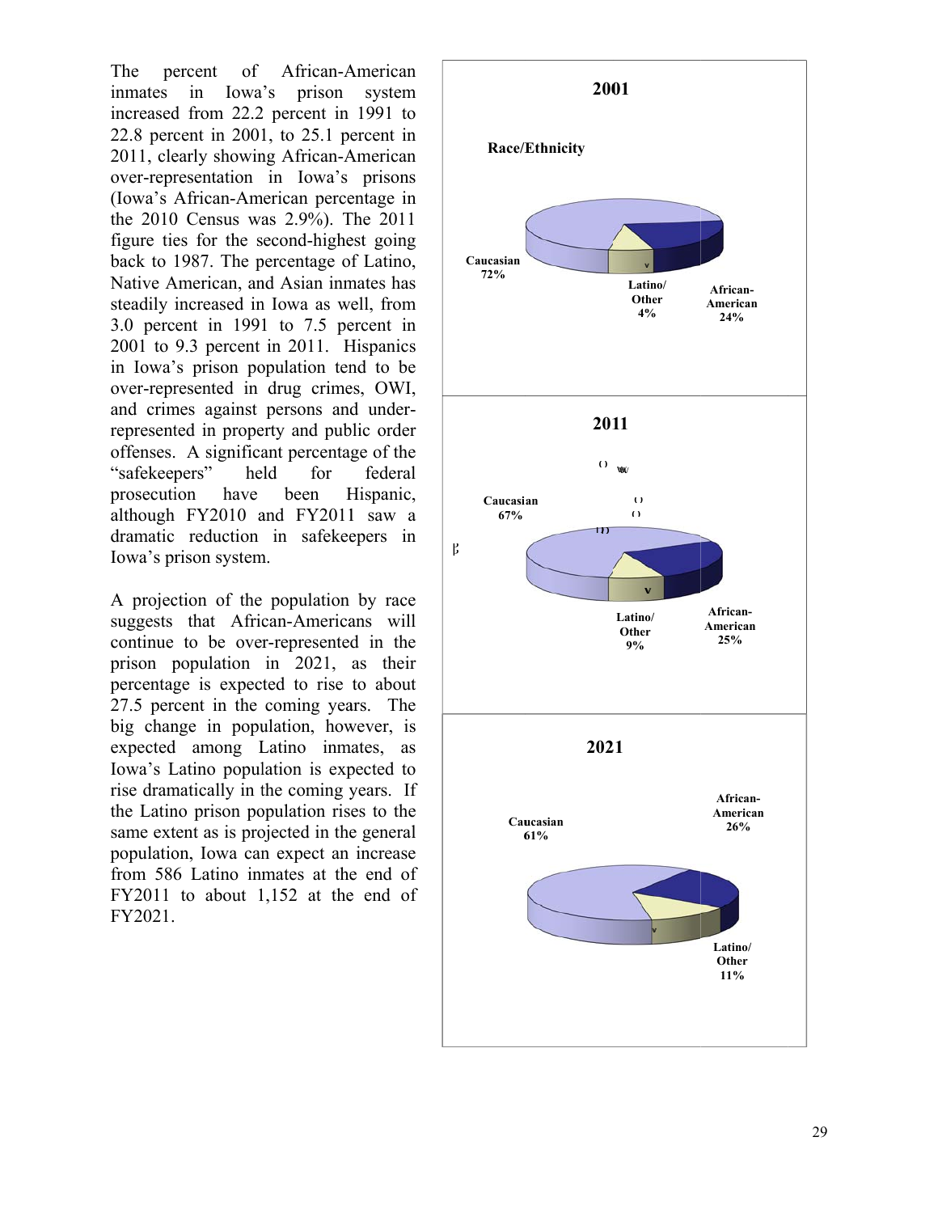The percent of African-American inmates in Iowa's prison system increased from 22.2 percent in 1991 to 22.8 percent in 2001, to 25.1 percent in 2011, clearly showing African-American over-representation in Iowa's prisons (Iowa's African-American percentage in the 2010 Census was 2.9%). The 2011 figure ties for the second-highest going back to 1987. The percentage of Latino, Native American, and Asian inmates has steadily increased in Iowa as well, from 3.0 percent in 1991 to 7.5 percent in 2001 to 9.3 percent in 2011. Hispanics in Iowa's prison population tend to be over-represented in drug crimes, OWI, and crimes against persons and under-represented in property and public order offenses. A significant percentage of the "safekeepers" held for federal prosecution have been Hispanic, although FY2010 and FY2011 saw a dramatic reduction in safekeepers in Iowa's prison system.

A projection of the population by race suggests that African-Americans will continue to be over-represented in the prison population in 2021, as their percentage is expected to rise to about 27.5 percent in the coming years. The big change in population, however, is expected among Latino inmates, as Iowa's Latino population is expected to rise dramatically in the coming years. If the Latino prison population rises to the same extent as is projected in the general population, Iowa can expect an increase from 586 Latino inmates at the end of FY2011 to about 1,152 at the end of FY2021.

**Race/Ethnicity**

**2001**

- Caucasian 72%
- Latino/Other 4%
- African-American 24%

**2011**

- Caucasian 67%
- Latino/Other 9%
- African-American 25%

**2021**

- Caucasian 61%
- African-American 26%
- Latino/Other 11%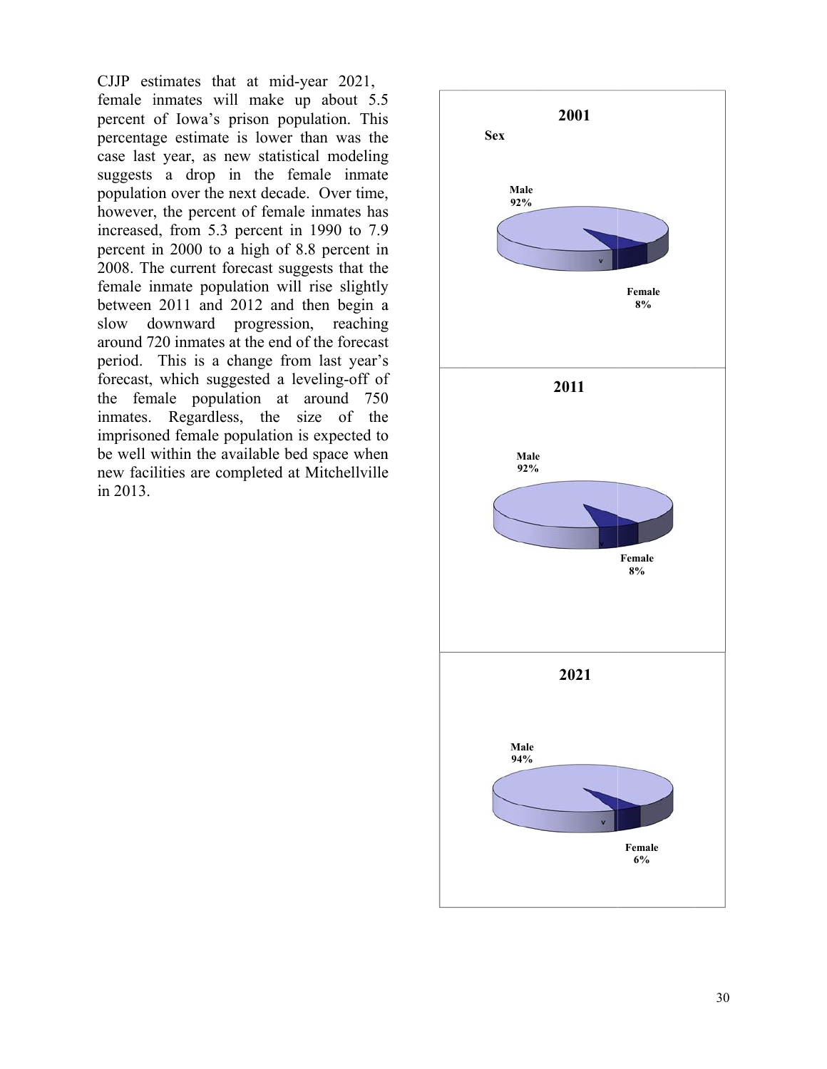CJJP estimates that at mid-year 2021, female inmates will make up about 5.5 percent of Iowa's prison population. This percentage estimate is lower than was the case last year, as new statistical modeling suggests a drop in the female inmate population over the next decade. Over time, however, the percent of female inmates has increased, from 5.3 percent in 1990 to 7.9 percent in 2000 to a high of 8.8 percent in 2008. The current forecast suggests that the female inmate population will rise slightly between 2011 and 2012 and then begin a slow downward progression, reaching around 720 inmates at the end of the forecast period. This is a change from last year's forecast, which suggested a leveling-off of the female population at around 750 inmates. Regardless, the size of the imprisoned female population is expected to be well within the available bed space when new facilities are completed at Mitchellville in 2013.

**2001**

**Sex**

Male 92%

Female 8%

**2011**

Male 92%

Female 8%

**2021**

Male 94%

Female 6%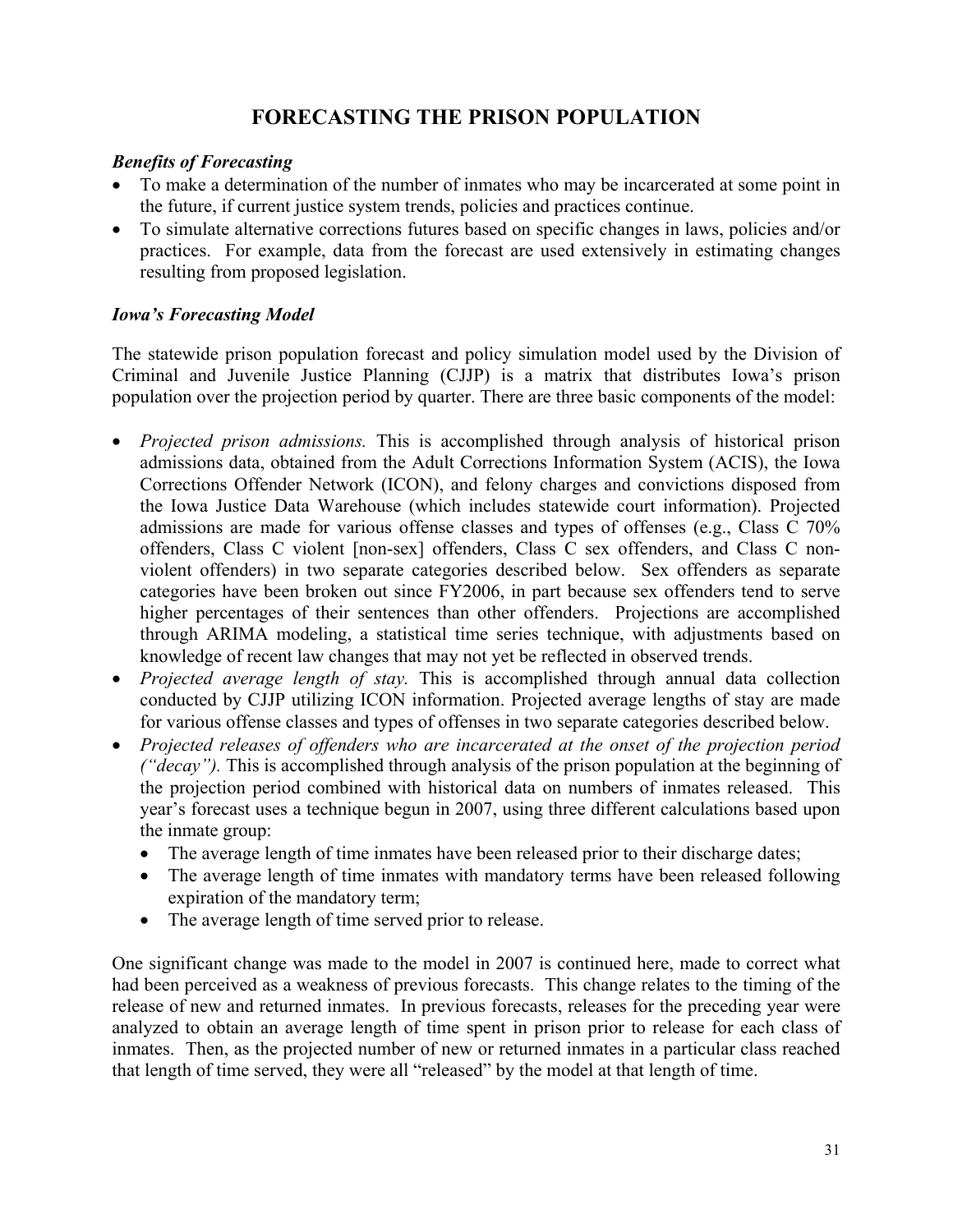# FORECASTING THE PRISON POPULATION

### *Benefits of Forecasting*

- To make a determination of the number of inmates who may be incarcerated at some point in the future, if current justice system trends, policies and practices continue.
- To simulate alternative corrections futures based on specific changes in laws, policies and/or practices. For example, data from the forecast are used extensively in estimating changes resulting from proposed legislation.

### *Iowa's Forecasting Model*

The statewide prison population forecast and policy simulation model used by the Division of Criminal and Juvenile Justice Planning (CJJP) is a matrix that distributes Iowa's prison population over the projection period by quarter. There are three basic components of the model:

- *Projected prison admissions.* This is accomplished through analysis of historical prison admissions data, obtained from the Adult Corrections Information System (ACIS), the Iowa Corrections Offender Network (ICON), and felony charges and convictions disposed from the Iowa Justice Data Warehouse (which includes statewide court information). Projected admissions are made for various offense classes and types of offenses (e.g., Class C 70% offenders, Class C violent [non-sex] offenders, Class C sex offenders, and Class C non-violent offenders) in two separate categories described below. Sex offenders as separate categories have been broken out since FY2006, in part because sex offenders tend to serve higher percentages of their sentences than other offenders. Projections are accomplished through ARIMA modeling, a statistical time series technique, with adjustments based on knowledge of recent law changes that may not yet be reflected in observed trends.
- *Projected average length of stay.* This is accomplished through annual data collection conducted by CJJP utilizing ICON information. Projected average lengths of stay are made for various offense classes and types of offenses in two separate categories described below.
- *Projected releases of offenders who are incarcerated at the onset of the projection period ("decay").* This is accomplished through analysis of the prison population at the beginning of the projection period combined with historical data on numbers of inmates released. This year's forecast uses a technique begun in 2007, using three different calculations based upon the inmate group:
  - The average length of time inmates have been released prior to their discharge dates;
  - The average length of time inmates with mandatory terms have been released following expiration of the mandatory term;
  - The average length of time served prior to release.

One significant change was made to the model in 2007 is continued here, made to correct what had been perceived as a weakness of previous forecasts. This change relates to the timing of the release of new and returned inmates. In previous forecasts, releases for the preceding year were analyzed to obtain an average length of time spent in prison prior to release for each class of inmates. Then, as the projected number of new or returned inmates in a particular class reached that length of time served, they were all "released" by the model at that length of time.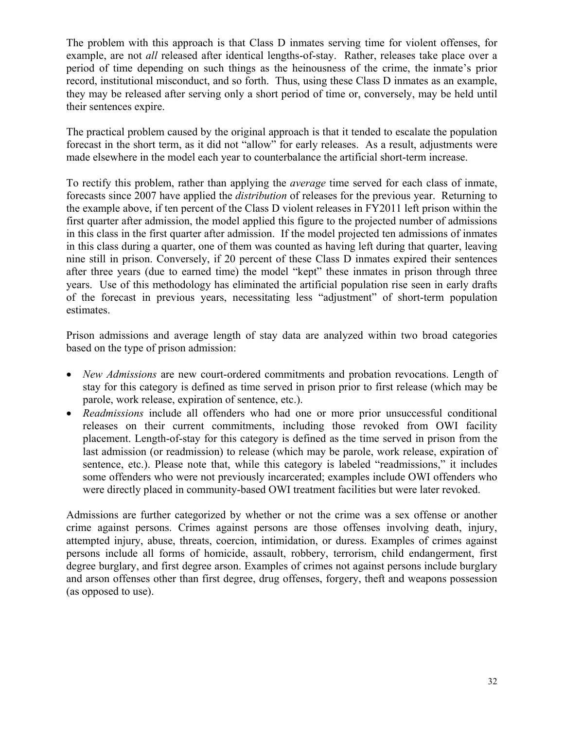The problem with this approach is that Class D inmates serving time for violent offenses, for example, are not *all* released after identical lengths-of-stay. Rather, releases take place over a period of time depending on such things as the heinousness of the crime, the inmate's prior record, institutional misconduct, and so forth. Thus, using these Class D inmates as an example, they may be released after serving only a short period of time or, conversely, may be held until their sentences expire.

The practical problem caused by the original approach is that it tended to escalate the population forecast in the short term, as it did not "allow" for early releases. As a result, adjustments were made elsewhere in the model each year to counterbalance the artificial short-term increase.

To rectify this problem, rather than applying the *average* time served for each class of inmate, forecasts since 2007 have applied the *distribution* of releases for the previous year. Returning to the example above, if ten percent of the Class D violent releases in FY2011 left prison within the first quarter after admission, the model applied this figure to the projected number of admissions in this class in the first quarter after admission. If the model projected ten admissions of inmates in this class during a quarter, one of them was counted as having left during that quarter, leaving nine still in prison. Conversely, if 20 percent of these Class D inmates expired their sentences after three years (due to earned time) the model "kept" these inmates in prison through three years. Use of this methodology has eliminated the artificial population rise seen in early drafts of the forecast in previous years, necessitating less "adjustment" of short-term population estimates.

Prison admissions and average length of stay data are analyzed within two broad categories based on the type of prison admission:

- *New Admissions* are new court-ordered commitments and probation revocations. Length of stay for this category is defined as time served in prison prior to first release (which may be parole, work release, expiration of sentence, etc.).
- *Readmissions* include all offenders who had one or more prior unsuccessful conditional releases on their current commitments, including those revoked from OWI facility placement. Length-of-stay for this category is defined as the time served in prison from the last admission (or readmission) to release (which may be parole, work release, expiration of sentence, etc.). Please note that, while this category is labeled "readmissions," it includes some offenders who were not previously incarcerated; examples include OWI offenders who were directly placed in community-based OWI treatment facilities but were later revoked.

Admissions are further categorized by whether or not the crime was a sex offense or another crime against persons. Crimes against persons are those offenses involving death, injury, attempted injury, abuse, threats, coercion, intimidation, or duress. Examples of crimes against persons include all forms of homicide, assault, robbery, terrorism, child endangerment, first degree burglary, and first degree arson. Examples of crimes not against persons include burglary and arson offenses other than first degree, drug offenses, forgery, theft and weapons possession (as opposed to use).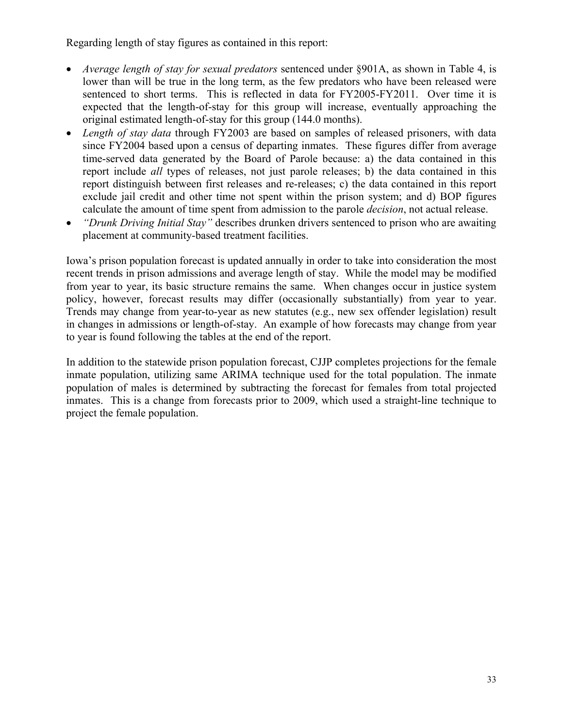Regarding length of stay figures as contained in this report:

- *Average length of stay for sexual predators* sentenced under §901A, as shown in Table 4, is lower than will be true in the long term, as the few predators who have been released were sentenced to short terms. This is reflected in data for FY2005-FY2011. Over time it is expected that the length-of-stay for this group will increase, eventually approaching the original estimated length-of-stay for this group (144.0 months).
- *Length of stay data* through FY2003 are based on samples of released prisoners, with data since FY2004 based upon a census of departing inmates. These figures differ from average time-served data generated by the Board of Parole because: a) the data contained in this report include *all* types of releases, not just parole releases; b) the data contained in this report distinguish between first releases and re-releases; c) the data contained in this report exclude jail credit and other time not spent within the prison system; and d) BOP figures calculate the amount of time spent from admission to the parole *decision*, not actual release.
- *"Drunk Driving Initial Stay"* describes drunken drivers sentenced to prison who are awaiting placement at community-based treatment facilities.

Iowa's prison population forecast is updated annually in order to take into consideration the most recent trends in prison admissions and average length of stay. While the model may be modified from year to year, its basic structure remains the same. When changes occur in justice system policy, however, forecast results may differ (occasionally substantially) from year to year. Trends may change from year-to-year as new statutes (e.g., new sex offender legislation) result in changes in admissions or length-of-stay. An example of how forecasts may change from year to year is found following the tables at the end of the report.

In addition to the statewide prison population forecast, CJJP completes projections for the female inmate population, utilizing same ARIMA technique used for the total population. The inmate population of males is determined by subtracting the forecast for females from total projected inmates. This is a change from forecasts prior to 2009, which used a straight-line technique to project the female population.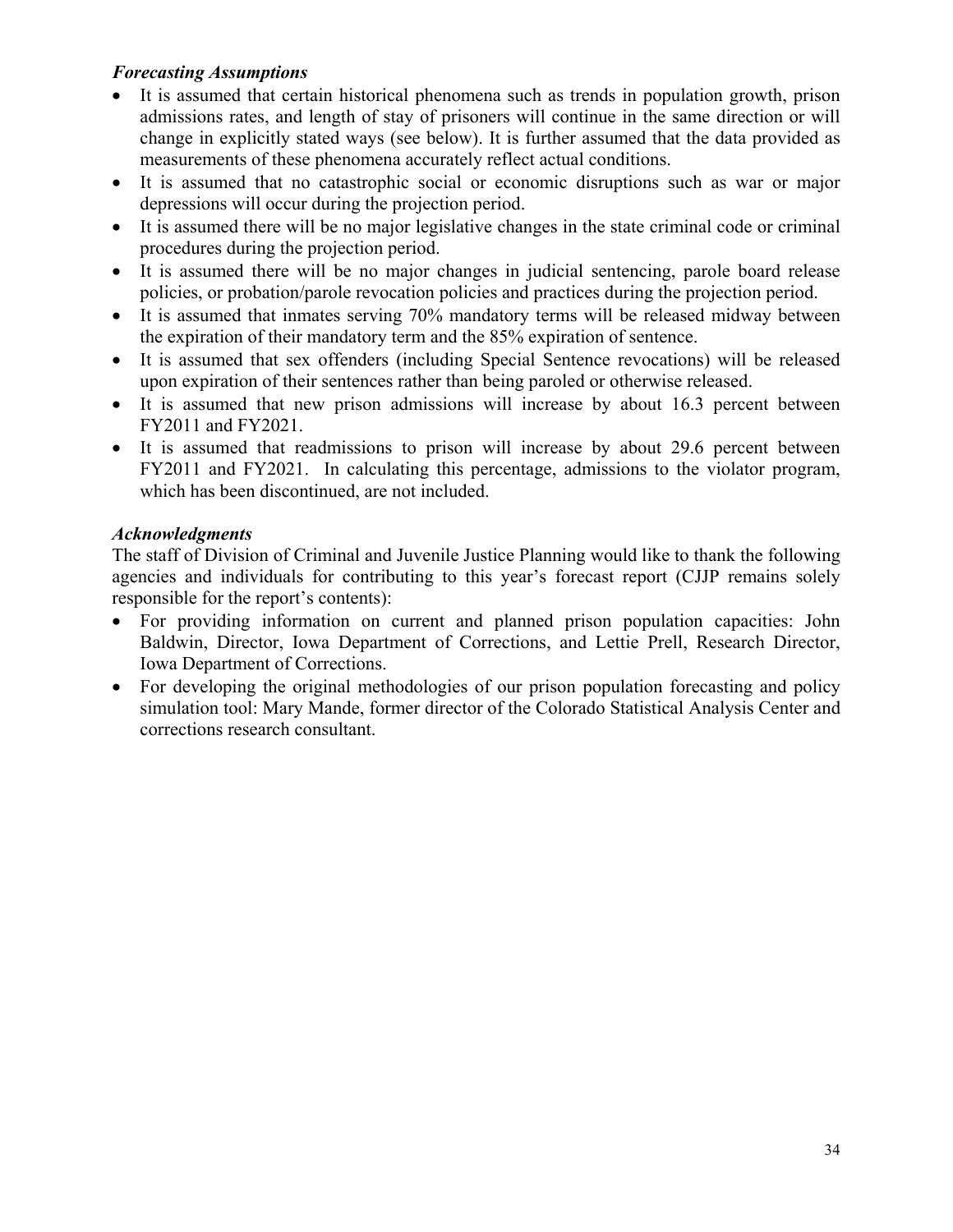### *Forecasting Assumptions*

- It is assumed that certain historical phenomena such as trends in population growth, prison admissions rates, and length of stay of prisoners will continue in the same direction or will change in explicitly stated ways (see below). It is further assumed that the data provided as measurements of these phenomena accurately reflect actual conditions.
- It is assumed that no catastrophic social or economic disruptions such as war or major depressions will occur during the projection period.
- It is assumed there will be no major legislative changes in the state criminal code or criminal procedures during the projection period.
- It is assumed there will be no major changes in judicial sentencing, parole board release policies, or probation/parole revocation policies and practices during the projection period.
- It is assumed that inmates serving 70% mandatory terms will be released midway between the expiration of their mandatory term and the 85% expiration of sentence.
- It is assumed that sex offenders (including Special Sentence revocations) will be released upon expiration of their sentences rather than being paroled or otherwise released.
- It is assumed that new prison admissions will increase by about 16.3 percent between FY2011 and FY2021.
- It is assumed that readmissions to prison will increase by about 29.6 percent between FY2011 and FY2021. In calculating this percentage, admissions to the violator program, which has been discontinued, are not included.

### *Acknowledgments*

The staff of Division of Criminal and Juvenile Justice Planning would like to thank the following agencies and individuals for contributing to this year's forecast report (CJJP remains solely responsible for the report's contents):

- For providing information on current and planned prison population capacities: John Baldwin, Director, Iowa Department of Corrections, and Lettie Prell, Research Director, Iowa Department of Corrections.
- For developing the original methodologies of our prison population forecasting and policy simulation tool: Mary Mande, former director of the Colorado Statistical Analysis Center and corrections research consultant.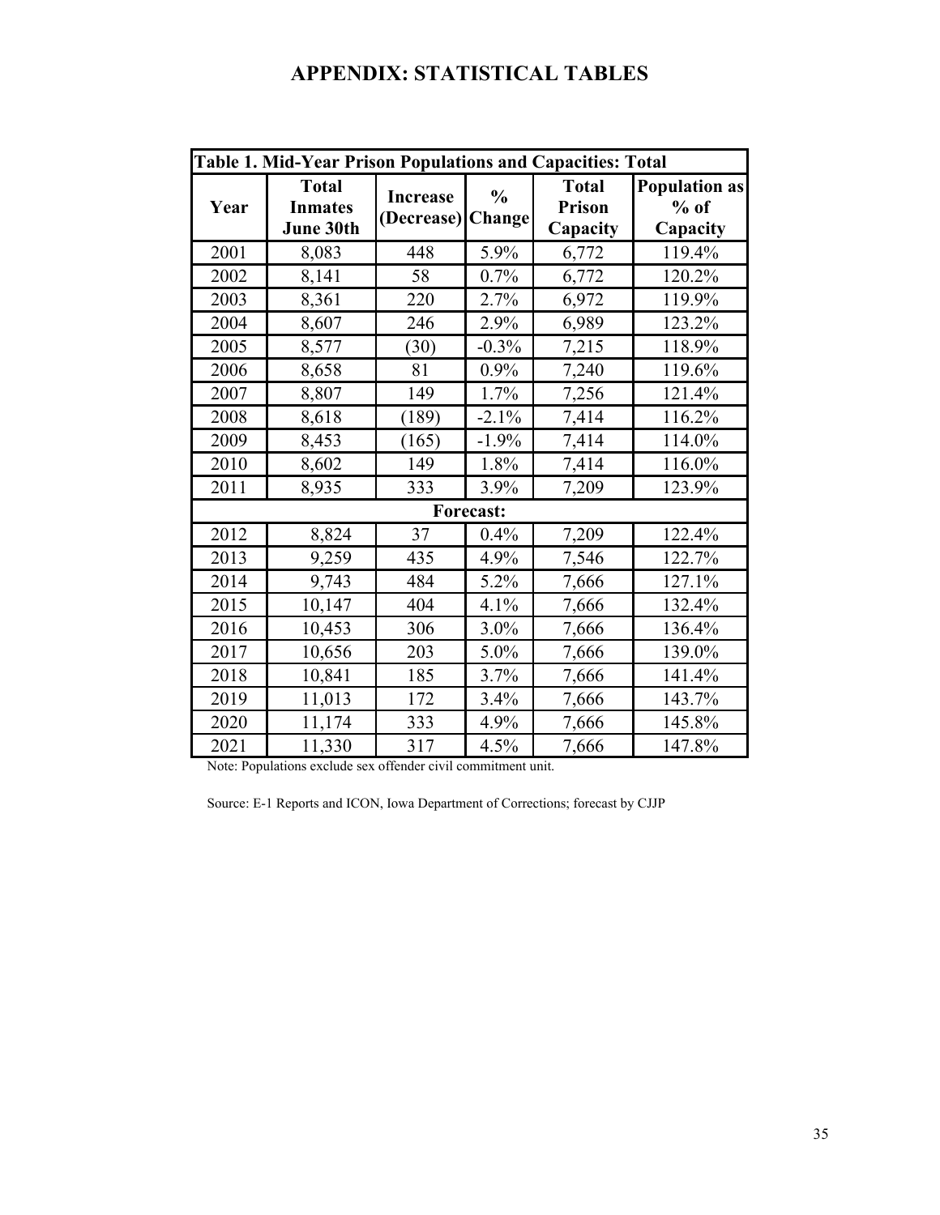# APPENDIX: STATISTICAL TABLES

| Table 1. Mid-Year Prison Populations and Capacities: Total | | | | | |
|---|---|---|---|---|---|
| **Year** | **Total Inmates June 30th** | **Increase (Decrease)** | **% Change** | **Total Prison Capacity** | **Population as % of Capacity** |
| 2001 | 8,083 | 448 | 5.9% | 6,772 | 119.4% |
| 2002 | 8,141 | 58 | 0.7% | 6,772 | 120.2% |
| 2003 | 8,361 | 220 | 2.7% | 6,972 | 119.9% |
| 2004 | 8,607 | 246 | 2.9% | 6,989 | 123.2% |
| 2005 | 8,577 | (30) | -0.3% | 7,215 | 118.9% |
| 2006 | 8,658 | 81 | 0.9% | 7,240 | 119.6% |
| 2007 | 8,807 | 149 | 1.7% | 7,256 | 121.4% |
| 2008 | 8,618 | (189) | -2.1% | 7,414 | 116.2% |
| 2009 | 8,453 | (165) | -1.9% | 7,414 | 114.0% |
| 2010 | 8,602 | 149 | 1.8% | 7,414 | 116.0% |
| 2011 | 8,935 | 333 | 3.9% | 7,209 | 123.9% |
| **Forecast:** | | | | | |
| 2012 | 8,824 | 37 | 0.4% | 7,209 | 122.4% |
| 2013 | 9,259 | 435 | 4.9% | 7,546 | 122.7% |
| 2014 | 9,743 | 484 | 5.2% | 7,666 | 127.1% |
| 2015 | 10,147 | 404 | 4.1% | 7,666 | 132.4% |
| 2016 | 10,453 | 306 | 3.0% | 7,666 | 136.4% |
| 2017 | 10,656 | 203 | 5.0% | 7,666 | 139.0% |
| 2018 | 10,841 | 185 | 3.7% | 7,666 | 141.4% |
| 2019 | 11,013 | 172 | 3.4% | 7,666 | 143.7% |
| 2020 | 11,174 | 333 | 4.9% | 7,666 | 145.8% |
| 2021 | 11,330 | 317 | 4.5% | 7,666 | 147.8% |

Note: Populations exclude sex offender civil commitment unit.

Source: E-1 Reports and ICON, Iowa Department of Corrections; forecast by CJJP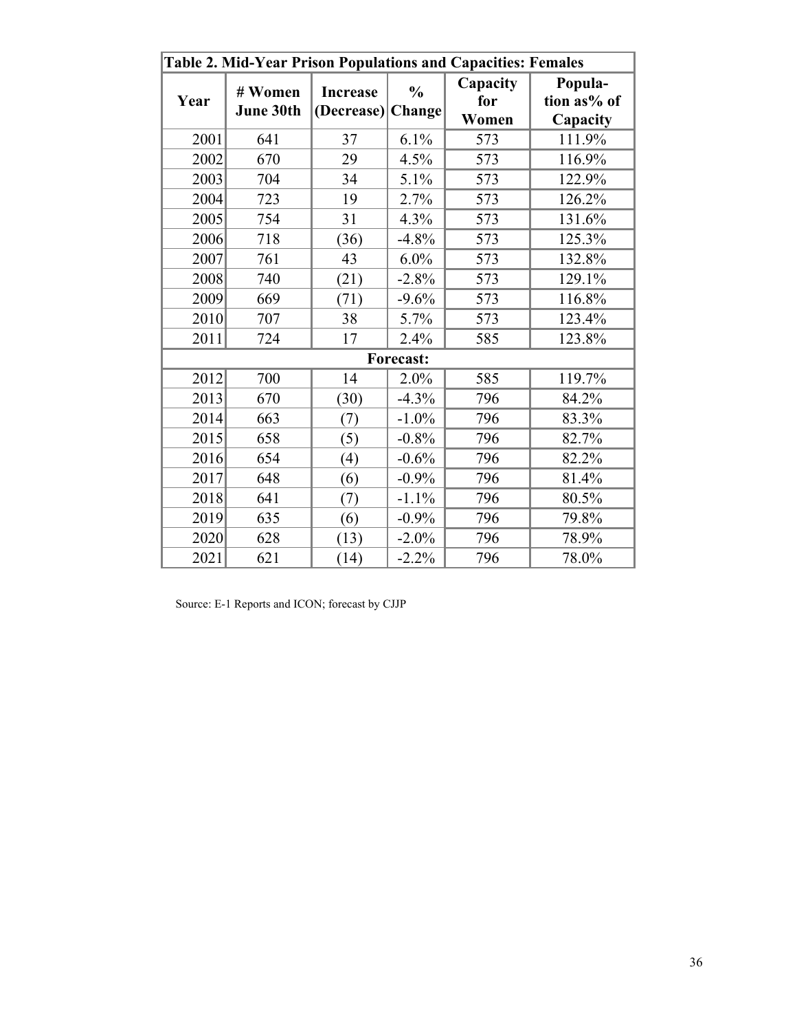| Table 2. Mid-Year Prison Populations and Capacities: Females | | | | | |
|---|---|---|---|---|---|
| Year | # Women June 30th | Increase (Decrease) | % Change | Capacity for Women | Population as% of Capacity |
| 2001 | 641 | 37 | 6.1% | 573 | 111.9% |
| 2002 | 670 | 29 | 4.5% | 573 | 116.9% |
| 2003 | 704 | 34 | 5.1% | 573 | 122.9% |
| 2004 | 723 | 19 | 2.7% | 573 | 126.2% |
| 2005 | 754 | 31 | 4.3% | 573 | 131.6% |
| 2006 | 718 | (36) | -4.8% | 573 | 125.3% |
| 2007 | 761 | 43 | 6.0% | 573 | 132.8% |
| 2008 | 740 | (21) | -2.8% | 573 | 129.1% |
| 2009 | 669 | (71) | -9.6% | 573 | 116.8% |
| 2010 | 707 | 38 | 5.7% | 573 | 123.4% |
| 2011 | 724 | 17 | 2.4% | 585 | 123.8% |
| **Forecast:** | | | | | |
| 2012 | 700 | 14 | 2.0% | 585 | 119.7% |
| 2013 | 670 | (30) | -4.3% | 796 | 84.2% |
| 2014 | 663 | (7) | -1.0% | 796 | 83.3% |
| 2015 | 658 | (5) | -0.8% | 796 | 82.7% |
| 2016 | 654 | (4) | -0.6% | 796 | 82.2% |
| 2017 | 648 | (6) | -0.9% | 796 | 81.4% |
| 2018 | 641 | (7) | -1.1% | 796 | 80.5% |
| 2019 | 635 | (6) | -0.9% | 796 | 79.8% |
| 2020 | 628 | (13) | -2.0% | 796 | 78.9% |
| 2021 | 621 | (14) | -2.2% | 796 | 78.0% |

Source: E-1 Reports and ICON; forecast by CJJP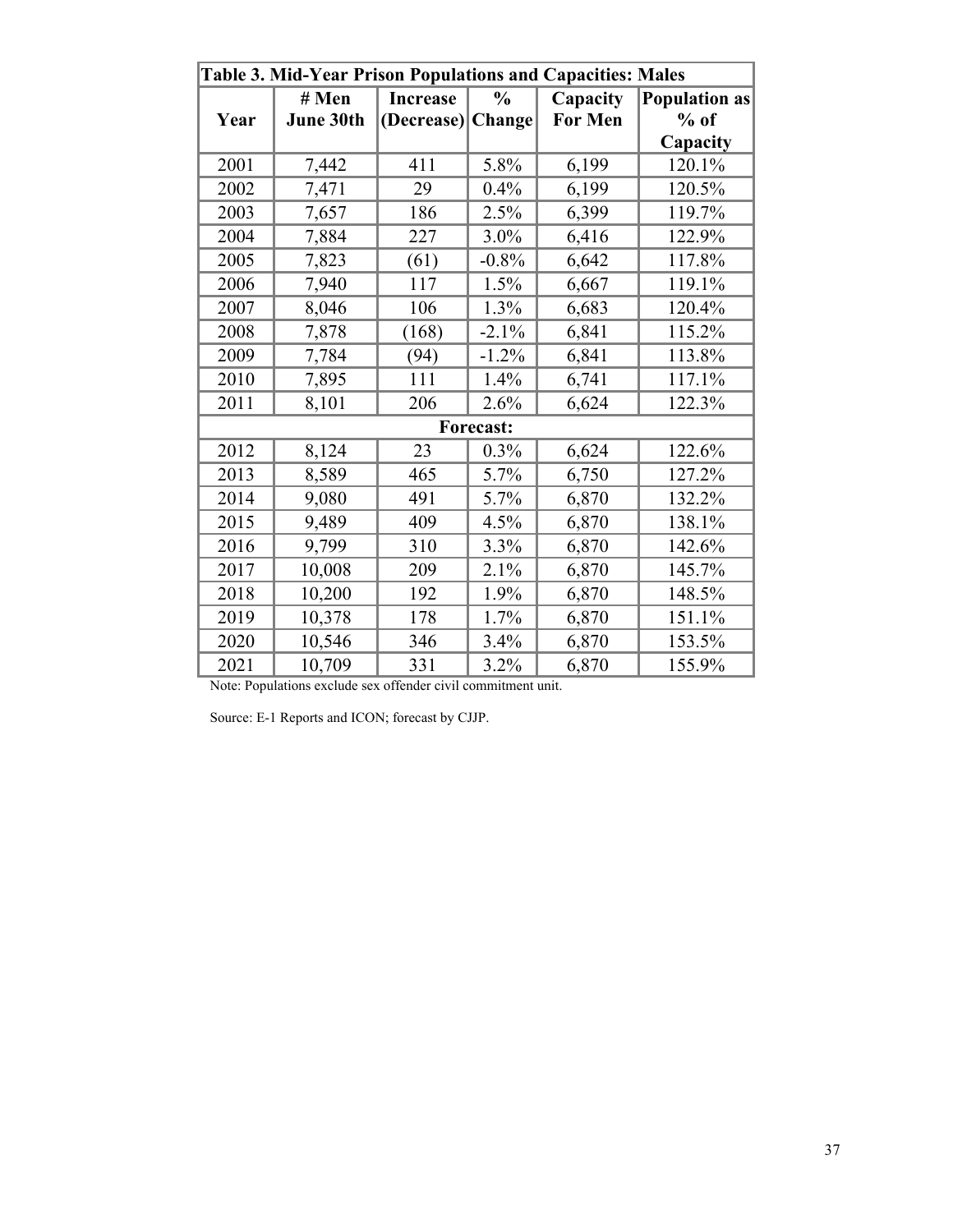**Table 3. Mid-Year Prison Populations and Capacities: Males**

| Year | # Men June 30th | Increase (Decrease) | % Change | Capacity For Men | Population as % of Capacity |
|---|---|---|---|---|---|
| 2001 | 7,442 | 411 | 5.8% | 6,199 | 120.1% |
| 2002 | 7,471 | 29 | 0.4% | 6,199 | 120.5% |
| 2003 | 7,657 | 186 | 2.5% | 6,399 | 119.7% |
| 2004 | 7,884 | 227 | 3.0% | 6,416 | 122.9% |
| 2005 | 7,823 | (61) | -0.8% | 6,642 | 117.8% |
| 2006 | 7,940 | 117 | 1.5% | 6,667 | 119.1% |
| 2007 | 8,046 | 106 | 1.3% | 6,683 | 120.4% |
| 2008 | 7,878 | (168) | -2.1% | 6,841 | 115.2% |
| 2009 | 7,784 | (94) | -1.2% | 6,841 | 113.8% |
| 2010 | 7,895 | 111 | 1.4% | 6,741 | 117.1% |
| 2011 | 8,101 | 206 | 2.6% | 6,624 | 122.3% |
| **Forecast:** | | | | | |
| 2012 | 8,124 | 23 | 0.3% | 6,624 | 122.6% |
| 2013 | 8,589 | 465 | 5.7% | 6,750 | 127.2% |
| 2014 | 9,080 | 491 | 5.7% | 6,870 | 132.2% |
| 2015 | 9,489 | 409 | 4.5% | 6,870 | 138.1% |
| 2016 | 9,799 | 310 | 3.3% | 6,870 | 142.6% |
| 2017 | 10,008 | 209 | 2.1% | 6,870 | 145.7% |
| 2018 | 10,200 | 192 | 1.9% | 6,870 | 148.5% |
| 2019 | 10,378 | 178 | 1.7% | 6,870 | 151.1% |
| 2020 | 10,546 | 346 | 3.4% | 6,870 | 153.5% |
| 2021 | 10,709 | 331 | 3.2% | 6,870 | 155.9% |

Note: Populations exclude sex offender civil commitment unit.

Source: E-1 Reports and ICON; forecast by CJJP.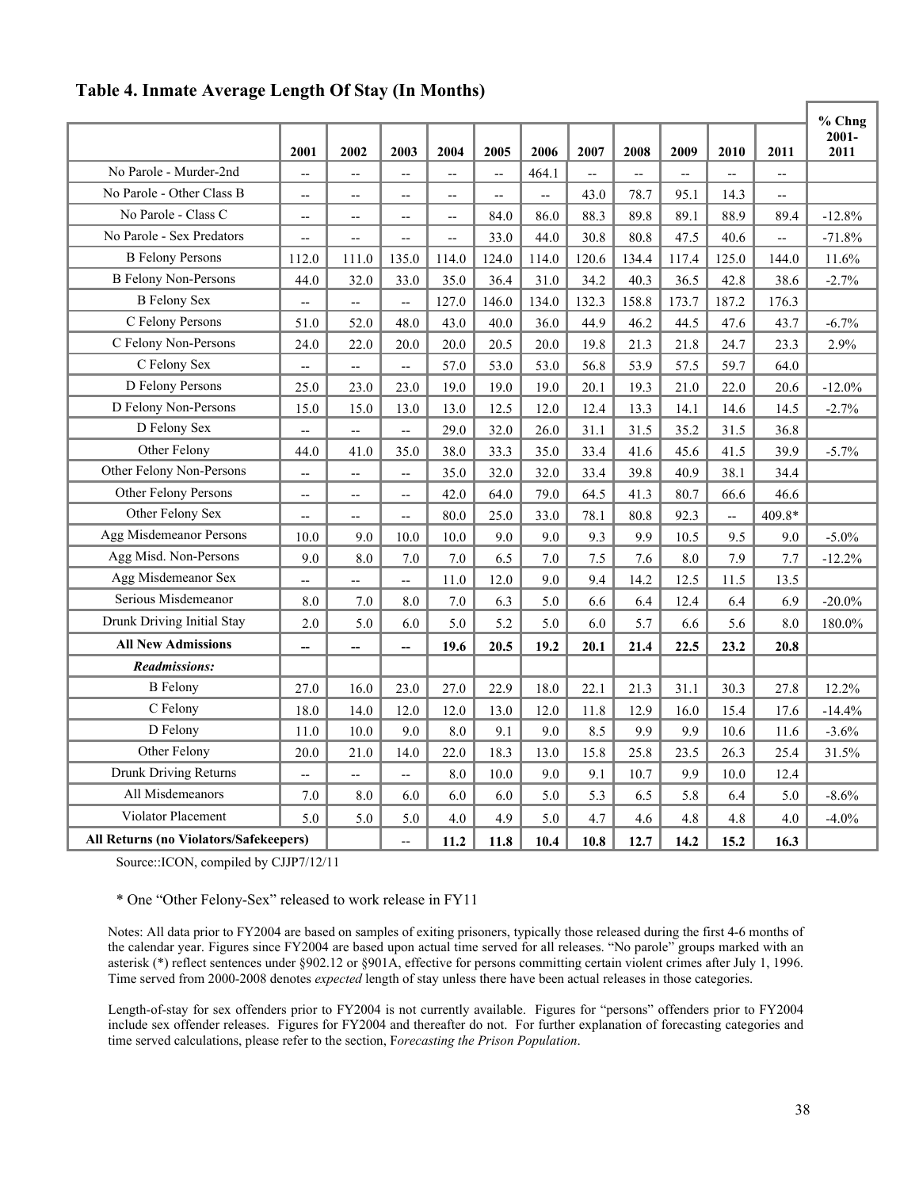## Table 4. Inmate Average Length Of Stay (In Months)

| | 2001 | 2002 | 2003 | 2004 | 2005 | 2006 | 2007 | 2008 | 2009 | 2010 | 2011 | % Chng 2001-2011 |
|---|---|---|---|---|---|---|---|---|---|---|---|---|
| No Parole - Murder-2nd | -- | -- | -- | -- | -- | 464.1 | -- | -- | -- | -- | -- | |
| No Parole - Other Class B | -- | -- | -- | -- | -- | -- | 43.0 | 78.7 | 95.1 | 14.3 | -- | |
| No Parole - Class C | -- | -- | -- | -- | 84.0 | 86.0 | 88.3 | 89.8 | 89.1 | 88.9 | 89.4 | -12.8% |
| No Parole - Sex Predators | -- | -- | -- | -- | 33.0 | 44.0 | 30.8 | 80.8 | 47.5 | 40.6 | -- | -71.8% |
| B Felony Persons | 112.0 | 111.0 | 135.0 | 114.0 | 124.0 | 114.0 | 120.6 | 134.4 | 117.4 | 125.0 | 144.0 | 11.6% |
| B Felony Non-Persons | 44.0 | 32.0 | 33.0 | 35.0 | 36.4 | 31.0 | 34.2 | 40.3 | 36.5 | 42.8 | 38.6 | -2.7% |
| B Felony Sex | -- | -- | -- | 127.0 | 146.0 | 134.0 | 132.3 | 158.8 | 173.7 | 187.2 | 176.3 | |
| C Felony Persons | 51.0 | 52.0 | 48.0 | 43.0 | 40.0 | 36.0 | 44.9 | 46.2 | 44.5 | 47.6 | 43.7 | -6.7% |
| C Felony Non-Persons | 24.0 | 22.0 | 20.0 | 20.0 | 20.5 | 20.0 | 19.8 | 21.3 | 21.8 | 24.7 | 23.3 | 2.9% |
| C Felony Sex | -- | -- | -- | 57.0 | 53.0 | 53.0 | 56.8 | 53.9 | 57.5 | 59.7 | 64.0 | |
| D Felony Persons | 25.0 | 23.0 | 23.0 | 19.0 | 19.0 | 19.0 | 20.1 | 19.3 | 21.0 | 22.0 | 20.6 | -12.0% |
| D Felony Non-Persons | 15.0 | 15.0 | 13.0 | 13.0 | 12.5 | 12.0 | 12.4 | 13.3 | 14.1 | 14.6 | 14.5 | -2.7% |
| D Felony Sex | -- | -- | -- | 29.0 | 32.0 | 26.0 | 31.1 | 31.5 | 35.2 | 31.5 | 36.8 | |
| Other Felony | 44.0 | 41.0 | 35.0 | 38.0 | 33.3 | 35.0 | 33.4 | 41.6 | 45.6 | 41.5 | 39.9 | -5.7% |
| Other Felony Non-Persons | -- | -- | -- | 35.0 | 32.0 | 32.0 | 33.4 | 39.8 | 40.9 | 38.1 | 34.4 | |
| Other Felony Persons | -- | -- | -- | 42.0 | 64.0 | 79.0 | 64.5 | 41.3 | 80.7 | 66.6 | 46.6 | |
| Other Felony Sex | -- | -- | -- | 80.0 | 25.0 | 33.0 | 78.1 | 80.8 | 92.3 | -- | 409.8* | |
| Agg Misdemeanor Persons | 10.0 | 9.0 | 10.0 | 10.0 | 9.0 | 9.0 | 9.3 | 9.9 | 10.5 | 9.5 | 9.0 | -5.0% |
| Agg Misd. Non-Persons | 9.0 | 8.0 | 7.0 | 7.0 | 6.5 | 7.0 | 7.5 | 7.6 | 8.0 | 7.9 | 7.7 | -12.2% |
| Agg Misdemeanor Sex | -- | -- | -- | 11.0 | 12.0 | 9.0 | 9.4 | 14.2 | 12.5 | 11.5 | 13.5 | |
| Serious Misdemeanor | 8.0 | 7.0 | 8.0 | 7.0 | 6.3 | 5.0 | 6.6 | 6.4 | 12.4 | 6.4 | 6.9 | -20.0% |
| Drunk Driving Initial Stay | 2.0 | 5.0 | 6.0 | 5.0 | 5.2 | 5.0 | 6.0 | 5.7 | 6.6 | 5.6 | 8.0 | 180.0% |
| **All New Admissions** | **--** | **--** | **--** | **19.6** | **20.5** | **19.2** | **20.1** | **21.4** | **22.5** | **23.2** | **20.8** | |
| ***Readmissions:*** | | | | | | | | | | | | |
| B Felony | 27.0 | 16.0 | 23.0 | 27.0 | 22.9 | 18.0 | 22.1 | 21.3 | 31.1 | 30.3 | 27.8 | 12.2% |
| C Felony | 18.0 | 14.0 | 12.0 | 12.0 | 13.0 | 12.0 | 11.8 | 12.9 | 16.0 | 15.4 | 17.6 | -14.4% |
| D Felony | 11.0 | 10.0 | 9.0 | 8.0 | 9.1 | 9.0 | 8.5 | 9.9 | 9.9 | 10.6 | 11.6 | -3.6% |
| Other Felony | 20.0 | 21.0 | 14.0 | 22.0 | 18.3 | 13.0 | 15.8 | 25.8 | 23.5 | 26.3 | 25.4 | 31.5% |
| Drunk Driving Returns | -- | -- | -- | 8.0 | 10.0 | 9.0 | 9.1 | 10.7 | 9.9 | 10.0 | 12.4 | |
| All Misdemeanors | 7.0 | 8.0 | 6.0 | 6.0 | 6.0 | 5.0 | 5.3 | 6.5 | 5.8 | 6.4 | 5.0 | -8.6% |
| Violator Placement | 5.0 | 5.0 | 5.0 | 4.0 | 4.9 | 5.0 | 4.7 | 4.6 | 4.8 | 4.8 | 4.0 | -4.0% |
| **All Returns (no Violators/Safekeepers)** | | | -- | **11.2** | **11.8** | **10.4** | **10.8** | **12.7** | **14.2** | **15.2** | **16.3** | |

Source::ICON, compiled by CJJP7/12/11

\* One "Other Felony-Sex" released to work release in FY11

Notes: All data prior to FY2004 are based on samples of exiting prisoners, typically those released during the first 4-6 months of the calendar year. Figures since FY2004 are based upon actual time served for all releases. "No parole" groups marked with an asterisk (*) reflect sentences under §902.12 or §901A, effective for persons committing certain violent crimes after July 1, 1996. Time served from 2000-2008 denotes *expected* length of stay unless there have been actual releases in those categories.

Length-of-stay for sex offenders prior to FY2004 is not currently available. Figures for "persons" offenders prior to FY2004 include sex offender releases. Figures for FY2004 and thereafter do not. For further explanation of forecasting categories and time served calculations, please refer to the section, F*orecasting the Prison Population*.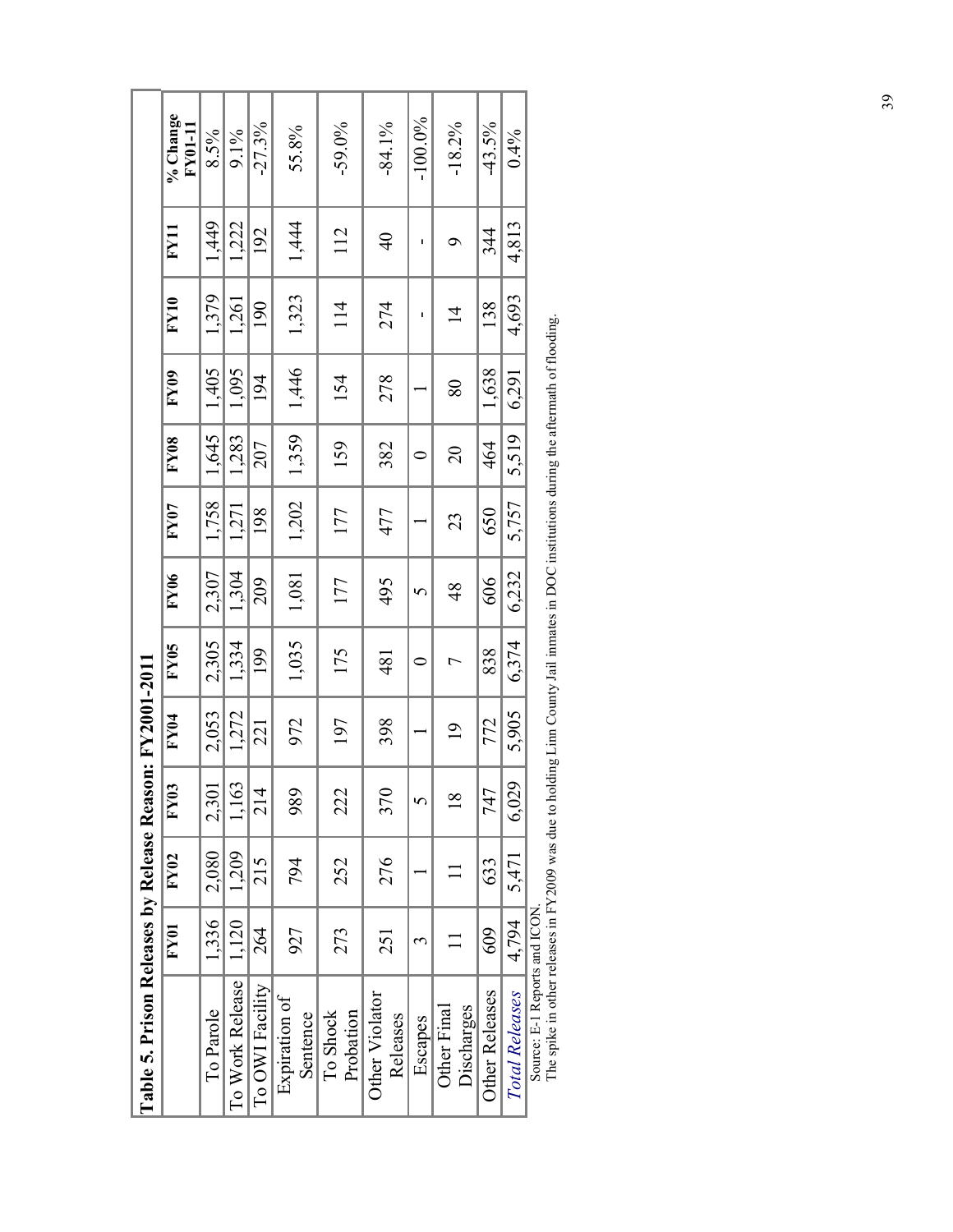**Table 5. Prison Releases by Release Reason: FY2001-2011**

| | FY01 | FY02 | FY03 | FY04 | FY05 | FY06 | FY07 | FY08 | FY09 | FY10 | FY11 | % Change FY01-11 |
|---|---|---|---|---|---|---|---|---|---|---|---|---|
| To Parole | 1,336 | 2,080 | 2,301 | 2,053 | 2,305 | 2,307 | 1,758 | 1,645 | 1,405 | 1,379 | 1,449 | 8.5% |
| To Work Release | 1,120 | 1,209 | 1,163 | 1,272 | 1,334 | 1,304 | 1,271 | 1,283 | 1,095 | 1,261 | 1,222 | 9.1% |
| To OWI Facility | 264 | 215 | 214 | 221 | 199 | 209 | 198 | 207 | 194 | 190 | 192 | -27.3% |
| Expiration of Sentence | 927 | 794 | 989 | 972 | 1,035 | 1,081 | 1,202 | 1,359 | 1,446 | 1,323 | 1,444 | 55.8% |
| To Shock Probation | 273 | 252 | 222 | 197 | 175 | 177 | 177 | 159 | 154 | 114 | 112 | -59.0% |
| Other Violator Releases | 251 | 276 | 370 | 398 | 481 | 495 | 477 | 382 | 278 | 274 | 40 | -84.1% |
| Escapes | 3 | 1 | 5 | 1 | 0 | 5 | 1 | 0 | 1 | - | - | -100.0% |
| Other Final Discharges | 11 | 11 | 18 | 19 | 7 | 48 | 23 | 20 | 80 | 14 | 9 | -18.2% |
| Other Releases | 609 | 633 | 747 | 772 | 838 | 606 | 650 | 464 | 1,638 | 138 | 344 | -43.5% |
| *Total Releases* | 4,794 | 5,471 | 6,029 | 5,905 | 6,374 | 6,232 | 5,757 | 5,519 | 6,291 | 4,693 | 4,813 | 0.4% |

Source: E-1 Reports and ICON.
The spike in other releases in FY2009 was due to holding Linn County Jail inmates in DOC institutions during the aftermath of flooding.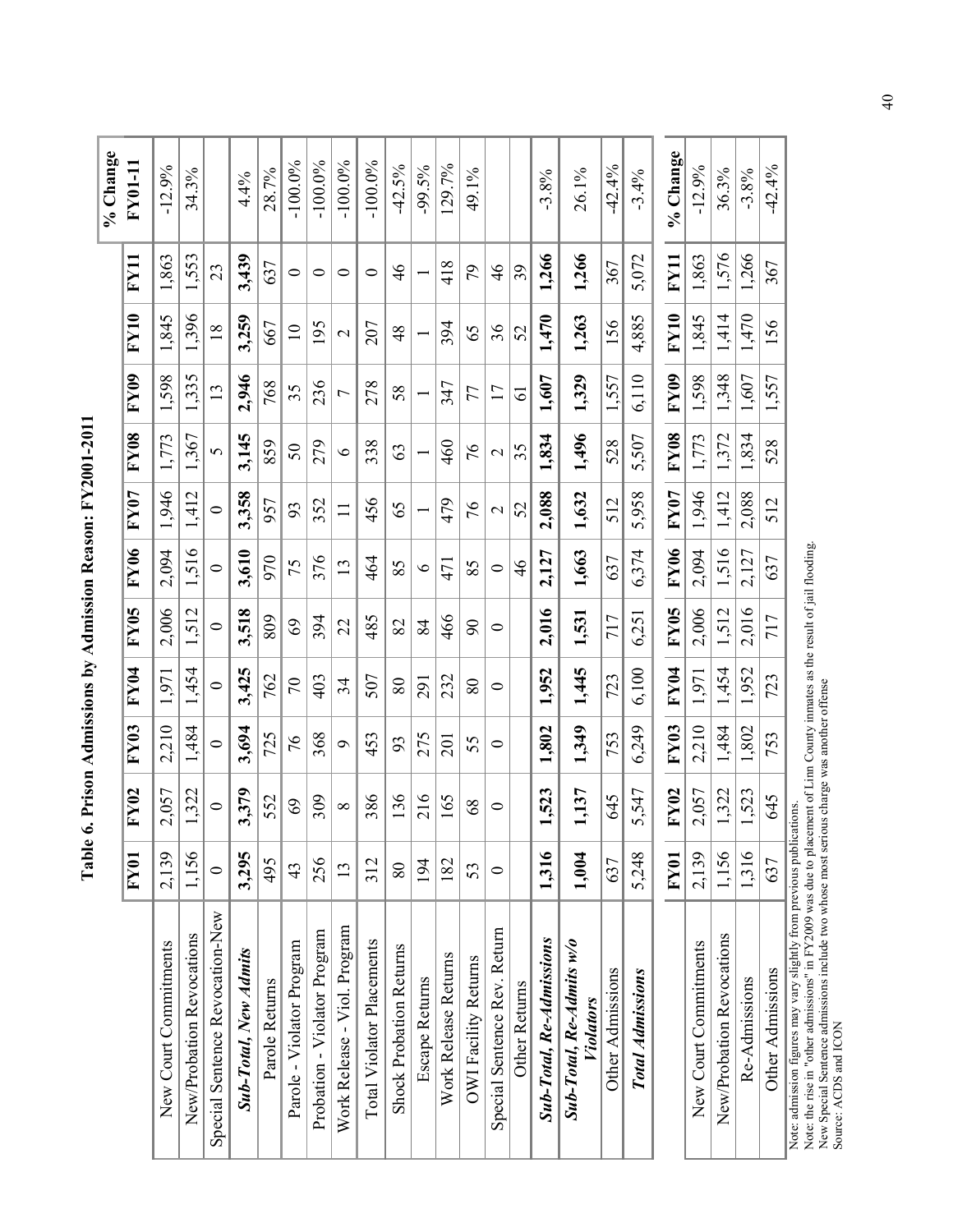# Table 6. Prison Admissions by Admission Reason: FY2001-2011

| | FY01 | FY02 | FY03 | FY04 | FY05 | FY06 | FY07 | FY08 | FY09 | FY10 | FY11 | % Change FY01-11 |
|---|---|---|---|---|---|---|---|---|---|---|---|---|
| New Court Commitments | 2,139 | 2,057 | 2,210 | 1,971 | 2,006 | 2,094 | 1,946 | 1,773 | 1,598 | 1,845 | 1,863 | -12.9% |
| New/Probation Revocations | 1,156 | 1,322 | 1,484 | 1,454 | 1,512 | 1,516 | 1,412 | 1,367 | 1,335 | 1,396 | 1,553 | 34.3% |
| Special Sentence Revocation-New | 0 | 0 | 0 | 0 | 0 | 0 | 0 | 5 | 13 | 18 | 23 | |
| ***Sub-Total, New Admits*** | **3,295** | **3,379** | **3,694** | **3,425** | **3,518** | **3,610** | **3,358** | **3,145** | **2,946** | **3,259** | **3,439** | 4.4% |
| Parole Returns | 495 | 552 | 725 | 762 | 809 | 970 | 957 | 859 | 768 | 667 | 637 | 28.7% |
| Parole - Violator Program | 43 | 69 | 76 | 70 | 69 | 75 | 93 | 50 | 35 | 10 | 0 | -100.0% |
| Probation - Violator Program | 256 | 309 | 368 | 403 | 394 | 376 | 352 | 279 | 236 | 195 | 0 | -100.0% |
| Work Release - Viol. Program | 13 | 8 | 9 | 34 | 22 | 13 | 11 | 6 | 7 | 2 | 0 | -100.0% |
| Total Violator Placements | 312 | 386 | 453 | 507 | 485 | 464 | 456 | 338 | 278 | 207 | 0 | -100.0% |
| Shock Probation Returns | 80 | 136 | 93 | 80 | 82 | 85 | 65 | 63 | 58 | 48 | 46 | -42.5% |
| Escape Returns | 194 | 216 | 275 | 291 | 84 | 6 | 1 | 1 | 1 | 1 | 1 | -99.5% |
| Work Release Returns | 182 | 165 | 201 | 232 | 466 | 471 | 479 | 460 | 347 | 394 | 418 | 129.7% |
| OWI Facility Returns | 53 | 68 | 55 | 80 | 90 | 85 | 76 | 76 | 77 | 65 | 79 | 49.1% |
| Special Sentence Rev. Return | 0 | 0 | 0 | 0 | 0 | 0 | 2 | 2 | 17 | 36 | 46 | |
| Other Returns | | | | | | 46 | 52 | 35 | 61 | 52 | 39 | |
| ***Sub-Total, Re-Admissions*** | **1,316** | **1,523** | **1,802** | **1,952** | **2,016** | **2,127** | **2,088** | **1,834** | **1,607** | **1,470** | **1,266** | -3.8% |
| ***Sub-Total, Re-Admits w/o Violators*** | **1,004** | **1,137** | **1,349** | **1,445** | **1,531** | **1,663** | **1,632** | **1,496** | **1,329** | **1,263** | **1,266** | 26.1% |
| Other Admissions | 637 | 645 | 753 | 723 | 717 | 637 | 512 | 528 | 1,557 | 156 | 367 | -42.4% |
| ***Total Admissions*** | 5,248 | 5,547 | 6,249 | 6,100 | 6,251 | 6,374 | 5,958 | 5,507 | 6,110 | 4,885 | 5,072 | -3.4% |

| | FY01 | FY02 | FY03 | FY04 | FY05 | FY06 | FY07 | FY08 | FY09 | FY10 | FY11 | % Change |
|---|---|---|---|---|---|---|---|---|---|---|---|---|
| New Court Commitments | 2,139 | 2,057 | 2,210 | 1,971 | 2,006 | 2,094 | 1,946 | 1,773 | 1,598 | 1,845 | 1,863 | -12.9% |
| New/Probation Revocations | 1,156 | 1,322 | 1,484 | 1,454 | 1,512 | 1,516 | 1,412 | 1,372 | 1,348 | 1,414 | 1,576 | 36.3% |
| Re-Admissions | 1,316 | 1,523 | 1,802 | 1,952 | 2,016 | 2,127 | 2,088 | 1,834 | 1,607 | 1,470 | 1,266 | -3.8% |
| Other Admissions | 637 | 645 | 753 | 723 | 717 | 637 | 512 | 528 | 1,557 | 156 | 367 | -42.4% |

Note: admission figures may vary slightly from previous publications.
Note: the rise in "other admissions" in FY2009 was due to placement of Linn County inmates as the result of jail flooding.
New Special Sentence admissions include two whose most serious charge was another offense
Source: ACDS and ICON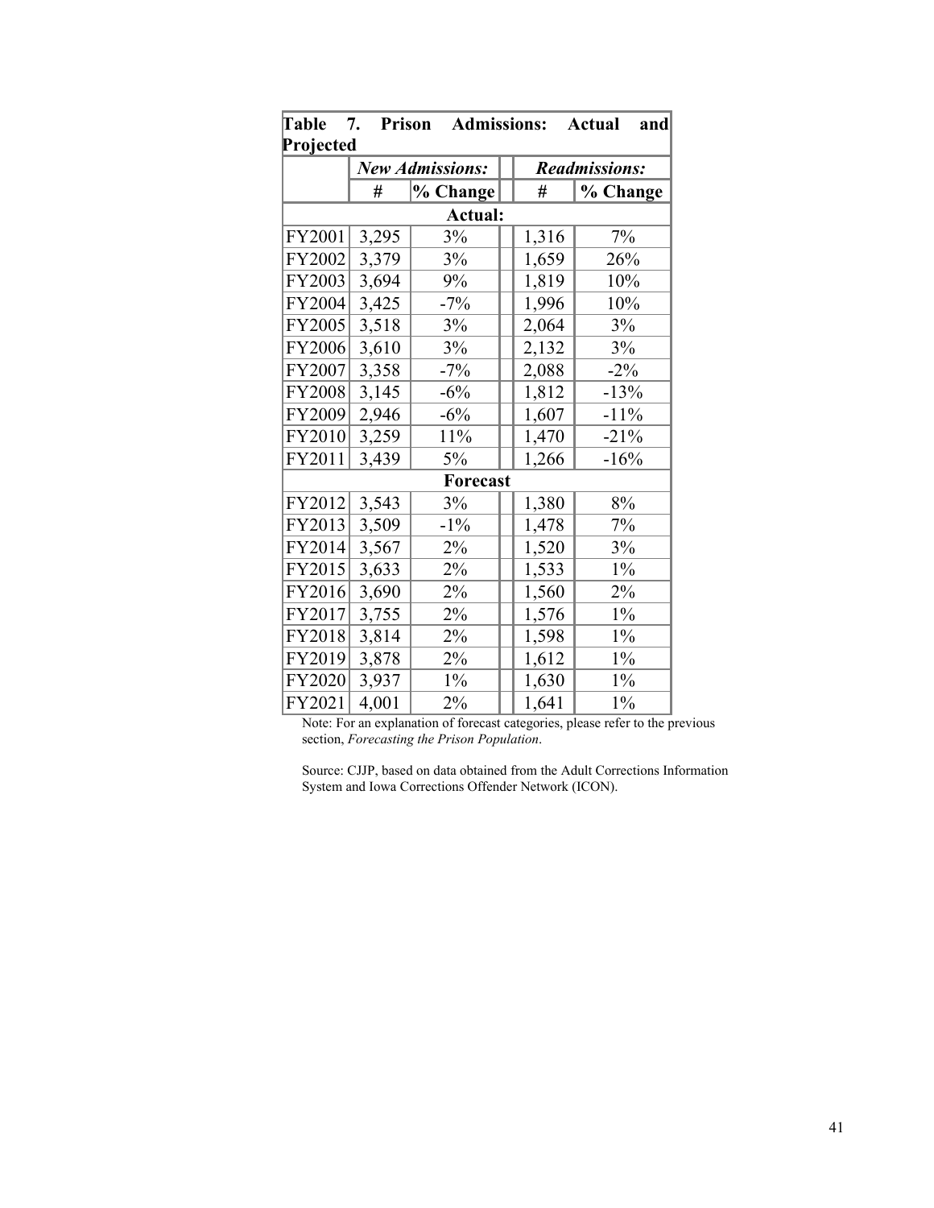**Table 7. Prison Admissions: Actual and Projected**

| | *New Admissions:* | | | *Readmissions:* | |
|---|---|---|---|---|---|
| | **#** | **% Change** | | **#** | **% Change** |
| **Actual:** | | | | | |
| FY2001 | 3,295 | 3% | | 1,316 | 7% |
| FY2002 | 3,379 | 3% | | 1,659 | 26% |
| FY2003 | 3,694 | 9% | | 1,819 | 10% |
| FY2004 | 3,425 | -7% | | 1,996 | 10% |
| FY2005 | 3,518 | 3% | | 2,064 | 3% |
| FY2006 | 3,610 | 3% | | 2,132 | 3% |
| FY2007 | 3,358 | -7% | | 2,088 | -2% |
| FY2008 | 3,145 | -6% | | 1,812 | -13% |
| FY2009 | 2,946 | -6% | | 1,607 | -11% |
| FY2010 | 3,259 | 11% | | 1,470 | -21% |
| FY2011 | 3,439 | 5% | | 1,266 | -16% |
| **Forecast** | | | | | |
| FY2012 | 3,543 | 3% | | 1,380 | 8% |
| FY2013 | 3,509 | -1% | | 1,478 | 7% |
| FY2014 | 3,567 | 2% | | 1,520 | 3% |
| FY2015 | 3,633 | 2% | | 1,533 | 1% |
| FY2016 | 3,690 | 2% | | 1,560 | 2% |
| FY2017 | 3,755 | 2% | | 1,576 | 1% |
| FY2018 | 3,814 | 2% | | 1,598 | 1% |
| FY2019 | 3,878 | 2% | | 1,612 | 1% |
| FY2020 | 3,937 | 1% | | 1,630 | 1% |
| FY2021 | 4,001 | 2% | | 1,641 | 1% |

Note: For an explanation of forecast categories, please refer to the previous section, *Forecasting the Prison Population*.

Source: CJJP, based on data obtained from the Adult Corrections Information System and Iowa Corrections Offender Network (ICON).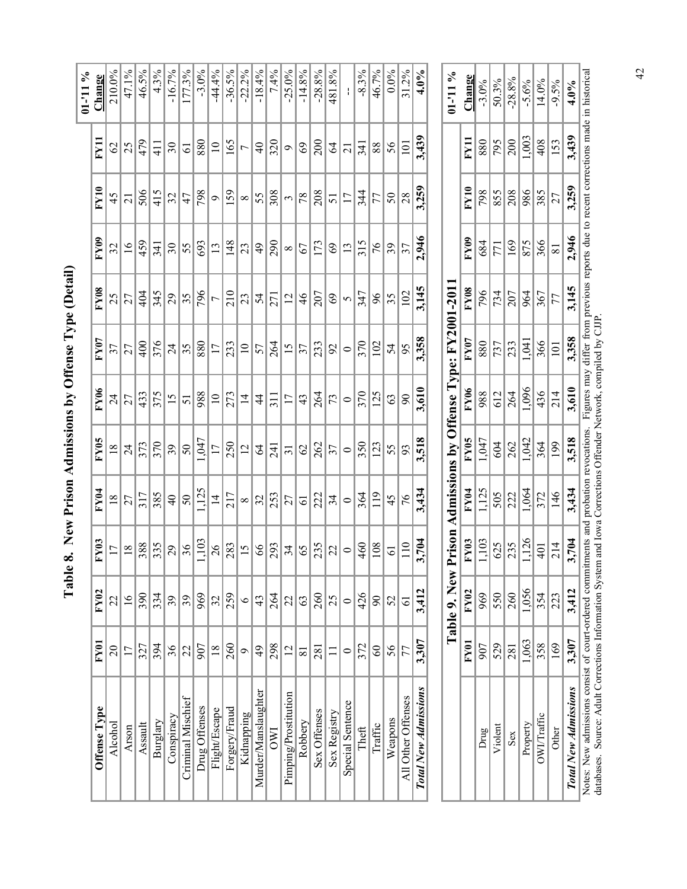# Table 8. New Prison Admissions by Offense Type (Detail)

| Offense Type | FY01 | FY02 | FY03 | FY04 | FY05 | FY06 | FY07 | FY08 | FY09 | FY10 | FY11 | 01-'11 % Change |
|---|---|---|---|---|---|---|---|---|---|---|---|---|
| Alcohol | 20 | 22 | 17 | 18 | 18 | 24 | 37 | 25 | 32 | 45 | 62 | 210.0% |
| Arson | 17 | 16 | 18 | 27 | 24 | 27 | 27 | 27 | 16 | 21 | 25 | 47.1% |
| Assault | 327 | 390 | 388 | 317 | 373 | 433 | 400 | 404 | 459 | 506 | 479 | 46.5% |
| Burglary | 394 | 334 | 335 | 385 | 370 | 375 | 376 | 345 | 341 | 415 | 411 | 4.3% |
| Conspiracy | 36 | 39 | 29 | 40 | 39 | 15 | 24 | 29 | 30 | 32 | 30 | -16.7% |
| Criminal Mischief | 22 | 39 | 36 | 50 | 50 | 51 | 35 | 35 | 55 | 47 | 61 | 177.3% |
| Drug Offenses | 907 | 969 | 1,103 | 1,125 | 1,047 | 988 | 880 | 796 | 693 | 798 | 880 | -3.0% |
| Flight/Escape | 18 | 32 | 26 | 14 | 17 | 10 | 17 | 7 | 13 | 9 | 10 | -44.4% |
| Forgery/Fraud | 260 | 259 | 283 | 217 | 250 | 273 | 233 | 210 | 148 | 159 | 165 | -36.5% |
| Kidnapping | 9 | 6 | 15 | 8 | 12 | 14 | 10 | 23 | 23 | 8 | 7 | -22.2% |
| Murder/Manslaughter | 49 | 43 | 66 | 32 | 64 | 44 | 57 | 54 | 49 | 55 | 40 | -18.4% |
| OWI | 298 | 264 | 293 | 253 | 241 | 311 | 264 | 271 | 290 | 308 | 320 | 7.4% |
| Pimping/Prostitution | 12 | 22 | 34 | 27 | 31 | 17 | 15 | 12 | 8 | 3 | 9 | -25.0% |
| Robbery | 81 | 63 | 65 | 61 | 62 | 43 | 37 | 46 | 67 | 78 | 69 | -14.8% |
| Sex Offenses | 281 | 260 | 235 | 222 | 262 | 264 | 233 | 207 | 173 | 208 | 200 | -28.8% |
| Sex Registry | 11 | 25 | 22 | 34 | 37 | 73 | 92 | 69 | 69 | 51 | 64 | 481.8% |
| Special Sentence | 0 | 0 | 0 | 0 | 0 | 0 | 0 | 5 | 13 | 17 | 21 | -- |
| Theft | 372 | 426 | 460 | 364 | 350 | 370 | 370 | 347 | 315 | 344 | 341 | -8.3% |
| Traffic | 60 | 90 | 108 | 119 | 123 | 125 | 102 | 96 | 76 | 77 | 88 | 46.7% |
| Weapons | 56 | 52 | 61 | 45 | 55 | 63 | 54 | 35 | 39 | 50 | 56 | 0.0% |
| All Other Offenses | 77 | 61 | 110 | 76 | 93 | 90 | 95 | 102 | 37 | 28 | 101 | 31.2% |
| ***Total New Admissions*** | **3,307** | **3,412** | **3,704** | **3,434** | **3,518** | **3,610** | **3,358** | **3,145** | **2,946** | **3,259** | **3,439** | **4.0%** |

# Table 9. New Prison Admissions by Offense Type: FY2001-2011

| | FY01 | FY02 | FY03 | FY04 | FY05 | FY06 | FY07 | FY08 | FY09 | FY10 | FY11 | 01-'11 % Change |
|---|---|---|---|---|---|---|---|---|---|---|---|---|
| Drug | 907 | 969 | 1,103 | 1,125 | 1,047 | 988 | 880 | 796 | 684 | 798 | 880 | -3.0% |
| Violent | 529 | 550 | 625 | 505 | 604 | 612 | 737 | 734 | 771 | 855 | 795 | 50.3% |
| Sex | 281 | 260 | 235 | 222 | 262 | 264 | 233 | 207 | 169 | 208 | 200 | -28.8% |
| Property | 1,063 | 1,056 | 1,126 | 1,064 | 1,042 | 1,096 | 1,041 | 964 | 875 | 986 | 1,003 | -5.6% |
| OWI/Traffic | 358 | 354 | 401 | 372 | 364 | 436 | 366 | 367 | 366 | 385 | 408 | 14.0% |
| Other | 169 | 223 | 214 | 146 | 199 | 214 | 101 | 77 | 81 | 27 | 153 | -9.5% |
| ***Total New Admissions*** | **3,307** | **3,412** | **3,704** | **3,434** | **3,518** | **3,610** | **3,358** | **3,145** | **2,946** | **3,259** | **3,439** | **4.0%** |

Notes: New admissions consist of court-ordered commitments and probation revocations. Figures may differ from previous reports due to recent corrections made in historical databases. Source: Adult Corrections Information System and Iowa Corrections Offender Network, compiled by CJJP.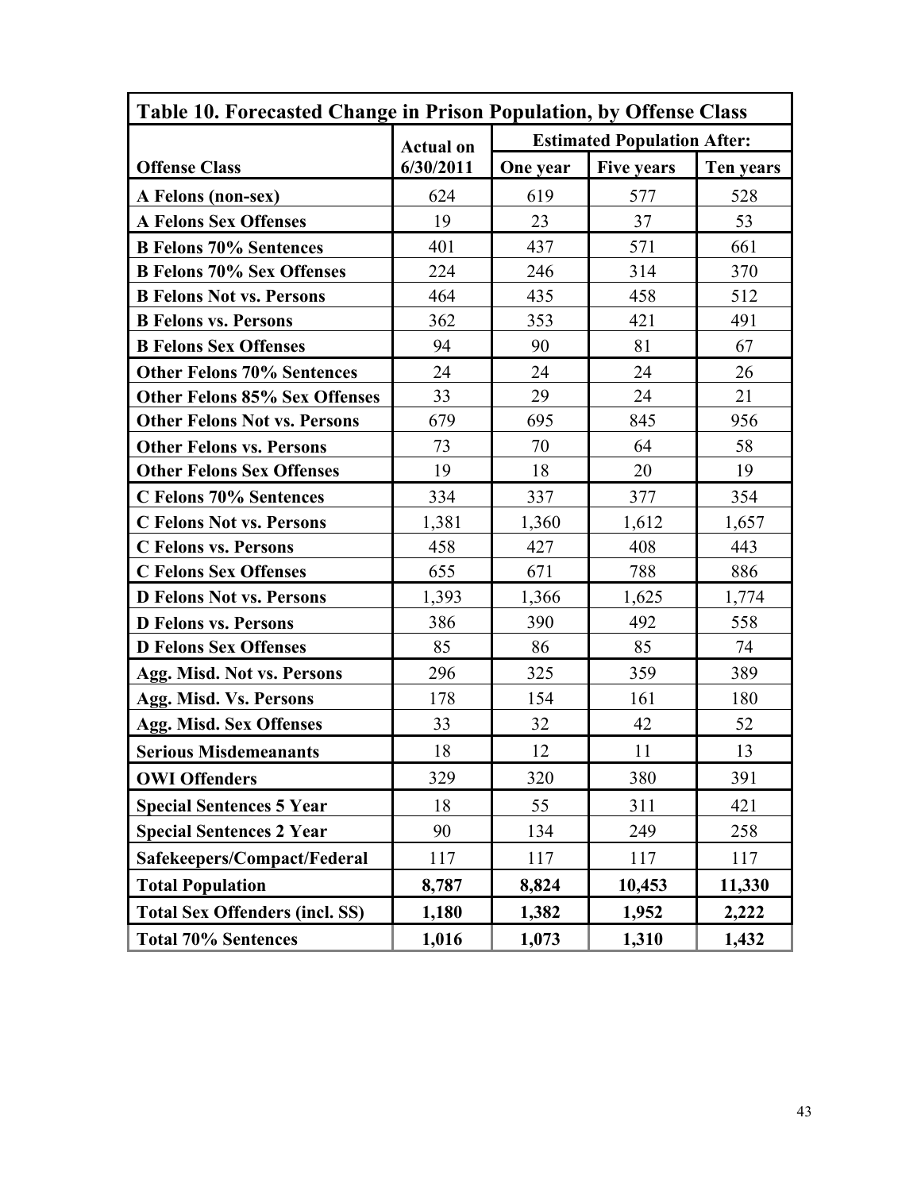| Table 10. Forecasted Change in Prison Population, by Offense Class | | | | |
|---|---|---|---|---|
| | **Actual on** | **Estimated Population After:** | | |
| **Offense Class** | **6/30/2011** | **One year** | **Five years** | **Ten years** |
| **A Felons (non-sex)** | 624 | 619 | 577 | 528 |
| **A Felons Sex Offenses** | 19 | 23 | 37 | 53 |
| **B Felons 70% Sentences** | 401 | 437 | 571 | 661 |
| **B Felons 70% Sex Offenses** | 224 | 246 | 314 | 370 |
| **B Felons Not vs. Persons** | 464 | 435 | 458 | 512 |
| **B Felons vs. Persons** | 362 | 353 | 421 | 491 |
| **B Felons Sex Offenses** | 94 | 90 | 81 | 67 |
| **Other Felons 70% Sentences** | 24 | 24 | 24 | 26 |
| **Other Felons 85% Sex Offenses** | 33 | 29 | 24 | 21 |
| **Other Felons Not vs. Persons** | 679 | 695 | 845 | 956 |
| **Other Felons vs. Persons** | 73 | 70 | 64 | 58 |
| **Other Felons Sex Offenses** | 19 | 18 | 20 | 19 |
| **C Felons 70% Sentences** | 334 | 337 | 377 | 354 |
| **C Felons Not vs. Persons** | 1,381 | 1,360 | 1,612 | 1,657 |
| **C Felons vs. Persons** | 458 | 427 | 408 | 443 |
| **C Felons Sex Offenses** | 655 | 671 | 788 | 886 |
| **D Felons Not vs. Persons** | 1,393 | 1,366 | 1,625 | 1,774 |
| **D Felons vs. Persons** | 386 | 390 | 492 | 558 |
| **D Felons Sex Offenses** | 85 | 86 | 85 | 74 |
| **Agg. Misd. Not vs. Persons** | 296 | 325 | 359 | 389 |
| **Agg. Misd. Vs. Persons** | 178 | 154 | 161 | 180 |
| **Agg. Misd. Sex Offenses** | 33 | 32 | 42 | 52 |
| **Serious Misdemeanants** | 18 | 12 | 11 | 13 |
| **OWI Offenders** | 329 | 320 | 380 | 391 |
| **Special Sentences 5 Year** | 18 | 55 | 311 | 421 |
| **Special Sentences 2 Year** | 90 | 134 | 249 | 258 |
| **Safekeepers/Compact/Federal** | 117 | 117 | 117 | 117 |
| **Total Population** | **8,787** | **8,824** | **10,453** | **11,330** |
| **Total Sex Offenders (incl. SS)** | **1,180** | **1,382** | **1,952** | **2,222** |
| **Total 70% Sentences** | **1,016** | **1,073** | **1,310** | **1,432** |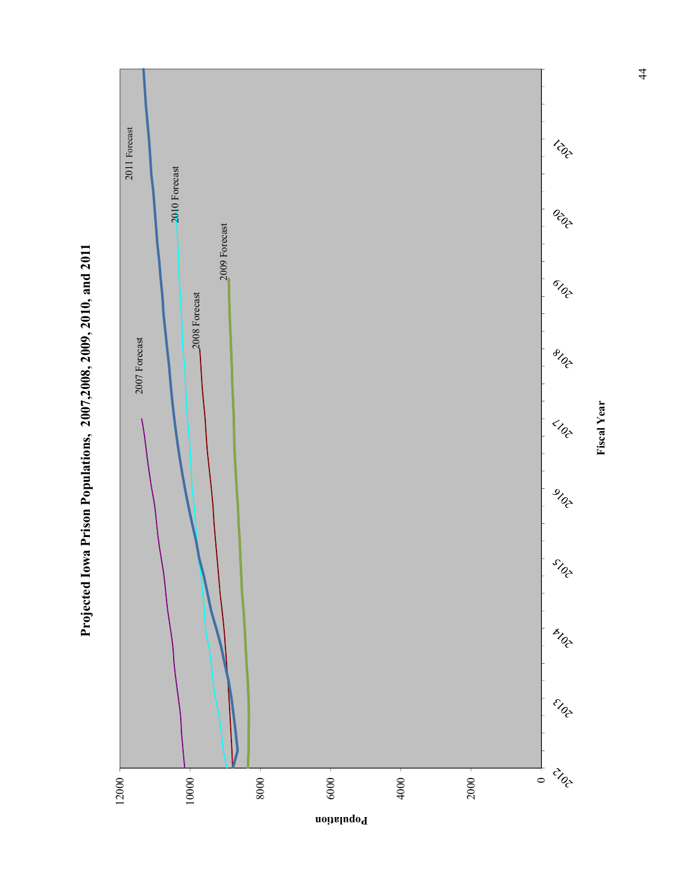# Projected Iowa Prison Populations, 2007,2008, 2009, 2010, and 2011

Population

12000
10000
8000
6000
4000
2000
0

2012
2013
2014
2015
2016
2017
2018
2019
2020
2021

Fiscal Year

2007 Forecast
2008 Forecast
2009 Forecast
2010 Forecast
2011 Forecast